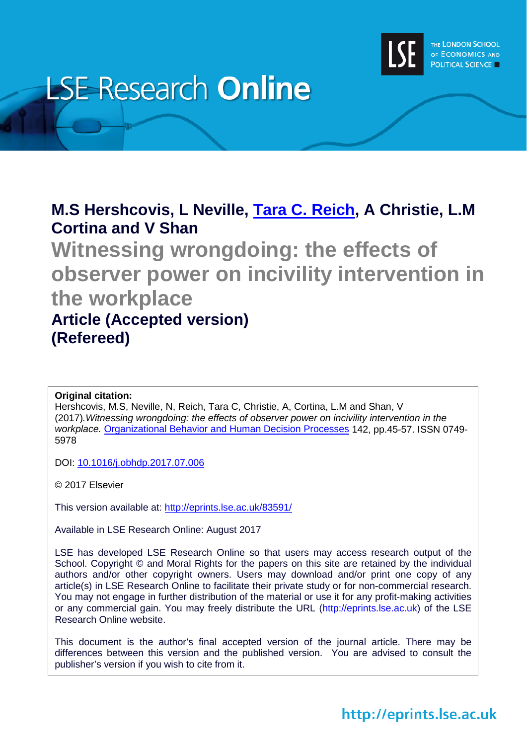LSE Research **Online**

THE LONDON SCHOOL OF ECONOMICS AND POLITICAL SCIENCE

**M.S Hershcovis, L Neville, Tara C. Reich, A Christie, L.M Cortina and V Shan**

# Witnessing wrongdoing: the effects of observer power on incivility intervention in the workplace

**Article (Accepted version) (Refereed)**

**Original citation:**
Hershcovis, M.S, Neville, N, Reich, Tara C, Christie, A, Cortina, L.M and Shan, V (2017). *Witnessing wrongdoing: the effects of observer power on incivility intervention in the workplace.* Organizational Behavior and Human Decision Processes 142, pp.45-57. ISSN 0749-5978

DOI: 10.1016/j.obhdp.2017.07.006

© 2017 Elsevier

This version available at: http://eprints.lse.ac.uk/83591/

Available in LSE Research Online: August 2017

LSE has developed LSE Research Online so that users may access research output of the School. Copyright © and Moral Rights for the papers on this site are retained by the individual authors and/or other copyright owners. Users may download and/or print one copy of any article(s) in LSE Research Online to facilitate their private study or for non-commercial research. You may not engage in further distribution of the material or use it for any profit-making activities or any commercial gain. You may freely distribute the URL (http://eprints.lse.ac.uk) of the LSE Research Online website.

This document is the author's final accepted version of the journal article. There may be differences between this version and the published version. You are advised to consult the publisher's version if you wish to cite from it.

http://eprints.lse.ac.uk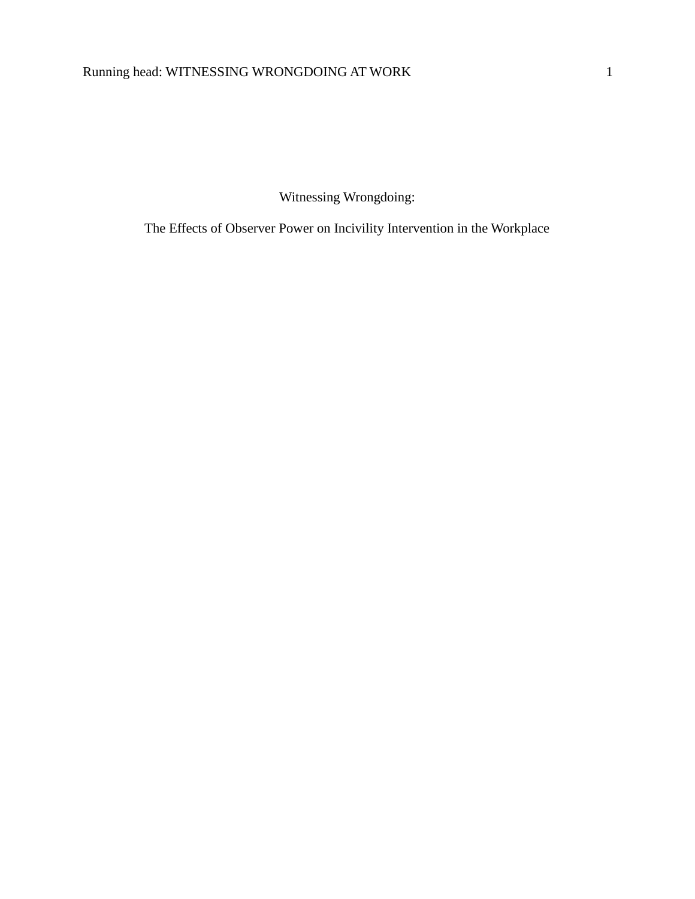# Witnessing Wrongdoing:

## The Effects of Observer Power on Incivility Intervention in the Workplace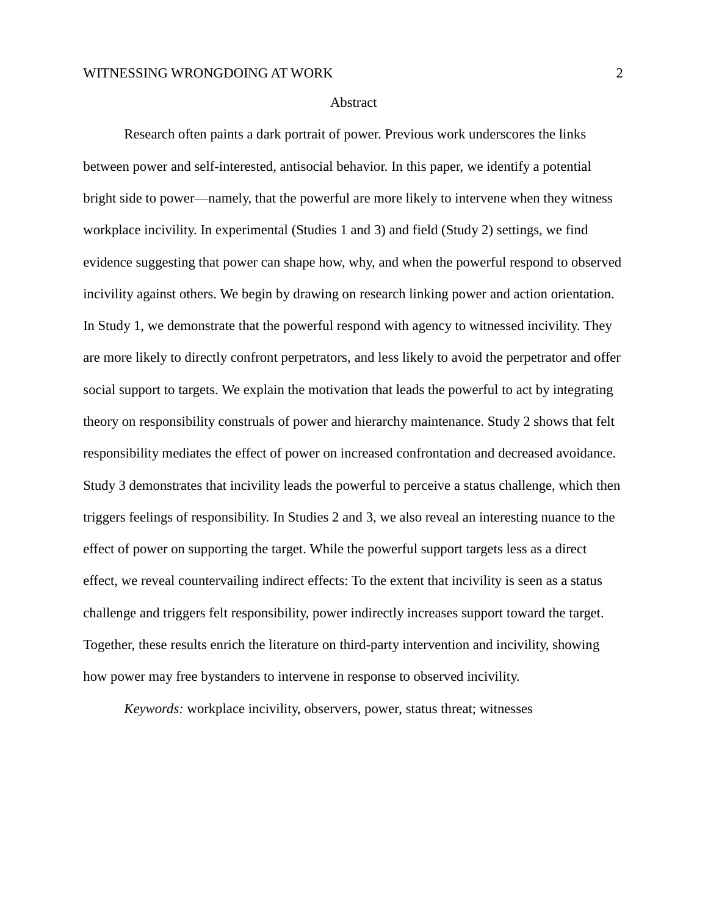# Abstract

Research often paints a dark portrait of power. Previous work underscores the links between power and self-interested, antisocial behavior. In this paper, we identify a potential bright side to power—namely, that the powerful are more likely to intervene when they witness workplace incivility. In experimental (Studies 1 and 3) and field (Study 2) settings, we find evidence suggesting that power can shape how, why, and when the powerful respond to observed incivility against others. We begin by drawing on research linking power and action orientation. In Study 1, we demonstrate that the powerful respond with agency to witnessed incivility. They are more likely to directly confront perpetrators, and less likely to avoid the perpetrator and offer social support to targets. We explain the motivation that leads the powerful to act by integrating theory on responsibility construals of power and hierarchy maintenance. Study 2 shows that felt responsibility mediates the effect of power on increased confrontation and decreased avoidance. Study 3 demonstrates that incivility leads the powerful to perceive a status challenge, which then triggers feelings of responsibility. In Studies 2 and 3, we also reveal an interesting nuance to the effect of power on supporting the target. While the powerful support targets less as a direct effect, we reveal countervailing indirect effects: To the extent that incivility is seen as a status challenge and triggers felt responsibility, power indirectly increases support toward the target. Together, these results enrich the literature on third-party intervention and incivility, showing how power may free bystanders to intervene in response to observed incivility.

*Keywords:* workplace incivility, observers, power, status threat; witnesses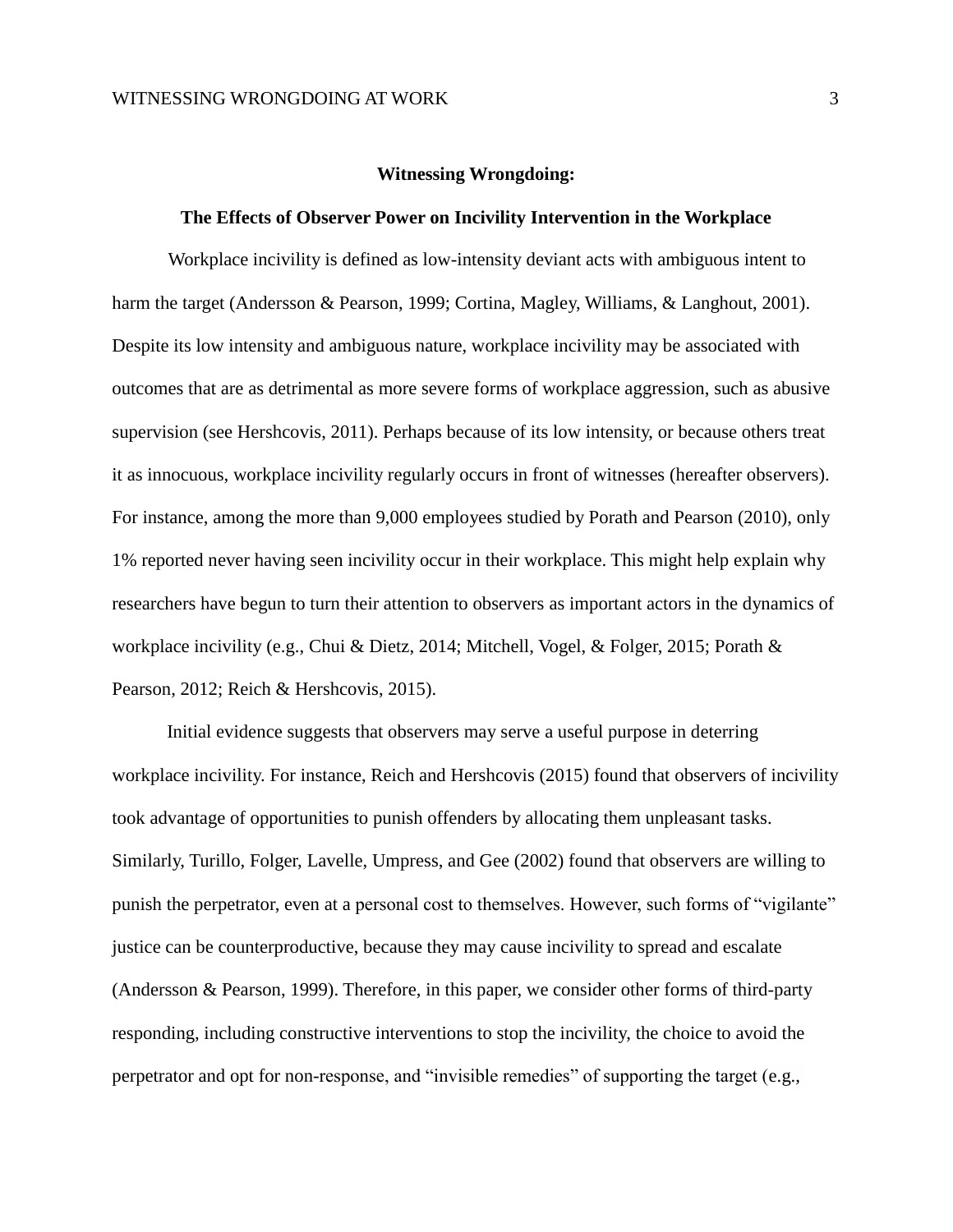**Witnessing Wrongdoing:**

**The Effects of Observer Power on Incivility Intervention in the Workplace**

Workplace incivility is defined as low-intensity deviant acts with ambiguous intent to harm the target (Andersson & Pearson, 1999; Cortina, Magley, Williams, & Langhout, 2001). Despite its low intensity and ambiguous nature, workplace incivility may be associated with outcomes that are as detrimental as more severe forms of workplace aggression, such as abusive supervision (see Hershcovis, 2011). Perhaps because of its low intensity, or because others treat it as innocuous, workplace incivility regularly occurs in front of witnesses (hereafter observers). For instance, among the more than 9,000 employees studied by Porath and Pearson (2010), only 1% reported never having seen incivility occur in their workplace. This might help explain why researchers have begun to turn their attention to observers as important actors in the dynamics of workplace incivility (e.g., Chui & Dietz, 2014; Mitchell, Vogel, & Folger, 2015; Porath & Pearson, 2012; Reich & Hershcovis, 2015).

Initial evidence suggests that observers may serve a useful purpose in deterring workplace incivility. For instance, Reich and Hershcovis (2015) found that observers of incivility took advantage of opportunities to punish offenders by allocating them unpleasant tasks. Similarly, Turillo, Folger, Lavelle, Umpress, and Gee (2002) found that observers are willing to punish the perpetrator, even at a personal cost to themselves. However, such forms of "vigilante" justice can be counterproductive, because they may cause incivility to spread and escalate (Andersson & Pearson, 1999). Therefore, in this paper, we consider other forms of third-party responding, including constructive interventions to stop the incivility, the choice to avoid the perpetrator and opt for non-response, and "invisible remedies" of supporting the target (e.g.,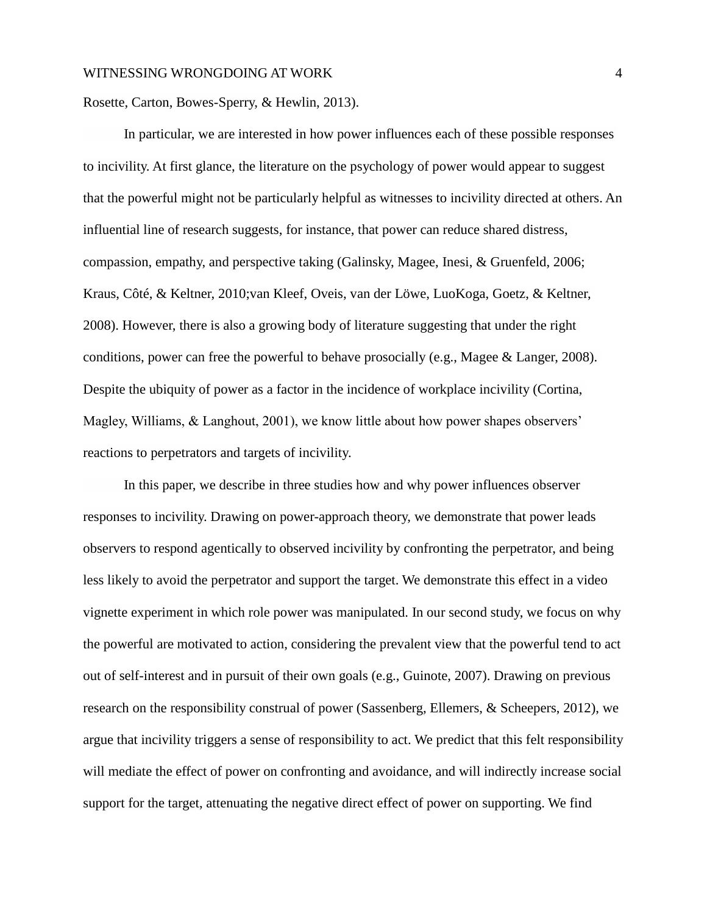Rosette, Carton, Bowes-Sperry, & Hewlin, 2013).

In particular, we are interested in how power influences each of these possible responses to incivility. At first glance, the literature on the psychology of power would appear to suggest that the powerful might not be particularly helpful as witnesses to incivility directed at others. An influential line of research suggests, for instance, that power can reduce shared distress, compassion, empathy, and perspective taking (Galinsky, Magee, Inesi, & Gruenfeld, 2006; Kraus, Côté, & Keltner, 2010;van Kleef, Oveis, van der Löwe, LuoKoga, Goetz, & Keltner, 2008). However, there is also a growing body of literature suggesting that under the right conditions, power can free the powerful to behave prosocially (e.g., Magee & Langer, 2008). Despite the ubiquity of power as a factor in the incidence of workplace incivility (Cortina, Magley, Williams, & Langhout, 2001), we know little about how power shapes observers' reactions to perpetrators and targets of incivility.

In this paper, we describe in three studies how and why power influences observer responses to incivility. Drawing on power-approach theory, we demonstrate that power leads observers to respond agentically to observed incivility by confronting the perpetrator, and being less likely to avoid the perpetrator and support the target. We demonstrate this effect in a video vignette experiment in which role power was manipulated. In our second study, we focus on why the powerful are motivated to action, considering the prevalent view that the powerful tend to act out of self-interest and in pursuit of their own goals (e.g., Guinote, 2007). Drawing on previous research on the responsibility construal of power (Sassenberg, Ellemers, & Scheepers, 2012), we argue that incivility triggers a sense of responsibility to act. We predict that this felt responsibility will mediate the effect of power on confronting and avoidance, and will indirectly increase social support for the target, attenuating the negative direct effect of power on supporting. We find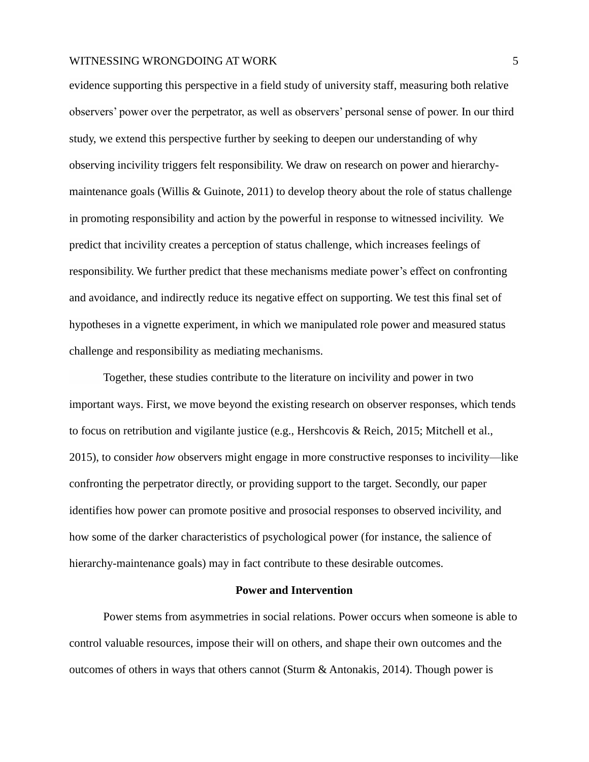evidence supporting this perspective in a field study of university staff, measuring both relative observers' power over the perpetrator, as well as observers' personal sense of power. In our third study, we extend this perspective further by seeking to deepen our understanding of why observing incivility triggers felt responsibility. We draw on research on power and hierarchy-maintenance goals (Willis & Guinote, 2011) to develop theory about the role of status challenge in promoting responsibility and action by the powerful in response to witnessed incivility. We predict that incivility creates a perception of status challenge, which increases feelings of responsibility. We further predict that these mechanisms mediate power's effect on confronting and avoidance, and indirectly reduce its negative effect on supporting. We test this final set of hypotheses in a vignette experiment, in which we manipulated role power and measured status challenge and responsibility as mediating mechanisms.

Together, these studies contribute to the literature on incivility and power in two important ways. First, we move beyond the existing research on observer responses, which tends to focus on retribution and vigilante justice (e.g., Hershcovis & Reich, 2015; Mitchell et al., 2015), to consider *how* observers might engage in more constructive responses to incivility—like confronting the perpetrator directly, or providing support to the target. Secondly, our paper identifies how power can promote positive and prosocial responses to observed incivility, and how some of the darker characteristics of psychological power (for instance, the salience of hierarchy-maintenance goals) may in fact contribute to these desirable outcomes.

## Power and Intervention

Power stems from asymmetries in social relations. Power occurs when someone is able to control valuable resources, impose their will on others, and shape their own outcomes and the outcomes of others in ways that others cannot (Sturm & Antonakis, 2014). Though power is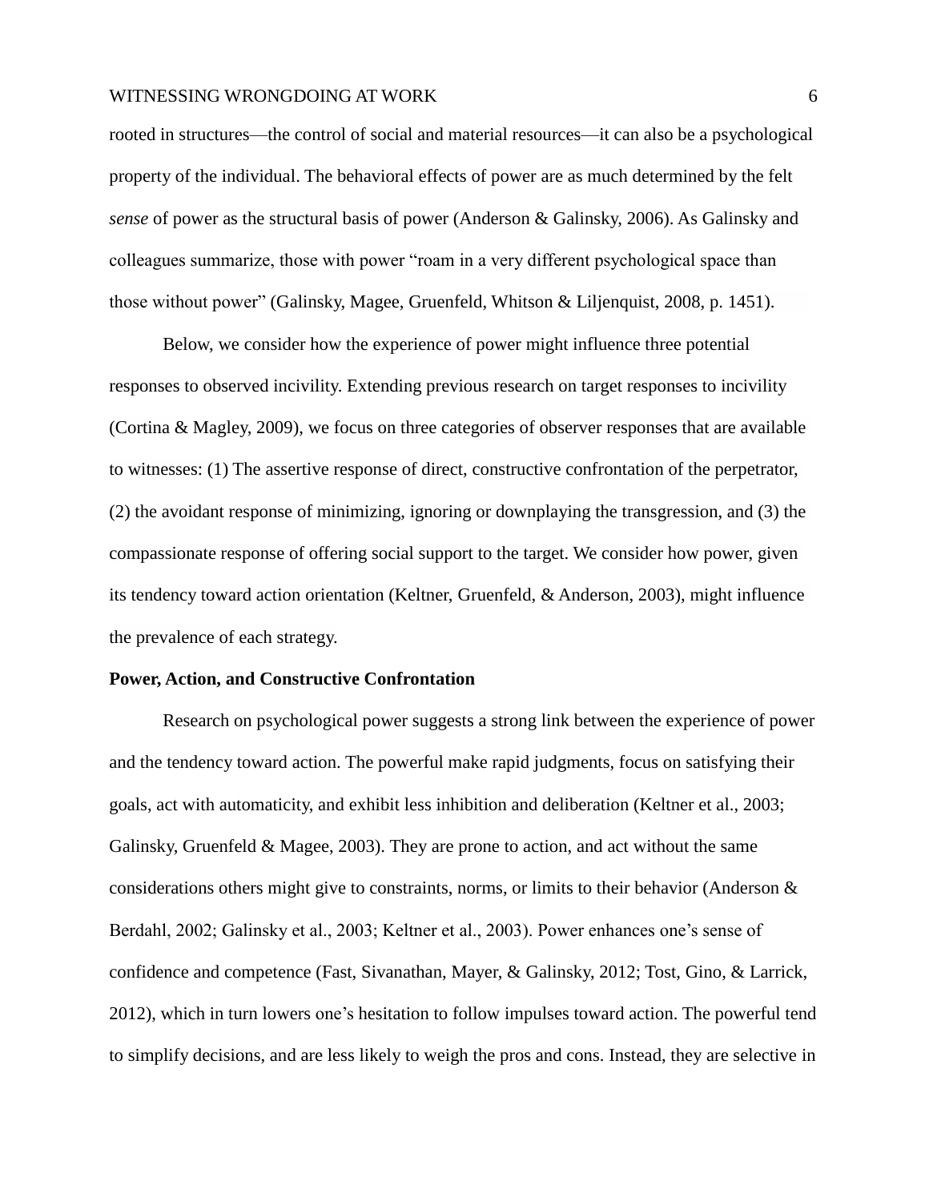rooted in structures—the control of social and material resources—it can also be a psychological property of the individual. The behavioral effects of power are as much determined by the felt *sense* of power as the structural basis of power (Anderson & Galinsky, 2006). As Galinsky and colleagues summarize, those with power "roam in a very different psychological space than those without power" (Galinsky, Magee, Gruenfeld, Whitson & Liljenquist, 2008, p. 1451).

Below, we consider how the experience of power might influence three potential responses to observed incivility. Extending previous research on target responses to incivility (Cortina & Magley, 2009), we focus on three categories of observer responses that are available to witnesses: (1) The assertive response of direct, constructive confrontation of the perpetrator, (2) the avoidant response of minimizing, ignoring or downplaying the transgression, and (3) the compassionate response of offering social support to the target. We consider how power, given its tendency toward action orientation (Keltner, Gruenfeld, & Anderson, 2003), might influence the prevalence of each strategy.

**Power, Action, and Constructive Confrontation**

Research on psychological power suggests a strong link between the experience of power and the tendency toward action. The powerful make rapid judgments, focus on satisfying their goals, act with automaticity, and exhibit less inhibition and deliberation (Keltner et al., 2003; Galinsky, Gruenfeld & Magee, 2003). They are prone to action, and act without the same considerations others might give to constraints, norms, or limits to their behavior (Anderson & Berdahl, 2002; Galinsky et al., 2003; Keltner et al., 2003). Power enhances one's sense of confidence and competence (Fast, Sivanathan, Mayer, & Galinsky, 2012; Tost, Gino, & Larrick, 2012), which in turn lowers one's hesitation to follow impulses toward action. The powerful tend to simplify decisions, and are less likely to weigh the pros and cons. Instead, they are selective in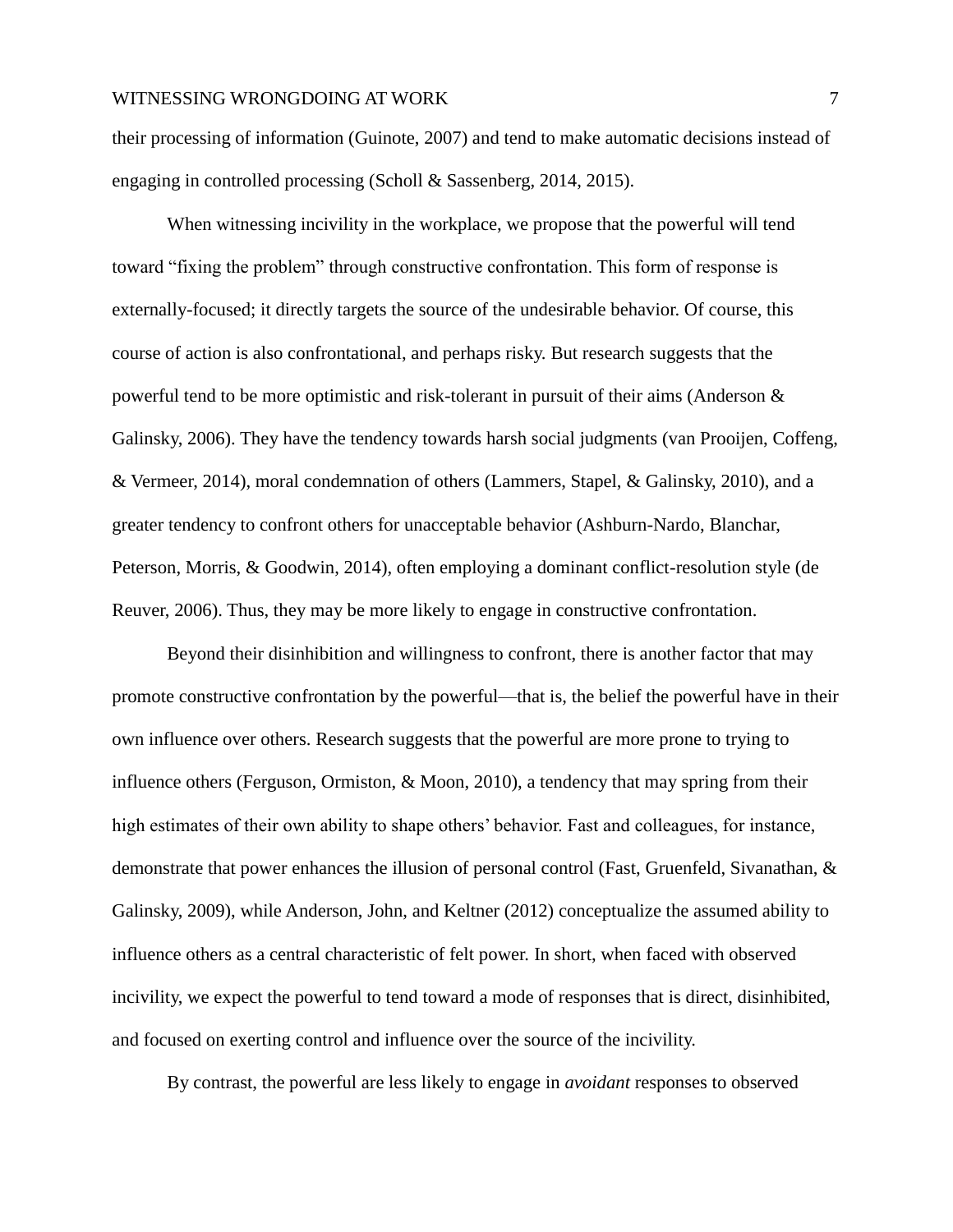their processing of information (Guinote, 2007) and tend to make automatic decisions instead of engaging in controlled processing (Scholl & Sassenberg, 2014, 2015).

When witnessing incivility in the workplace, we propose that the powerful will tend toward “fixing the problem” through constructive confrontation. This form of response is externally-focused; it directly targets the source of the undesirable behavior. Of course, this course of action is also confrontational, and perhaps risky. But research suggests that the powerful tend to be more optimistic and risk-tolerant in pursuit of their aims (Anderson & Galinsky, 2006). They have the tendency towards harsh social judgments (van Prooijen, Coffeng, & Vermeer, 2014), moral condemnation of others (Lammers, Stapel, & Galinsky, 2010), and a greater tendency to confront others for unacceptable behavior (Ashburn-Nardo, Blanchar, Peterson, Morris, & Goodwin, 2014), often employing a dominant conflict-resolution style (de Reuver, 2006). Thus, they may be more likely to engage in constructive confrontation.

Beyond their disinhibition and willingness to confront, there is another factor that may promote constructive confrontation by the powerful—that is, the belief the powerful have in their own influence over others. Research suggests that the powerful are more prone to trying to influence others (Ferguson, Ormiston, & Moon, 2010), a tendency that may spring from their high estimates of their own ability to shape others’ behavior. Fast and colleagues, for instance, demonstrate that power enhances the illusion of personal control (Fast, Gruenfeld, Sivanathan, & Galinsky, 2009), while Anderson, John, and Keltner (2012) conceptualize the assumed ability to influence others as a central characteristic of felt power. In short, when faced with observed incivility, we expect the powerful to tend toward a mode of responses that is direct, disinhibited, and focused on exerting control and influence over the source of the incivility.

By contrast, the powerful are less likely to engage in *avoidant* responses to observed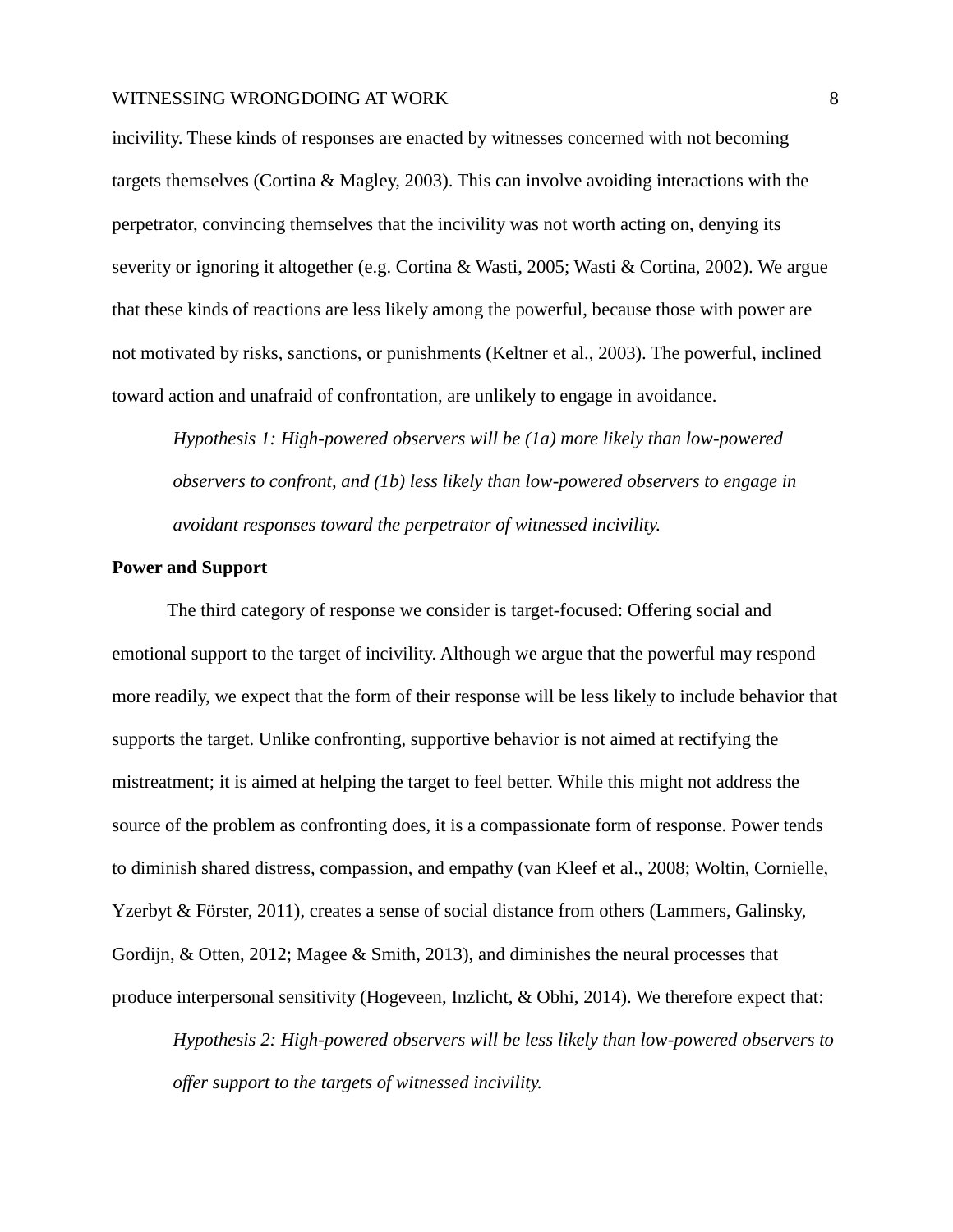incivility. These kinds of responses are enacted by witnesses concerned with not becoming targets themselves (Cortina & Magley, 2003). This can involve avoiding interactions with the perpetrator, convincing themselves that the incivility was not worth acting on, denying its severity or ignoring it altogether (e.g. Cortina & Wasti, 2005; Wasti & Cortina, 2002). We argue that these kinds of reactions are less likely among the powerful, because those with power are not motivated by risks, sanctions, or punishments (Keltner et al., 2003). The powerful, inclined toward action and unafraid of confrontation, are unlikely to engage in avoidance.

*Hypothesis 1: High-powered observers will be (1a) more likely than low-powered observers to confront, and (1b) less likely than low-powered observers to engage in avoidant responses toward the perpetrator of witnessed incivility.*

**Power and Support**

The third category of response we consider is target-focused: Offering social and emotional support to the target of incivility. Although we argue that the powerful may respond more readily, we expect that the form of their response will be less likely to include behavior that supports the target. Unlike confronting, supportive behavior is not aimed at rectifying the mistreatment; it is aimed at helping the target to feel better. While this might not address the source of the problem as confronting does, it is a compassionate form of response. Power tends to diminish shared distress, compassion, and empathy (van Kleef et al., 2008; Woltin, Cornielle, Yzerbyt & Förster, 2011), creates a sense of social distance from others (Lammers, Galinsky, Gordijn, & Otten, 2012; Magee & Smith, 2013), and diminishes the neural processes that produce interpersonal sensitivity (Hogeveen, Inzlicht, & Obhi, 2014). We therefore expect that:

*Hypothesis 2: High-powered observers will be less likely than low-powered observers to offer support to the targets of witnessed incivility.*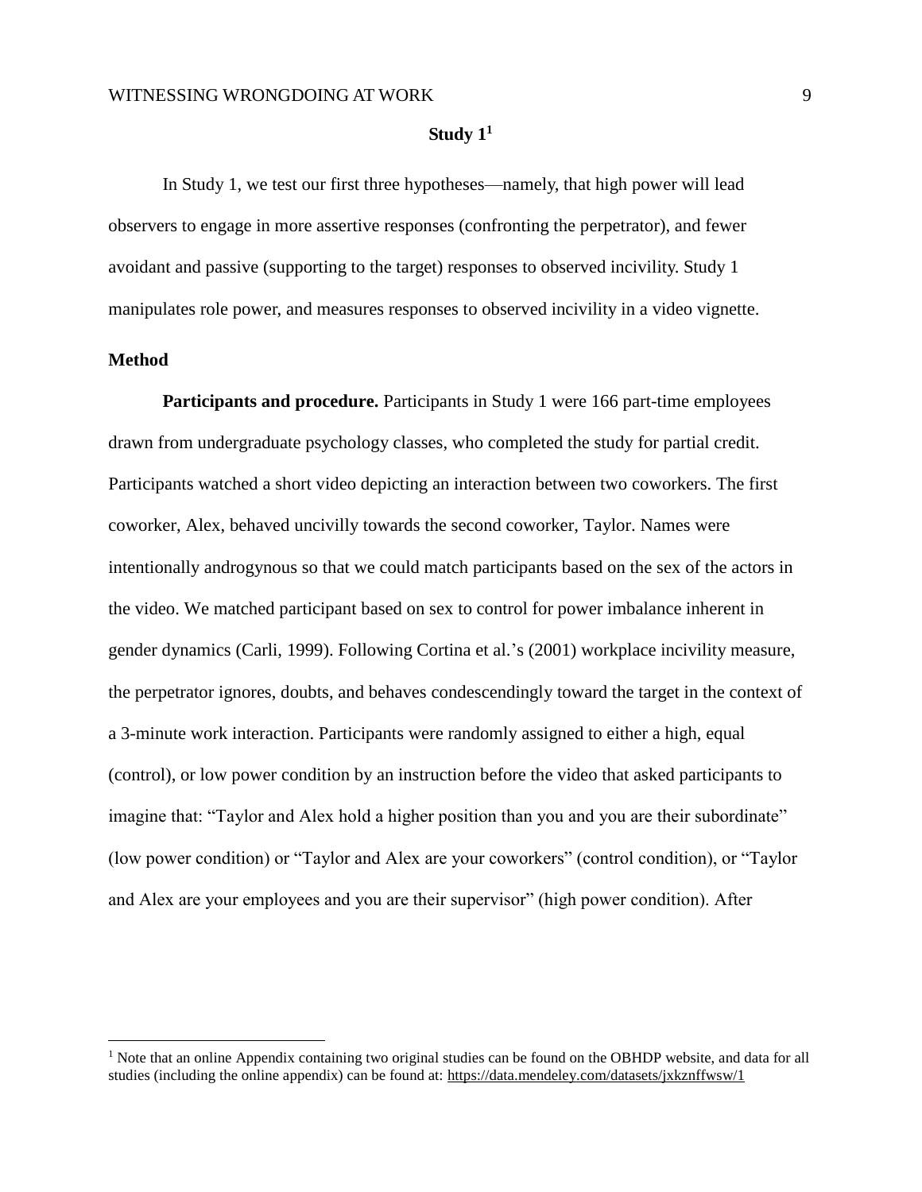## Study 1[1]

In Study 1, we test our first three hypotheses—namely, that high power will lead observers to engage in more assertive responses (confronting the perpetrator), and fewer avoidant and passive (supporting to the target) responses to observed incivility. Study 1 manipulates role power, and measures responses to observed incivility in a video vignette.

### Method

**Participants and procedure.** Participants in Study 1 were 166 part-time employees drawn from undergraduate psychology classes, who completed the study for partial credit. Participants watched a short video depicting an interaction between two coworkers. The first coworker, Alex, behaved uncivilly towards the second coworker, Taylor. Names were intentionally androgynous so that we could match participants based on the sex of the actors in the video. We matched participant based on sex to control for power imbalance inherent in gender dynamics (Carli, 1999). Following Cortina et al.'s (2001) workplace incivility measure, the perpetrator ignores, doubts, and behaves condescendingly toward the target in the context of a 3-minute work interaction. Participants were randomly assigned to either a high, equal (control), or low power condition by an instruction before the video that asked participants to imagine that: "Taylor and Alex hold a higher position than you and you are their subordinate" (low power condition) or "Taylor and Alex are your coworkers" (control condition), or "Taylor and Alex are your employees and you are their supervisor" (high power condition). After

[1] Note that an online Appendix containing two original studies can be found on the OBHDP website, and data for all studies (including the online appendix) can be found at: https://data.mendeley.com/datasets/jxkznffwsw/1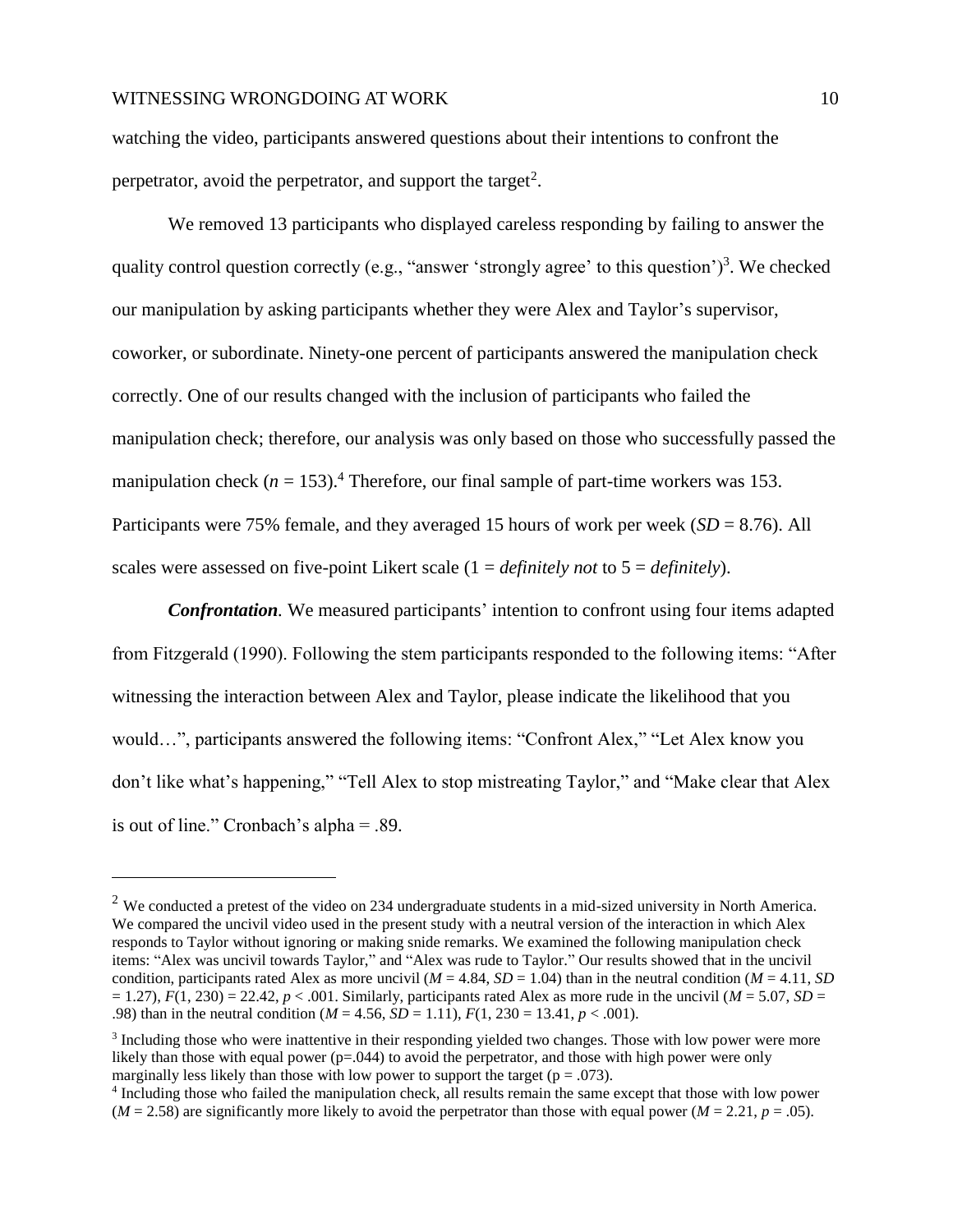watching the video, participants answered questions about their intentions to confront the perpetrator, avoid the perpetrator, and support the target[2].

We removed 13 participants who displayed careless responding by failing to answer the quality control question correctly (e.g., "answer 'strongly agree' to this question')[3]. We checked our manipulation by asking participants whether they were Alex and Taylor's supervisor, coworker, or subordinate. Ninety-one percent of participants answered the manipulation check correctly. One of our results changed with the inclusion of participants who failed the manipulation check; therefore, our analysis was only based on those who successfully passed the manipulation check ($n = 153$).[4] Therefore, our final sample of part-time workers was 153. Participants were 75% female, and they averaged 15 hours of work per week ($SD = 8.76$). All scales were assessed on five-point Likert scale (1 = *definitely not* to 5 = *definitely*).

***Confrontation.*** We measured participants' intention to confront using four items adapted from Fitzgerald (1990). Following the stem participants responded to the following items: "After witnessing the interaction between Alex and Taylor, please indicate the likelihood that you would…", participants answered the following items: "Confront Alex," "Let Alex know you don't like what's happening," "Tell Alex to stop mistreating Taylor," and "Make clear that Alex is out of line." Cronbach's alpha = .89.

---

[2] We conducted a pretest of the video on 234 undergraduate students in a mid-sized university in North America. We compared the uncivil video used in the present study with a neutral version of the interaction in which Alex responds to Taylor without ignoring or making snide remarks. We examined the following manipulation check items: "Alex was uncivil towards Taylor," and "Alex was rude to Taylor." Our results showed that in the uncivil condition, participants rated Alex as more uncivil ($M = 4.84$, $SD = 1.04$) than in the neutral condition ($M = 4.11$, $SD = 1.27$), $F(1, 230) = 22.42$, $p < .001$. Similarly, participants rated Alex as more rude in the uncivil ($M = 5.07$, $SD = .98$) than in the neutral condition ($M = 4.56$, $SD = 1.11$), $F(1, 230 = 13.41$, $p < .001$).

[3] Including those who were inattentive in their responding yielded two changes. Those with low power were more likely than those with equal power (p=.044) to avoid the perpetrator, and those with high power were only marginally less likely than those with low power to support the target (p = .073).

[4] Including those who failed the manipulation check, all results remain the same except that those with low power ($M = 2.58$) are significantly more likely to avoid the perpetrator than those with equal power ($M = 2.21$, $p = .05$).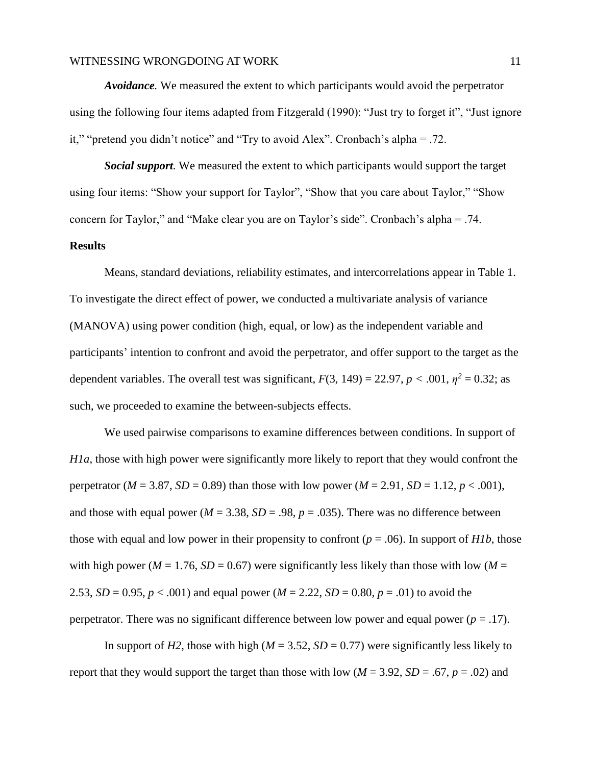***Avoidance.*** We measured the extent to which participants would avoid the perpetrator using the following four items adapted from Fitzgerald (1990): "Just try to forget it", "Just ignore it," "pretend you didn't notice" and "Try to avoid Alex". Cronbach's alpha = .72.

***Social support.*** We measured the extent to which participants would support the target using four items: "Show your support for Taylor", "Show that you care about Taylor," "Show concern for Taylor," and "Make clear you are on Taylor's side". Cronbach's alpha = .74.

**Results**

Means, standard deviations, reliability estimates, and intercorrelations appear in Table 1. To investigate the direct effect of power, we conducted a multivariate analysis of variance (MANOVA) using power condition (high, equal, or low) as the independent variable and participants' intention to confront and avoid the perpetrator, and offer support to the target as the dependent variables. The overall test was significant, $F(3, 149) = 22.97$, $p < .001$, $\eta^2 = 0.32$; as such, we proceeded to examine the between-subjects effects.

We used pairwise comparisons to examine differences between conditions. In support of *H1a*, those with high power were significantly more likely to report that they would confront the perpetrator ($M = 3.87$, $SD = 0.89$) than those with low power ($M = 2.91$, $SD = 1.12$, $p < .001$), and those with equal power ($M = 3.38$, $SD = .98$, $p = .035$). There was no difference between those with equal and low power in their propensity to confront ($p = .06$). In support of *H1b*, those with high power ($M = 1.76$, $SD = 0.67$) were significantly less likely than those with low ($M = 2.53$, $SD = 0.95$, $p < .001$) and equal power ($M = 2.22$, $SD = 0.80$, $p = .01$) to avoid the perpetrator. There was no significant difference between low power and equal power ($p = .17$).

In support of *H2*, those with high ($M = 3.52$, $SD = 0.77$) were significantly less likely to report that they would support the target than those with low ($M = 3.92$, $SD = .67$, $p = .02$) and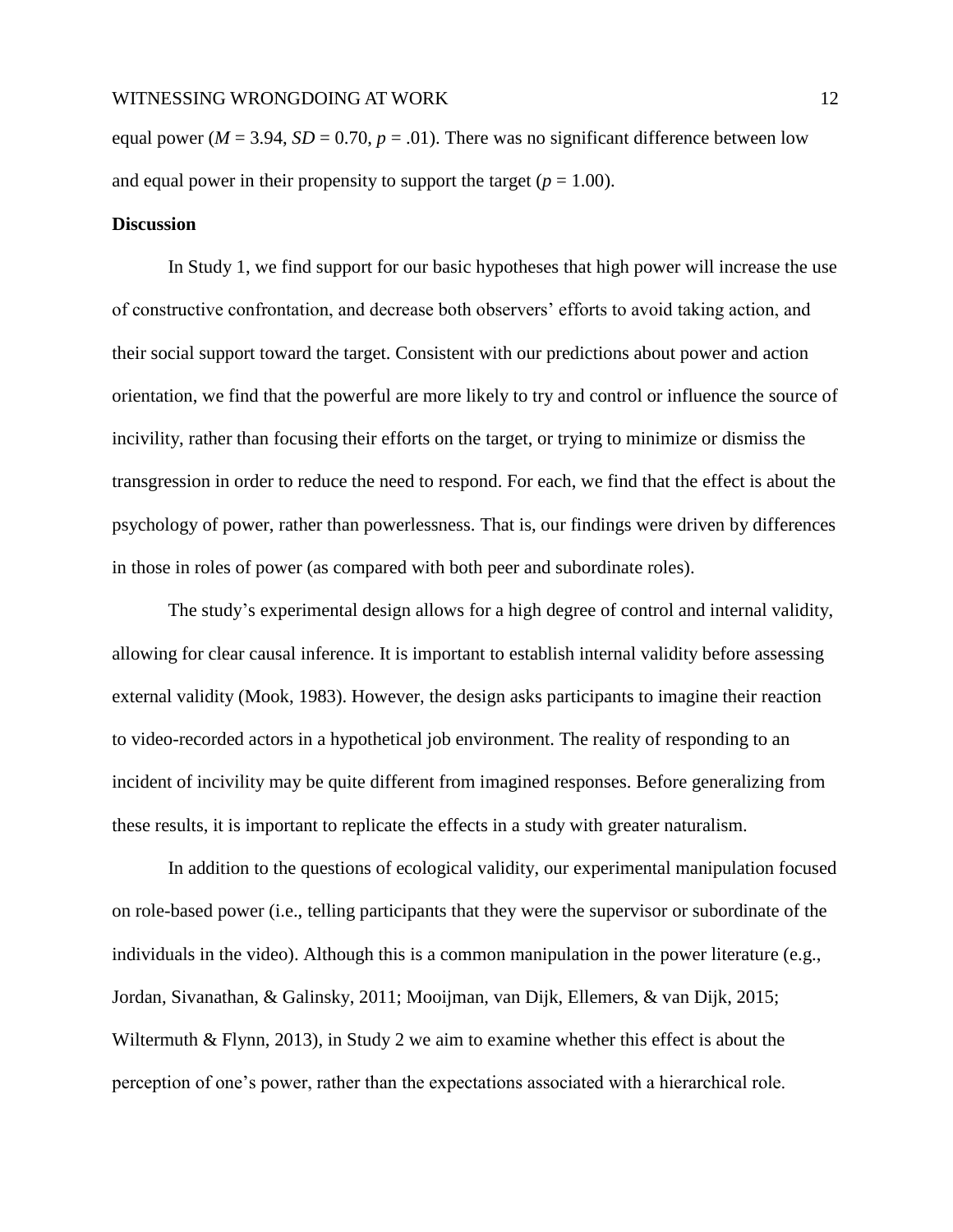equal power ($M = 3.94$, $SD = 0.70$, $p = .01$). There was no significant difference between low and equal power in their propensity to support the target ($p = 1.00$).

**Discussion**

In Study 1, we find support for our basic hypotheses that high power will increase the use of constructive confrontation, and decrease both observers' efforts to avoid taking action, and their social support toward the target. Consistent with our predictions about power and action orientation, we find that the powerful are more likely to try and control or influence the source of incivility, rather than focusing their efforts on the target, or trying to minimize or dismiss the transgression in order to reduce the need to respond. For each, we find that the effect is about the psychology of power, rather than powerlessness. That is, our findings were driven by differences in those in roles of power (as compared with both peer and subordinate roles).

The study's experimental design allows for a high degree of control and internal validity, allowing for clear causal inference. It is important to establish internal validity before assessing external validity (Mook, 1983). However, the design asks participants to imagine their reaction to video-recorded actors in a hypothetical job environment. The reality of responding to an incident of incivility may be quite different from imagined responses. Before generalizing from these results, it is important to replicate the effects in a study with greater naturalism.

In addition to the questions of ecological validity, our experimental manipulation focused on role-based power (i.e., telling participants that they were the supervisor or subordinate of the individuals in the video). Although this is a common manipulation in the power literature (e.g., Jordan, Sivanathan, & Galinsky, 2011; Mooijman, van Dijk, Ellemers, & van Dijk, 2015; Wiltermuth & Flynn, 2013), in Study 2 we aim to examine whether this effect is about the perception of one's power, rather than the expectations associated with a hierarchical role.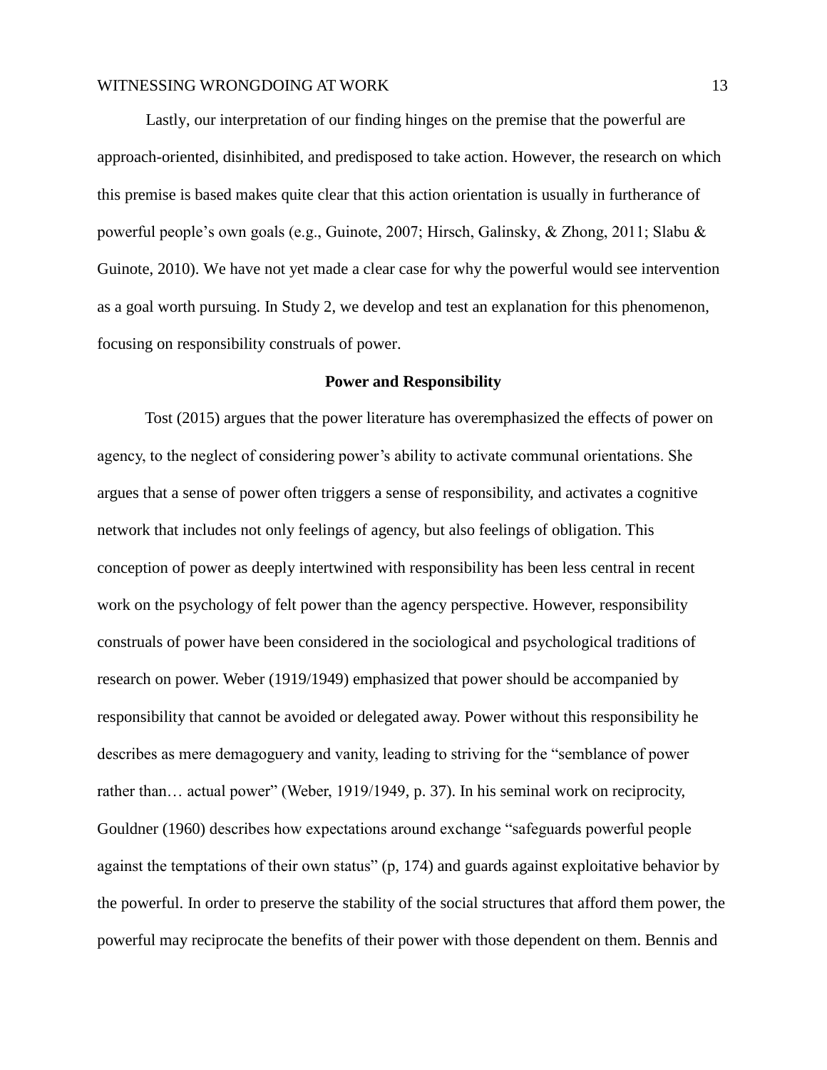Lastly, our interpretation of our finding hinges on the premise that the powerful are approach-oriented, disinhibited, and predisposed to take action. However, the research on which this premise is based makes quite clear that this action orientation is usually in furtherance of powerful people's own goals (e.g., Guinote, 2007; Hirsch, Galinsky, & Zhong, 2011; Slabu & Guinote, 2010). We have not yet made a clear case for why the powerful would see intervention as a goal worth pursuing. In Study 2, we develop and test an explanation for this phenomenon, focusing on responsibility construals of power.

## Power and Responsibility

Tost (2015) argues that the power literature has overemphasized the effects of power on agency, to the neglect of considering power's ability to activate communal orientations. She argues that a sense of power often triggers a sense of responsibility, and activates a cognitive network that includes not only feelings of agency, but also feelings of obligation. This conception of power as deeply intertwined with responsibility has been less central in recent work on the psychology of felt power than the agency perspective. However, responsibility construals of power have been considered in the sociological and psychological traditions of research on power. Weber (1919/1949) emphasized that power should be accompanied by responsibility that cannot be avoided or delegated away. Power without this responsibility he describes as mere demagoguery and vanity, leading to striving for the "semblance of power rather than… actual power" (Weber, 1919/1949, p. 37). In his seminal work on reciprocity, Gouldner (1960) describes how expectations around exchange "safeguards powerful people against the temptations of their own status" (p, 174) and guards against exploitative behavior by the powerful. In order to preserve the stability of the social structures that afford them power, the powerful may reciprocate the benefits of their power with those dependent on them. Bennis and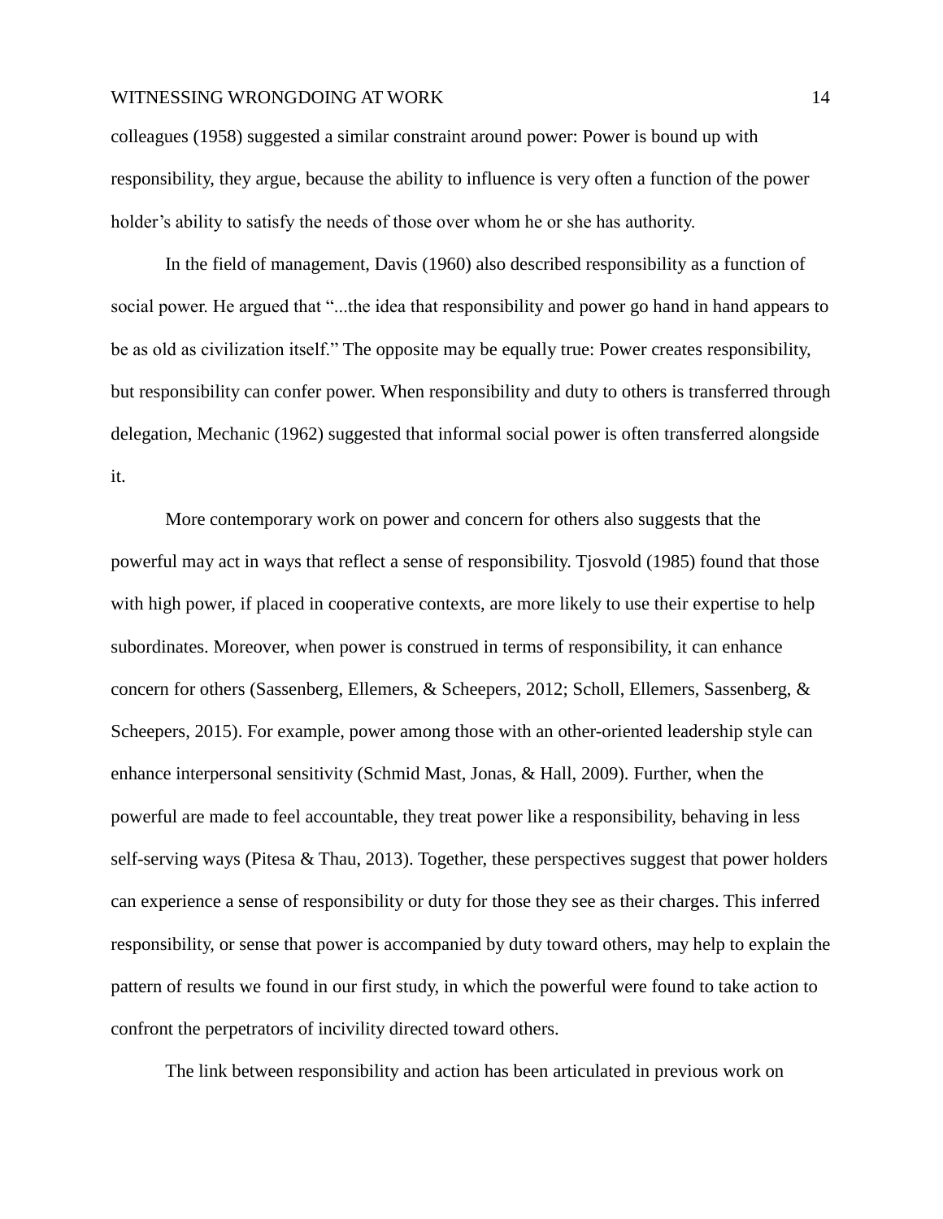colleagues (1958) suggested a similar constraint around power: Power is bound up with responsibility, they argue, because the ability to influence is very often a function of the power holder's ability to satisfy the needs of those over whom he or she has authority.

In the field of management, Davis (1960) also described responsibility as a function of social power. He argued that "...the idea that responsibility and power go hand in hand appears to be as old as civilization itself." The opposite may be equally true: Power creates responsibility, but responsibility can confer power. When responsibility and duty to others is transferred through delegation, Mechanic (1962) suggested that informal social power is often transferred alongside it.

More contemporary work on power and concern for others also suggests that the powerful may act in ways that reflect a sense of responsibility. Tjosvold (1985) found that those with high power, if placed in cooperative contexts, are more likely to use their expertise to help subordinates. Moreover, when power is construed in terms of responsibility, it can enhance concern for others (Sassenberg, Ellemers, & Scheepers, 2012; Scholl, Ellemers, Sassenberg, & Scheepers, 2015). For example, power among those with an other-oriented leadership style can enhance interpersonal sensitivity (Schmid Mast, Jonas, & Hall, 2009). Further, when the powerful are made to feel accountable, they treat power like a responsibility, behaving in less self-serving ways (Pitesa & Thau, 2013). Together, these perspectives suggest that power holders can experience a sense of responsibility or duty for those they see as their charges. This inferred responsibility, or sense that power is accompanied by duty toward others, may help to explain the pattern of results we found in our first study, in which the powerful were found to take action to confront the perpetrators of incivility directed toward others.

The link between responsibility and action has been articulated in previous work on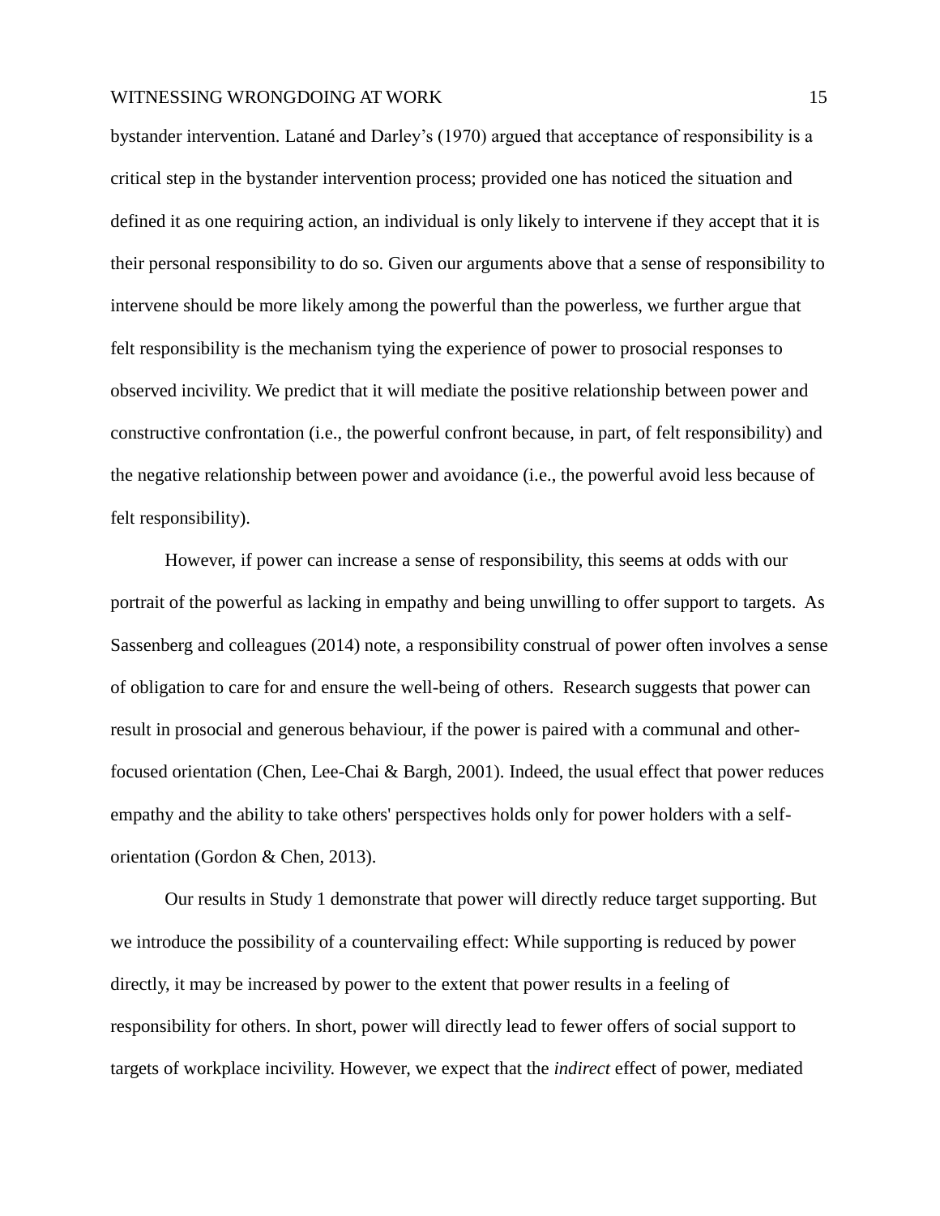bystander intervention. Latané and Darley's (1970) argued that acceptance of responsibility is a critical step in the bystander intervention process; provided one has noticed the situation and defined it as one requiring action, an individual is only likely to intervene if they accept that it is their personal responsibility to do so. Given our arguments above that a sense of responsibility to intervene should be more likely among the powerful than the powerless, we further argue that felt responsibility is the mechanism tying the experience of power to prosocial responses to observed incivility. We predict that it will mediate the positive relationship between power and constructive confrontation (i.e., the powerful confront because, in part, of felt responsibility) and the negative relationship between power and avoidance (i.e., the powerful avoid less because of felt responsibility).

However, if power can increase a sense of responsibility, this seems at odds with our portrait of the powerful as lacking in empathy and being unwilling to offer support to targets. As Sassenberg and colleagues (2014) note, a responsibility construal of power often involves a sense of obligation to care for and ensure the well-being of others. Research suggests that power can result in prosocial and generous behaviour, if the power is paired with a communal and other-focused orientation (Chen, Lee-Chai & Bargh, 2001). Indeed, the usual effect that power reduces empathy and the ability to take others' perspectives holds only for power holders with a self-orientation (Gordon & Chen, 2013).

Our results in Study 1 demonstrate that power will directly reduce target supporting. But we introduce the possibility of a countervailing effect: While supporting is reduced by power directly, it may be increased by power to the extent that power results in a feeling of responsibility for others. In short, power will directly lead to fewer offers of social support to targets of workplace incivility. However, we expect that the *indirect* effect of power, mediated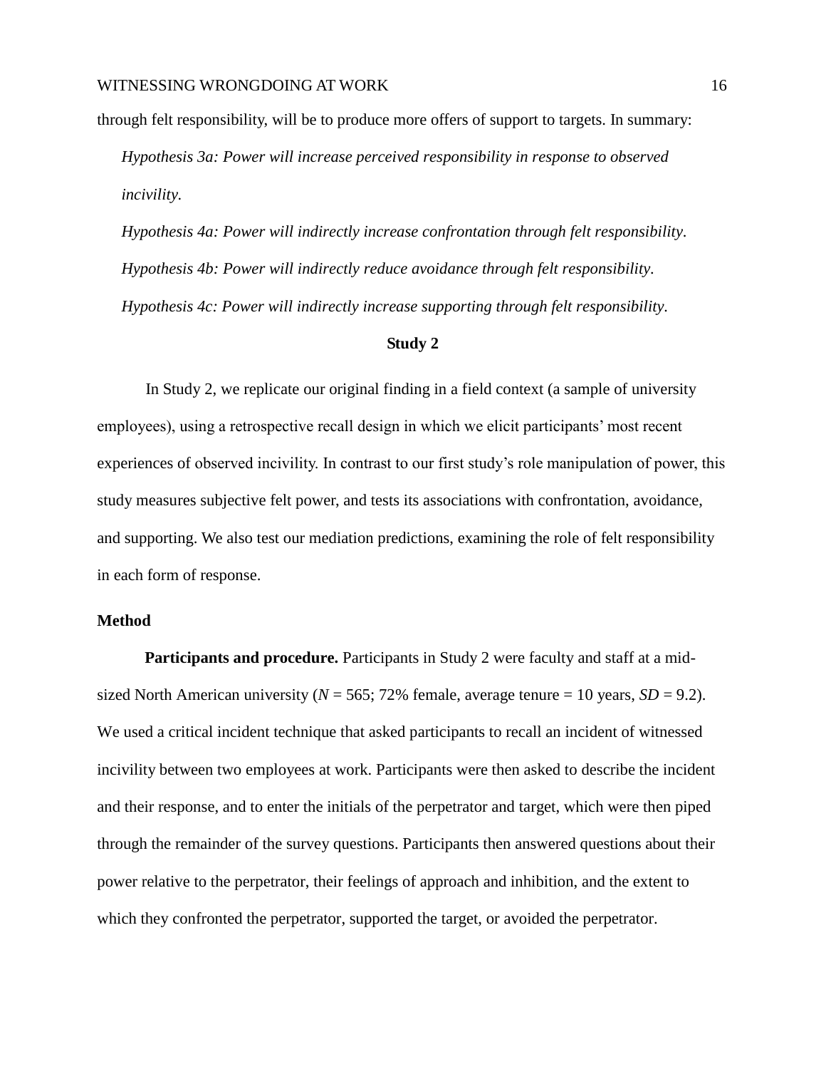through felt responsibility, will be to produce more offers of support to targets. In summary:

*Hypothesis 3a: Power will increase perceived responsibility in response to observed incivility.*

*Hypothesis 4a: Power will indirectly increase confrontation through felt responsibility.*

*Hypothesis 4b: Power will indirectly reduce avoidance through felt responsibility.*

*Hypothesis 4c: Power will indirectly increase supporting through felt responsibility.*

## Study 2

In Study 2, we replicate our original finding in a field context (a sample of university employees), using a retrospective recall design in which we elicit participants' most recent experiences of observed incivility. In contrast to our first study's role manipulation of power, this study measures subjective felt power, and tests its associations with confrontation, avoidance, and supporting. We also test our mediation predictions, examining the role of felt responsibility in each form of response.

### Method

**Participants and procedure.** Participants in Study 2 were faculty and staff at a mid-sized North American university (*N* = 565; 72% female, average tenure = 10 years, *SD* = 9.2). We used a critical incident technique that asked participants to recall an incident of witnessed incivility between two employees at work. Participants were then asked to describe the incident and their response, and to enter the initials of the perpetrator and target, which were then piped through the remainder of the survey questions. Participants then answered questions about their power relative to the perpetrator, their feelings of approach and inhibition, and the extent to which they confronted the perpetrator, supported the target, or avoided the perpetrator.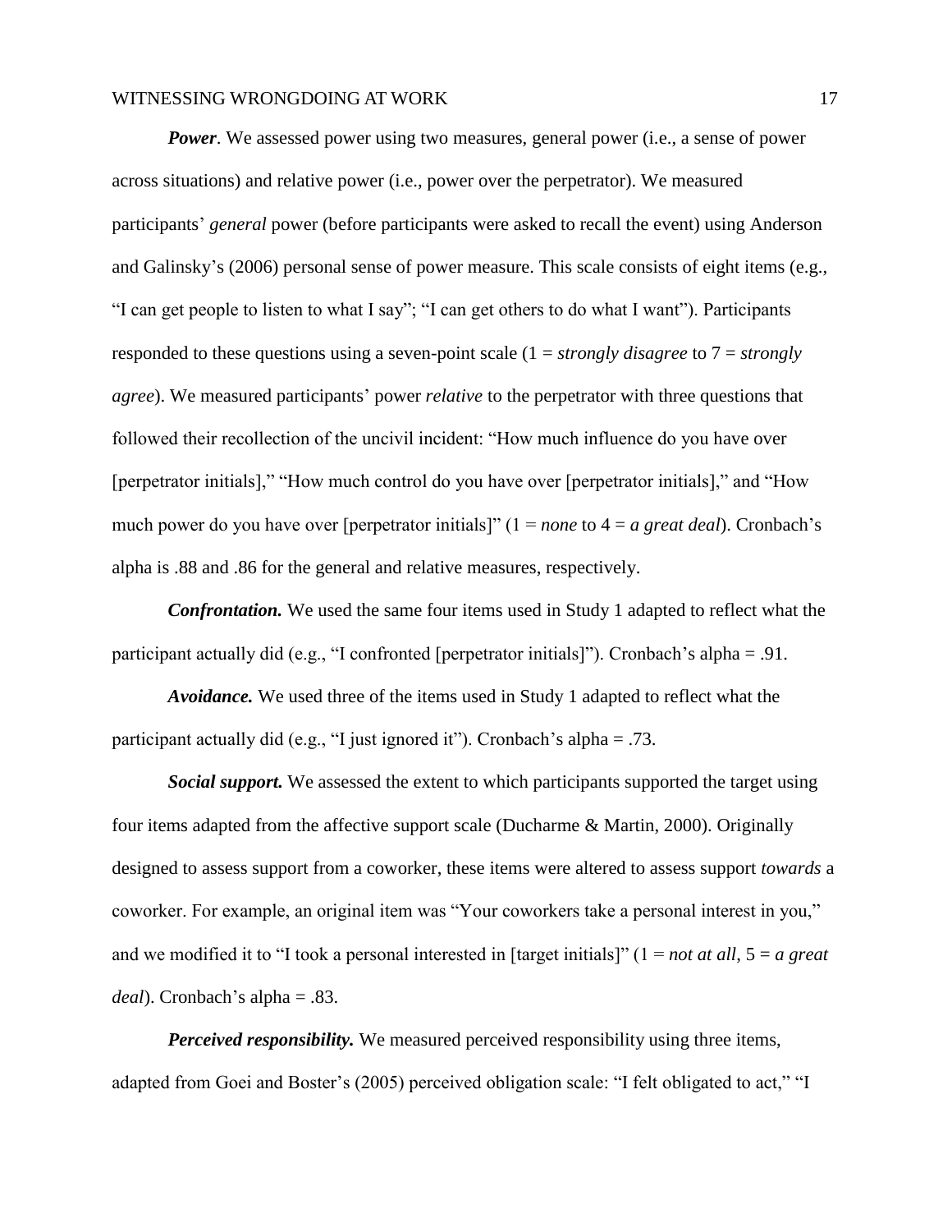***Power***. We assessed power using two measures, general power (i.e., a sense of power across situations) and relative power (i.e., power over the perpetrator). We measured participants' *general* power (before participants were asked to recall the event) using Anderson and Galinsky's (2006) personal sense of power measure. This scale consists of eight items (e.g., "I can get people to listen to what I say"; "I can get others to do what I want"). Participants responded to these questions using a seven-point scale (1 = *strongly disagree* to 7 = *strongly agree*). We measured participants' power *relative* to the perpetrator with three questions that followed their recollection of the uncivil incident: "How much influence do you have over [perpetrator initials]," "How much control do you have over [perpetrator initials]," and "How much power do you have over [perpetrator initials]" (1 = *none* to 4 = *a great deal*). Cronbach's alpha is .88 and .86 for the general and relative measures, respectively.

***Confrontation.*** We used the same four items used in Study 1 adapted to reflect what the participant actually did (e.g., "I confronted [perpetrator initials]"). Cronbach's alpha = .91.

***Avoidance.*** We used three of the items used in Study 1 adapted to reflect what the participant actually did (e.g., "I just ignored it"). Cronbach's alpha = .73.

***Social support.*** We assessed the extent to which participants supported the target using four items adapted from the affective support scale (Ducharme & Martin, 2000). Originally designed to assess support from a coworker, these items were altered to assess support *towards* a coworker. For example, an original item was "Your coworkers take a personal interest in you," and we modified it to "I took a personal interested in [target initials]" (1 = *not at all*, 5 = *a great deal*). Cronbach's alpha = .83.

***Perceived responsibility.*** We measured perceived responsibility using three items, adapted from Goei and Boster's (2005) perceived obligation scale: "I felt obligated to act," "I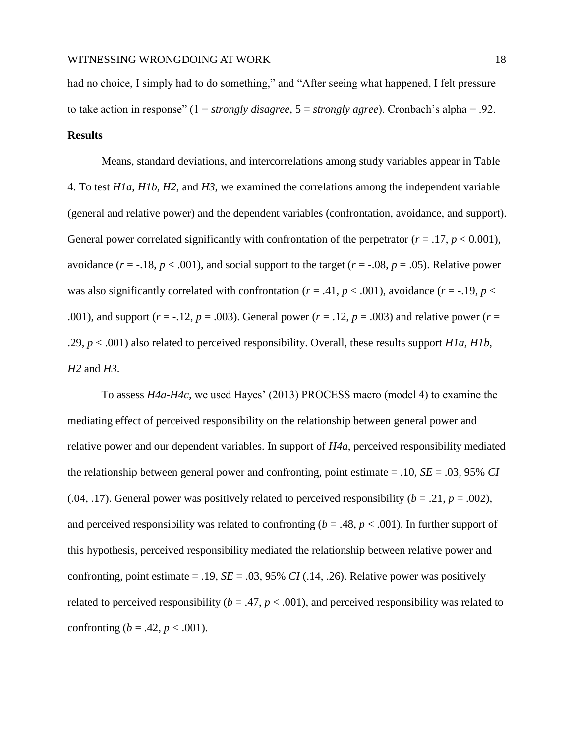had no choice, I simply had to do something," and "After seeing what happened, I felt pressure to take action in response" (1 = *strongly disagree*, 5 = *strongly agree*). Cronbach's alpha = .92.

**Results**

Means, standard deviations, and intercorrelations among study variables appear in Table 4. To test *H1a*, *H1b, H2*, and *H3*, we examined the correlations among the independent variable (general and relative power) and the dependent variables (confrontation, avoidance, and support). General power correlated significantly with confrontation of the perpetrator ($r = .17$, $p < 0.001$), avoidance ($r = -.18$, $p < .001$), and social support to the target ($r = -.08$, $p = .05$). Relative power was also significantly correlated with confrontation ($r = .41$, $p < .001$), avoidance ($r = -.19$, $p < .001$), and support ($r = -.12$, $p = .003$). General power ($r = .12$, $p = .003$) and relative power ($r = .29$, $p < .001$) also related to perceived responsibility. Overall, these results support *H1a*, *H1b*, *H2* and *H3*.

To assess *H4a-H4c*, we used Hayes' (2013) PROCESS macro (model 4) to examine the mediating effect of perceived responsibility on the relationship between general power and relative power and our dependent variables. In support of *H4a*, perceived responsibility mediated the relationship between general power and confronting, point estimate = .10, *SE* = .03, 95% *CI* (.04, .17). General power was positively related to perceived responsibility ($b = .21$, $p = .002$), and perceived responsibility was related to confronting ($b = .48$, $p < .001$). In further support of this hypothesis, perceived responsibility mediated the relationship between relative power and confronting, point estimate = .19, *SE* = .03, 95% *CI* (.14, .26). Relative power was positively related to perceived responsibility ($b = .47$, $p < .001$), and perceived responsibility was related to confronting ($b = .42$, $p < .001$).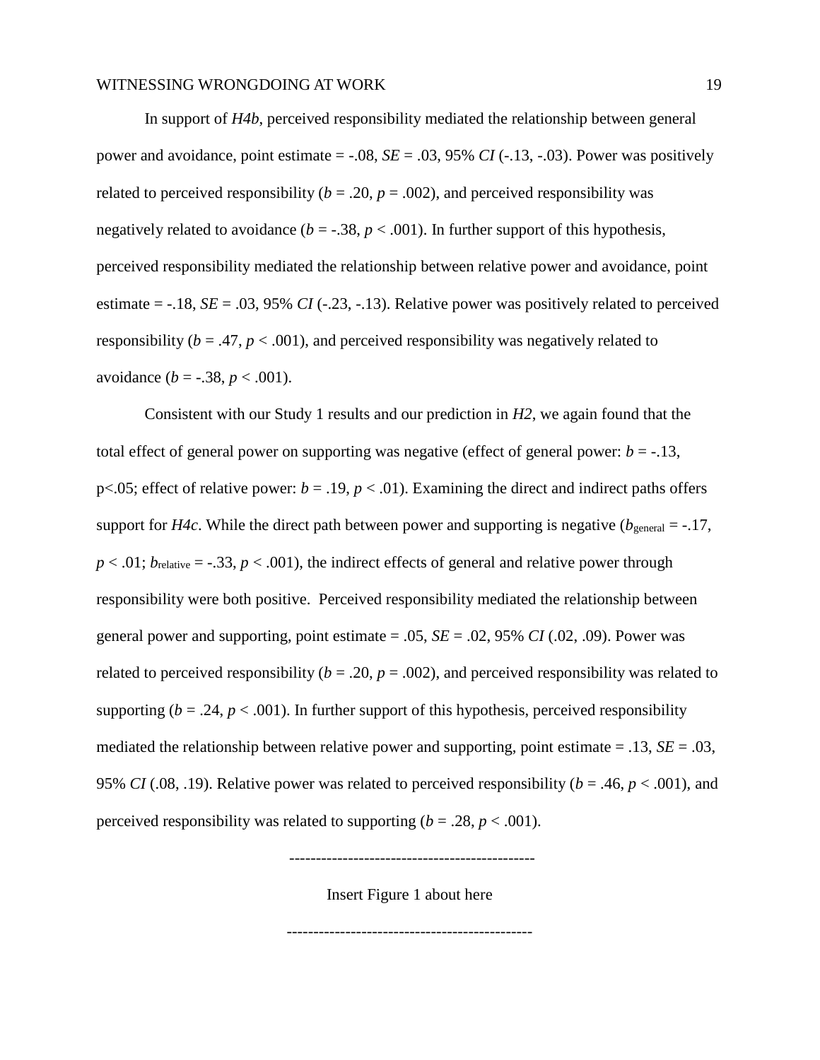In support of *H4b*, perceived responsibility mediated the relationship between general power and avoidance, point estimate = -.08, *SE* = .03, 95% *CI* (-.13, -.03). Power was positively related to perceived responsibility ($b = .20$, $p = .002$), and perceived responsibility was negatively related to avoidance ($b = -.38$, $p < .001$). In further support of this hypothesis, perceived responsibility mediated the relationship between relative power and avoidance, point estimate = -.18, *SE* = .03, 95% *CI* (-.23, -.13). Relative power was positively related to perceived responsibility ($b = .47$, $p < .001$), and perceived responsibility was negatively related to avoidance ($b = -.38$, $p < .001$).

Consistent with our Study 1 results and our prediction in *H2*, we again found that the total effect of general power on supporting was negative (effect of general power: $b = -.13$, $p<.05$; effect of relative power: $b = .19$, $p < .01$). Examining the direct and indirect paths offers support for *H4c*. While the direct path between power and supporting is negative ($b_{\text{general}} = -.17$, $p < .01$; $b_{\text{relative}} = -.33$, $p < .001$), the indirect effects of general and relative power through responsibility were both positive. Perceived responsibility mediated the relationship between general power and supporting, point estimate = .05, *SE* = .02, 95% *CI* (.02, .09). Power was related to perceived responsibility ($b = .20$, $p = .002$), and perceived responsibility was related to supporting ($b = .24$, $p < .001$). In further support of this hypothesis, perceived responsibility mediated the relationship between relative power and supporting, point estimate = .13, *SE* = .03, 95% *CI* (.08, .19). Relative power was related to perceived responsibility ($b = .46$, $p < .001$), and perceived responsibility was related to supporting ($b = .28$, $p < .001$).

---------------------------------------------

Insert Figure 1 about here

---------------------------------------------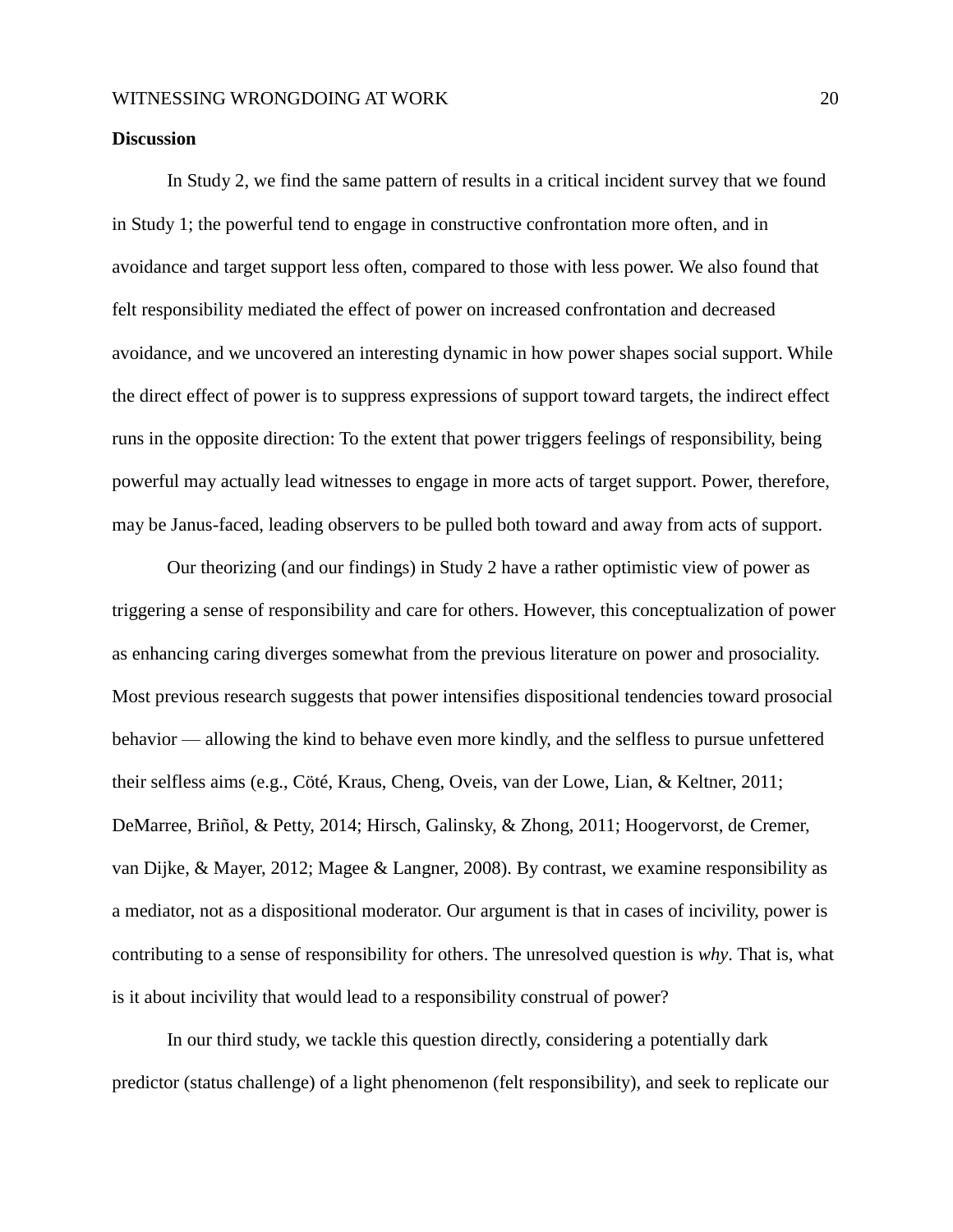**Discussion**

In Study 2, we find the same pattern of results in a critical incident survey that we found in Study 1; the powerful tend to engage in constructive confrontation more often, and in avoidance and target support less often, compared to those with less power. We also found that felt responsibility mediated the effect of power on increased confrontation and decreased avoidance, and we uncovered an interesting dynamic in how power shapes social support. While the direct effect of power is to suppress expressions of support toward targets, the indirect effect runs in the opposite direction: To the extent that power triggers feelings of responsibility, being powerful may actually lead witnesses to engage in more acts of target support. Power, therefore, may be Janus-faced, leading observers to be pulled both toward and away from acts of support.

Our theorizing (and our findings) in Study 2 have a rather optimistic view of power as triggering a sense of responsibility and care for others. However, this conceptualization of power as enhancing caring diverges somewhat from the previous literature on power and prosociality. Most previous research suggests that power intensifies dispositional tendencies toward prosocial behavior — allowing the kind to behave even more kindly, and the selfless to pursue unfettered their selfless aims (e.g., Cöté, Kraus, Cheng, Oveis, van der Lowe, Lian, & Keltner, 2011; DeMarree, Briñol, & Petty, 2014; Hirsch, Galinsky, & Zhong, 2011; Hoogervorst, de Cremer, van Dijke, & Mayer, 2012; Magee & Langner, 2008). By contrast, we examine responsibility as a mediator, not as a dispositional moderator. Our argument is that in cases of incivility, power is contributing to a sense of responsibility for others. The unresolved question is *why*. That is, what is it about incivility that would lead to a responsibility construal of power?

In our third study, we tackle this question directly, considering a potentially dark predictor (status challenge) of a light phenomenon (felt responsibility), and seek to replicate our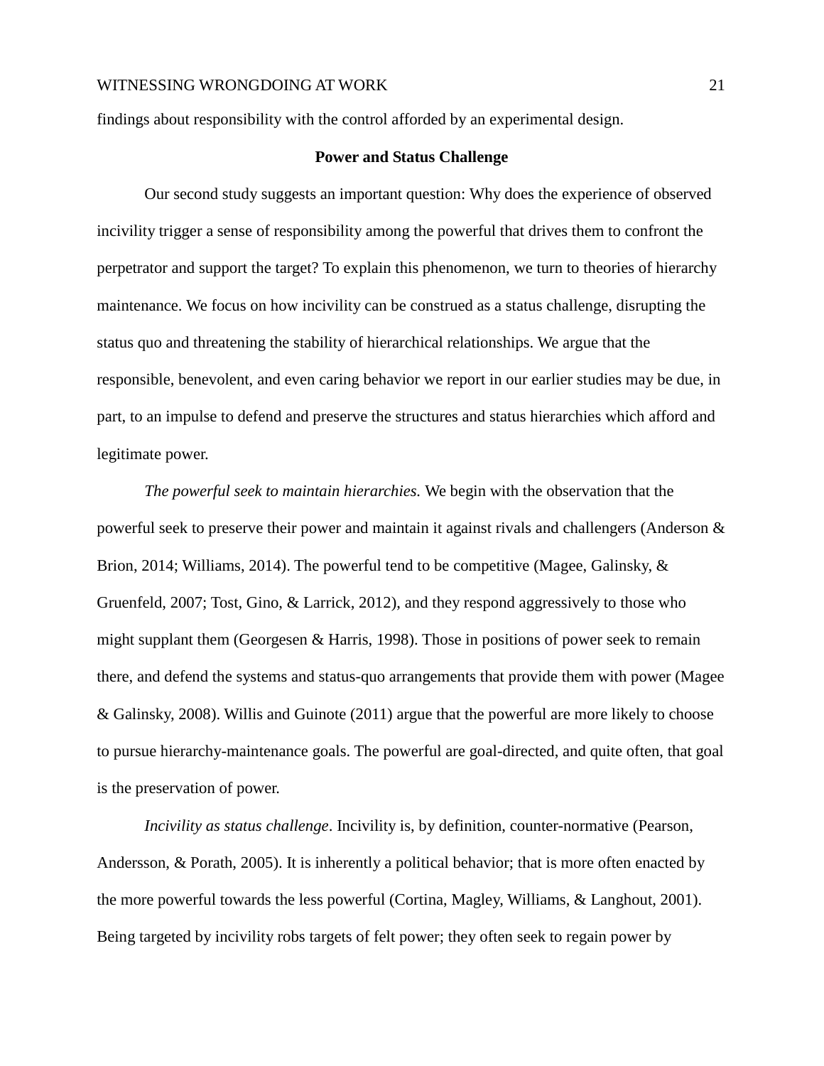findings about responsibility with the control afforded by an experimental design.

## Power and Status Challenge

Our second study suggests an important question: Why does the experience of observed incivility trigger a sense of responsibility among the powerful that drives them to confront the perpetrator and support the target? To explain this phenomenon, we turn to theories of hierarchy maintenance. We focus on how incivility can be construed as a status challenge, disrupting the status quo and threatening the stability of hierarchical relationships. We argue that the responsible, benevolent, and even caring behavior we report in our earlier studies may be due, in part, to an impulse to defend and preserve the structures and status hierarchies which afford and legitimate power.

*The powerful seek to maintain hierarchies.* We begin with the observation that the powerful seek to preserve their power and maintain it against rivals and challengers (Anderson & Brion, 2014; Williams, 2014). The powerful tend to be competitive (Magee, Galinsky, & Gruenfeld, 2007; Tost, Gino, & Larrick, 2012), and they respond aggressively to those who might supplant them (Georgesen & Harris, 1998). Those in positions of power seek to remain there, and defend the systems and status-quo arrangements that provide them with power (Magee & Galinsky, 2008). Willis and Guinote (2011) argue that the powerful are more likely to choose to pursue hierarchy-maintenance goals. The powerful are goal-directed, and quite often, that goal is the preservation of power.

*Incivility as status challenge*. Incivility is, by definition, counter-normative (Pearson, Andersson, & Porath, 2005). It is inherently a political behavior; that is more often enacted by the more powerful towards the less powerful (Cortina, Magley, Williams, & Langhout, 2001). Being targeted by incivility robs targets of felt power; they often seek to regain power by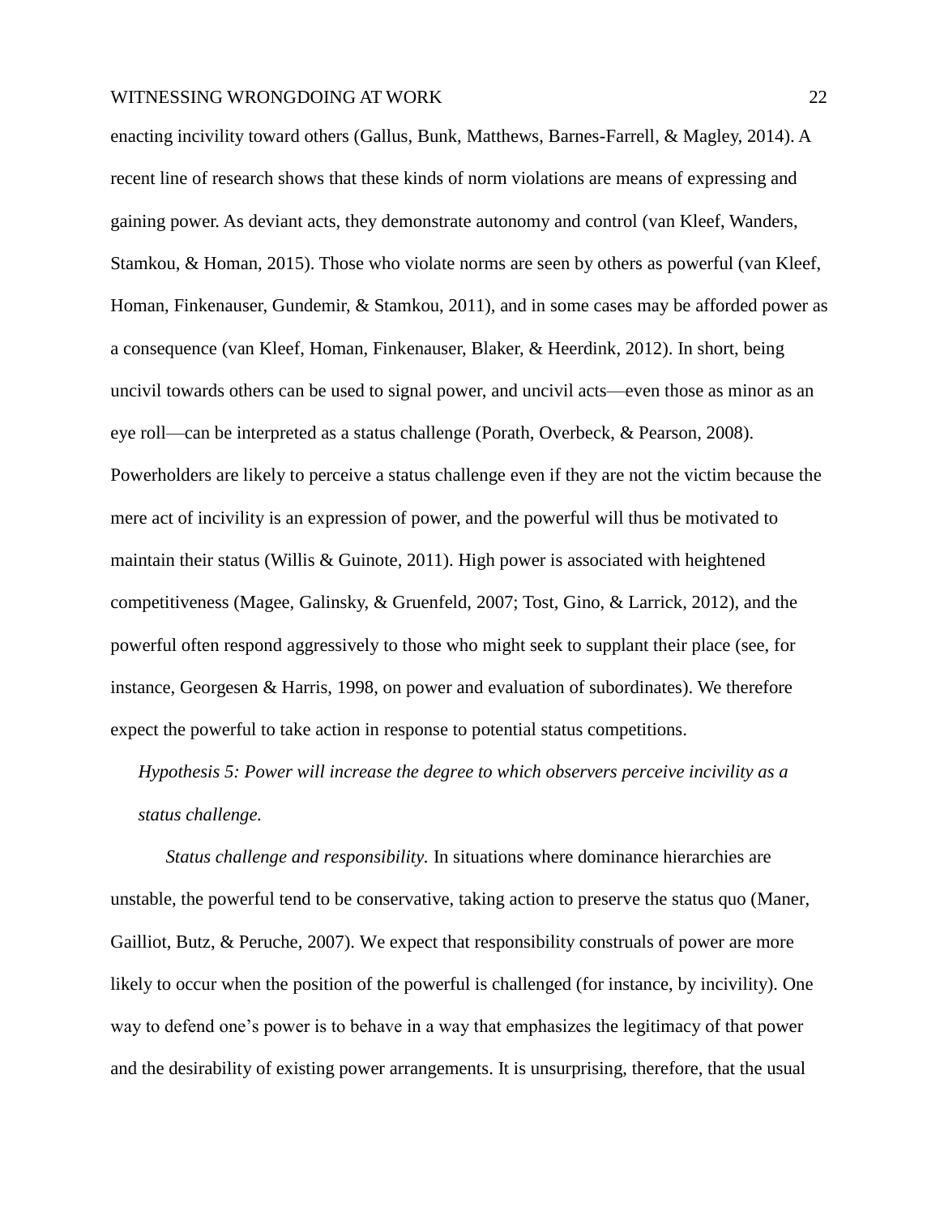enacting incivility toward others (Gallus, Bunk, Matthews, Barnes-Farrell, & Magley, 2014). A recent line of research shows that these kinds of norm violations are means of expressing and gaining power. As deviant acts, they demonstrate autonomy and control (van Kleef, Wanders, Stamkou, & Homan, 2015). Those who violate norms are seen by others as powerful (van Kleef, Homan, Finkenauser, Gundemir, & Stamkou, 2011), and in some cases may be afforded power as a consequence (van Kleef, Homan, Finkenauser, Blaker, & Heerdink, 2012). In short, being uncivil towards others can be used to signal power, and uncivil acts—even those as minor as an eye roll—can be interpreted as a status challenge (Porath, Overbeck, & Pearson, 2008). Powerholders are likely to perceive a status challenge even if they are not the victim because the mere act of incivility is an expression of power, and the powerful will thus be motivated to maintain their status (Willis & Guinote, 2011). High power is associated with heightened competitiveness (Magee, Galinsky, & Gruenfeld, 2007; Tost, Gino, & Larrick, 2012), and the powerful often respond aggressively to those who might seek to supplant their place (see, for instance, Georgesen & Harris, 1998, on power and evaluation of subordinates). We therefore expect the powerful to take action in response to potential status competitions.

*Hypothesis 5: Power will increase the degree to which observers perceive incivility as a status challenge.*

*Status challenge and responsibility.* In situations where dominance hierarchies are unstable, the powerful tend to be conservative, taking action to preserve the status quo (Maner, Gailliot, Butz, & Peruche, 2007). We expect that responsibility construals of power are more likely to occur when the position of the powerful is challenged (for instance, by incivility). One way to defend one's power is to behave in a way that emphasizes the legitimacy of that power and the desirability of existing power arrangements. It is unsurprising, therefore, that the usual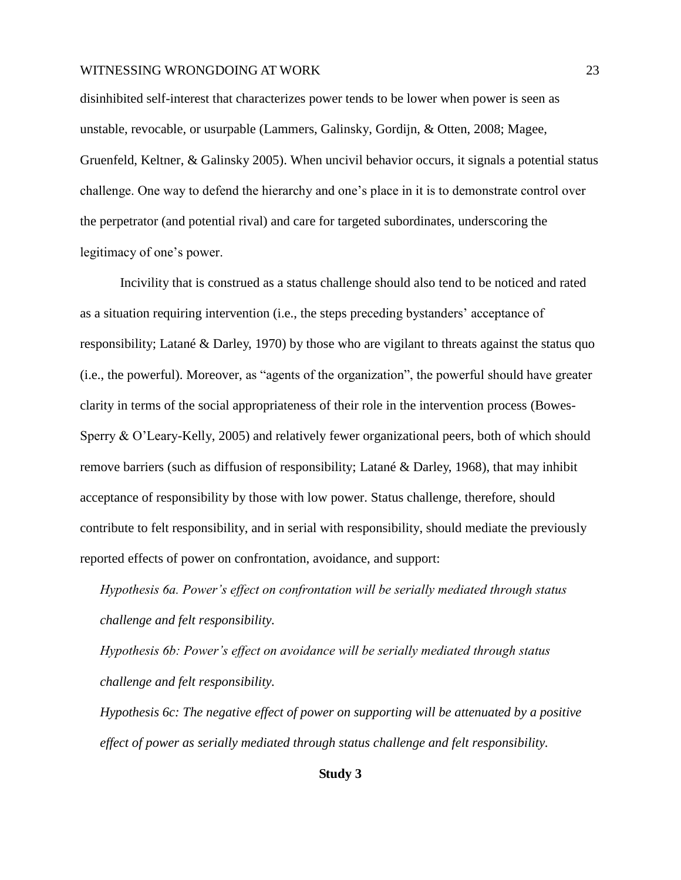disinhibited self-interest that characterizes power tends to be lower when power is seen as unstable, revocable, or usurpable (Lammers, Galinsky, Gordijn, & Otten, 2008; Magee, Gruenfeld, Keltner, & Galinsky 2005). When uncivil behavior occurs, it signals a potential status challenge. One way to defend the hierarchy and one's place in it is to demonstrate control over the perpetrator (and potential rival) and care for targeted subordinates, underscoring the legitimacy of one's power.

Incivility that is construed as a status challenge should also tend to be noticed and rated as a situation requiring intervention (i.e., the steps preceding bystanders' acceptance of responsibility; Latané & Darley, 1970) by those who are vigilant to threats against the status quo (i.e., the powerful). Moreover, as "agents of the organization", the powerful should have greater clarity in terms of the social appropriateness of their role in the intervention process (Bowes-Sperry & O'Leary-Kelly, 2005) and relatively fewer organizational peers, both of which should remove barriers (such as diffusion of responsibility; Latané & Darley, 1968), that may inhibit acceptance of responsibility by those with low power. Status challenge, therefore, should contribute to felt responsibility, and in serial with responsibility, should mediate the previously reported effects of power on confrontation, avoidance, and support:

*Hypothesis 6a. Power's effect on confrontation will be serially mediated through status challenge and felt responsibility.*

*Hypothesis 6b: Power's effect on avoidance will be serially mediated through status challenge and felt responsibility.*

*Hypothesis 6c: The negative effect of power on supporting will be attenuated by a positive effect of power as serially mediated through status challenge and felt responsibility.*

## Study 3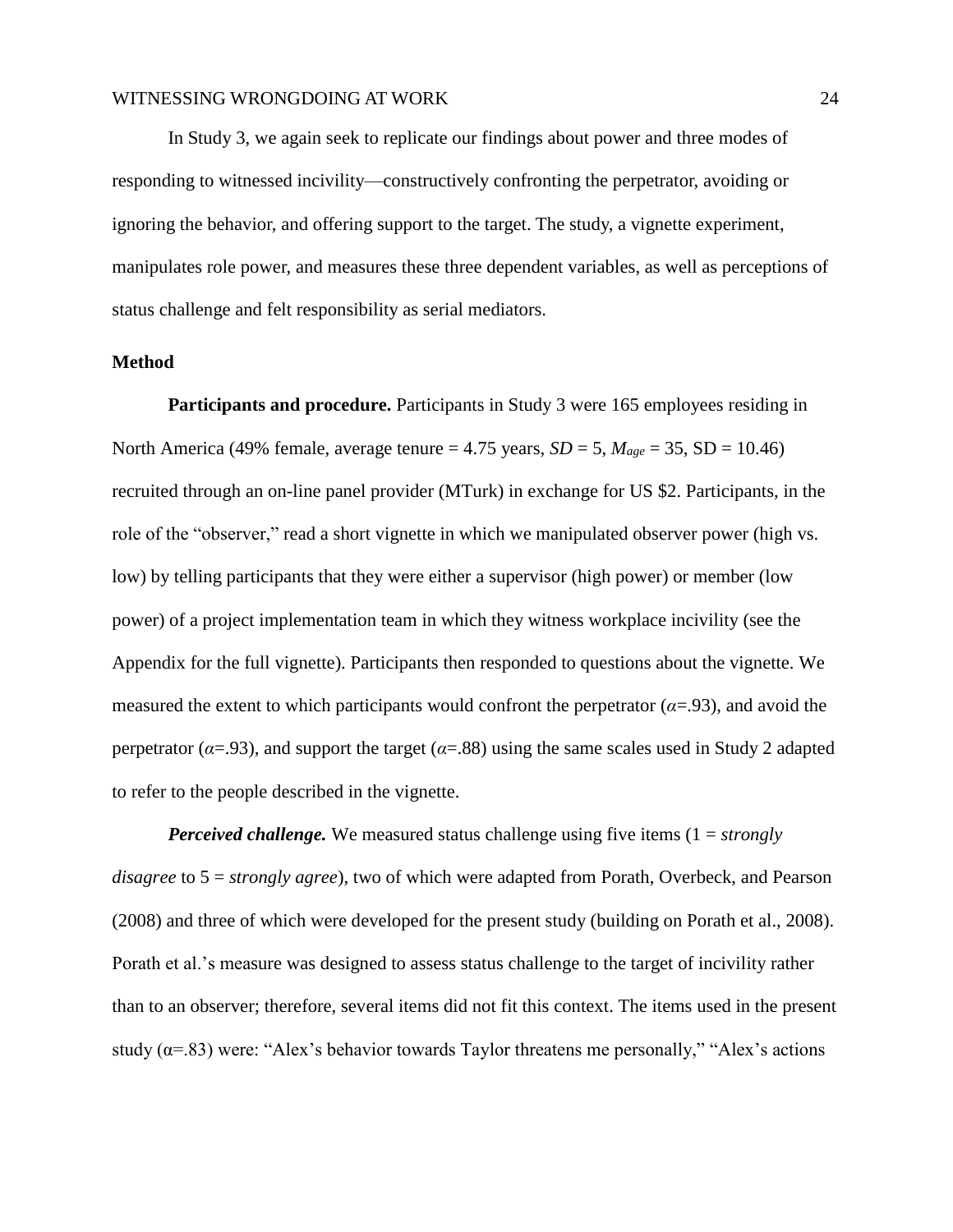In Study 3, we again seek to replicate our findings about power and three modes of responding to witnessed incivility—constructively confronting the perpetrator, avoiding or ignoring the behavior, and offering support to the target. The study, a vignette experiment, manipulates role power, and measures these three dependent variables, as well as perceptions of status challenge and felt responsibility as serial mediators.

## Method

**Participants and procedure.** Participants in Study 3 were 165 employees residing in North America (49% female, average tenure = 4.75 years, $SD = 5$, $M_{age} = 35$, SD = 10.46) recruited through an on-line panel provider (MTurk) in exchange for US $2. Participants, in the role of the "observer," read a short vignette in which we manipulated observer power (high vs. low) by telling participants that they were either a supervisor (high power) or member (low power) of a project implementation team in which they witness workplace incivility (see the Appendix for the full vignette). Participants then responded to questions about the vignette. We measured the extent to which participants would confront the perpetrator ($\alpha$=.93), and avoid the perpetrator ($\alpha$=.93), and support the target ($\alpha$=.88) using the same scales used in Study 2 adapted to refer to the people described in the vignette.

***Perceived challenge.*** We measured status challenge using five items (1 = *strongly disagree* to 5 = *strongly agree*), two of which were adapted from Porath, Overbeck, and Pearson (2008) and three of which were developed for the present study (building on Porath et al., 2008). Porath et al.'s measure was designed to assess status challenge to the target of incivility rather than to an observer; therefore, several items did not fit this context. The items used in the present study ($\alpha$=.83) were: "Alex's behavior towards Taylor threatens me personally," "Alex's actions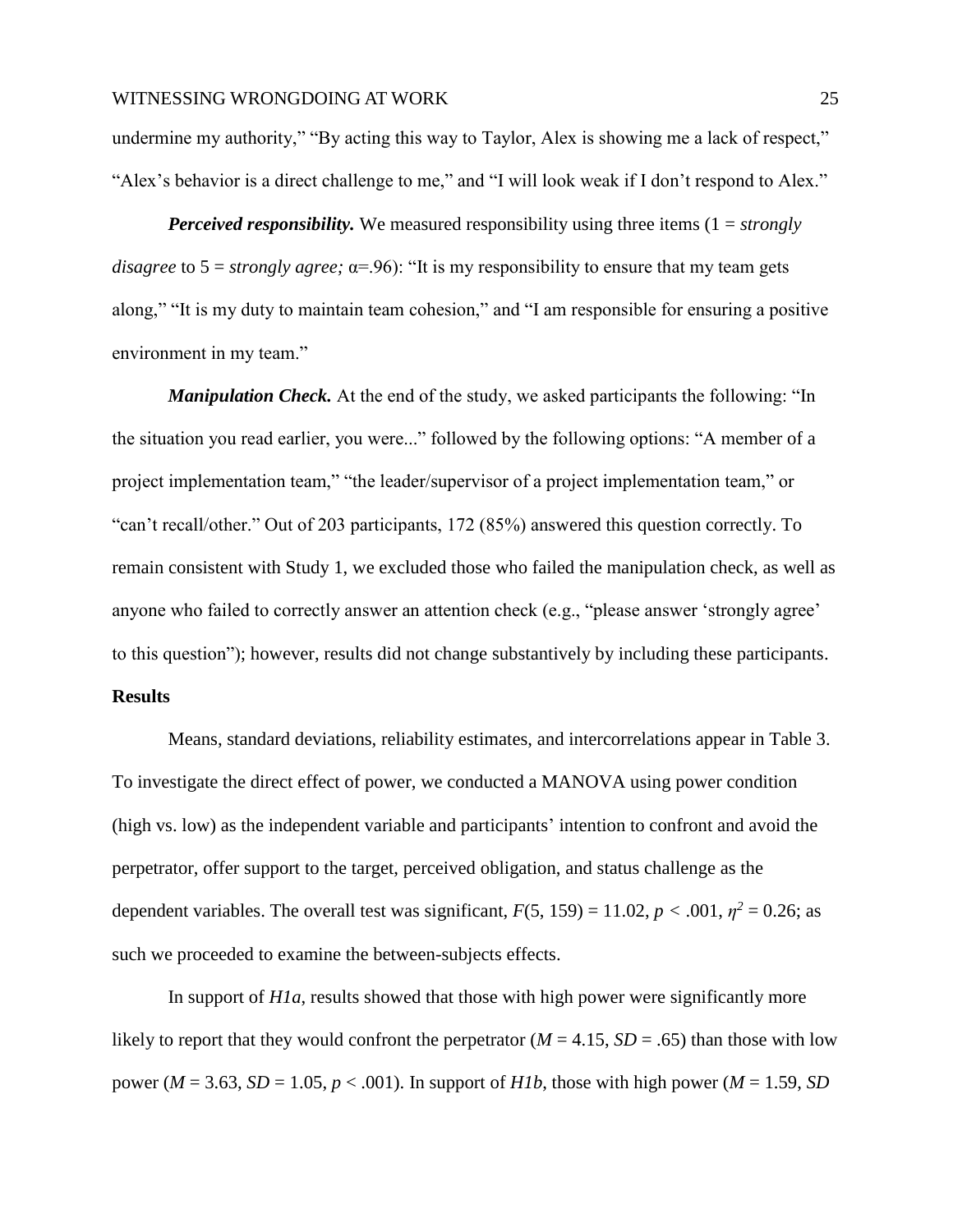undermine my authority," "By acting this way to Taylor, Alex is showing me a lack of respect," "Alex's behavior is a direct challenge to me," and "I will look weak if I don't respond to Alex."

***Perceived responsibility.*** We measured responsibility using three items (1 = *strongly disagree* to 5 = *strongly agree;* α=.96): "It is my responsibility to ensure that my team gets along," "It is my duty to maintain team cohesion," and "I am responsible for ensuring a positive environment in my team."

***Manipulation Check.*** At the end of the study, we asked participants the following: "In the situation you read earlier, you were..." followed by the following options: "A member of a project implementation team," "the leader/supervisor of a project implementation team," or "can't recall/other." Out of 203 participants, 172 (85%) answered this question correctly. To remain consistent with Study 1, we excluded those who failed the manipulation check, as well as anyone who failed to correctly answer an attention check (e.g., "please answer 'strongly agree' to this question"); however, results did not change substantively by including these participants.

**Results**

Means, standard deviations, reliability estimates, and intercorrelations appear in Table 3. To investigate the direct effect of power, we conducted a MANOVA using power condition (high vs. low) as the independent variable and participants' intention to confront and avoid the perpetrator, offer support to the target, perceived obligation, and status challenge as the dependent variables. The overall test was significant, $F(5, 159) = 11.02$, $p < .001$, $\eta^2 = 0.26$; as such we proceeded to examine the between-subjects effects.

In support of *H1a*, results showed that those with high power were significantly more likely to report that they would confront the perpetrator ($M = 4.15$, $SD = .65$) than those with low power ($M = 3.63$, $SD = 1.05$, $p < .001$). In support of *H1b*, those with high power ($M = 1.59$, *SD*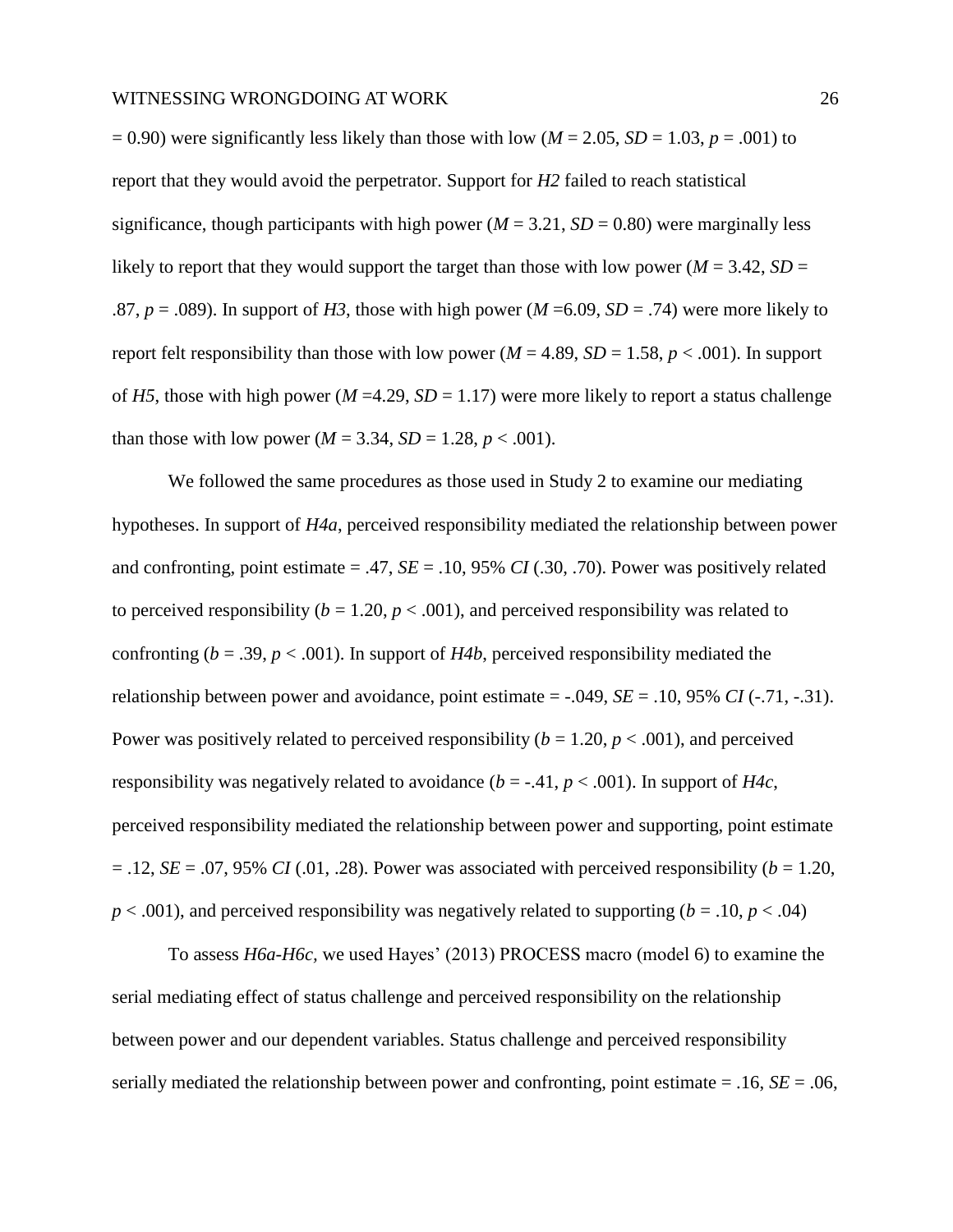$= 0.90$) were significantly less likely than those with low ($M = 2.05$, $SD = 1.03$, $p = .001$) to report that they would avoid the perpetrator. Support for *H2* failed to reach statistical significance, though participants with high power ($M = 3.21$, $SD = 0.80$) were marginally less likely to report that they would support the target than those with low power ($M = 3.42$, $SD = .87$, $p = .089$). In support of *H3*, those with high power ($M = 6.09$, $SD = .74$) were more likely to report felt responsibility than those with low power ($M = 4.89$, $SD = 1.58$, $p < .001$). In support of *H5*, those with high power ($M = 4.29$, $SD = 1.17$) were more likely to report a status challenge than those with low power ($M = 3.34$, $SD = 1.28$, $p < .001$).

We followed the same procedures as those used in Study 2 to examine our mediating hypotheses. In support of *H4a*, perceived responsibility mediated the relationship between power and confronting, point estimate = .47, $SE = .10$, 95% $CI$ (.30, .70). Power was positively related to perceived responsibility ($b = 1.20$, $p < .001$), and perceived responsibility was related to confronting ($b = .39$, $p < .001$). In support of *H4b*, perceived responsibility mediated the relationship between power and avoidance, point estimate = -.049, $SE = .10$, 95% $CI$ (-.71, -.31). Power was positively related to perceived responsibility ($b = 1.20$, $p < .001$), and perceived responsibility was negatively related to avoidance ($b = -.41$, $p < .001$). In support of *H4c*, perceived responsibility mediated the relationship between power and supporting, point estimate = .12, $SE = .07$, 95% $CI$ (.01, .28). Power was associated with perceived responsibility ($b = 1.20$, $p < .001$), and perceived responsibility was negatively related to supporting ($b = .10$, $p < .04$)

To assess *H6a-H6c*, we used Hayes' (2013) PROCESS macro (model 6) to examine the serial mediating effect of status challenge and perceived responsibility on the relationship between power and our dependent variables. Status challenge and perceived responsibility serially mediated the relationship between power and confronting, point estimate = .16, $SE = .06$,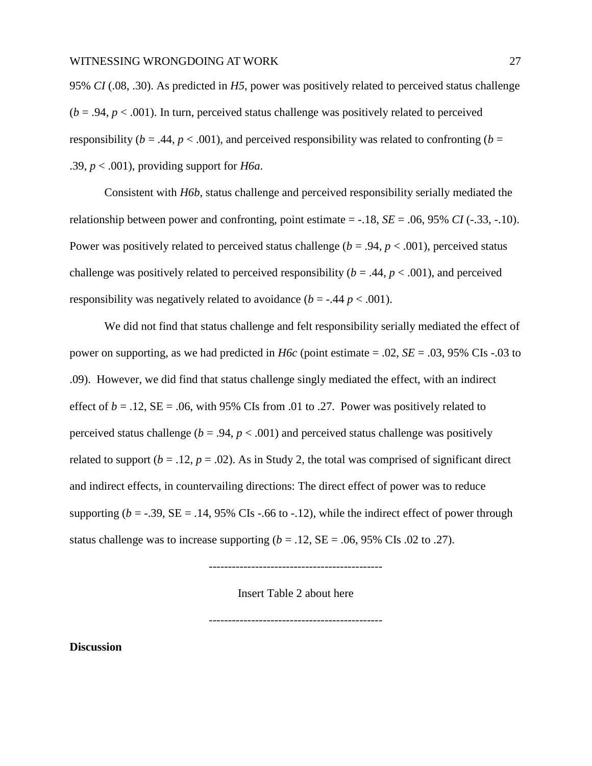95% *CI* (.08, .30). As predicted in *H5*, power was positively related to perceived status challenge ($b = .94$, $p < .001$). In turn, perceived status challenge was positively related to perceived responsibility ($b = .44$, $p < .001$), and perceived responsibility was related to confronting ($b = .39$, $p < .001$), providing support for *H6a*.

Consistent with *H6b*, status challenge and perceived responsibility serially mediated the relationship between power and confronting, point estimate = -.18, *SE* = .06, 95% *CI* (-.33, -.10). Power was positively related to perceived status challenge ($b = .94$, $p < .001$), perceived status challenge was positively related to perceived responsibility ($b = .44$, $p < .001$), and perceived responsibility was negatively related to avoidance ($b = -.44$ $p < .001$).

We did not find that status challenge and felt responsibility serially mediated the effect of power on supporting, as we had predicted in *H6c* (point estimate = .02, *SE* = .03, 95% CIs -.03 to .09). However, we did find that status challenge singly mediated the effect, with an indirect effect of $b = .12$, SE = .06, with 95% CIs from .01 to .27. Power was positively related to perceived status challenge ($b = .94$, $p < .001$) and perceived status challenge was positively related to support ($b = .12$, $p = .02$). As in Study 2, the total was comprised of significant direct and indirect effects, in countervailing directions: The direct effect of power was to reduce supporting ($b = -.39$, SE = .14, 95% CIs -.66 to -.12), while the indirect effect of power through status challenge was to increase supporting ($b = .12$, SE = .06, 95% CIs .02 to .27).

---------------------------------------------

Insert Table 2 about here

---------------------------------------------

**Discussion**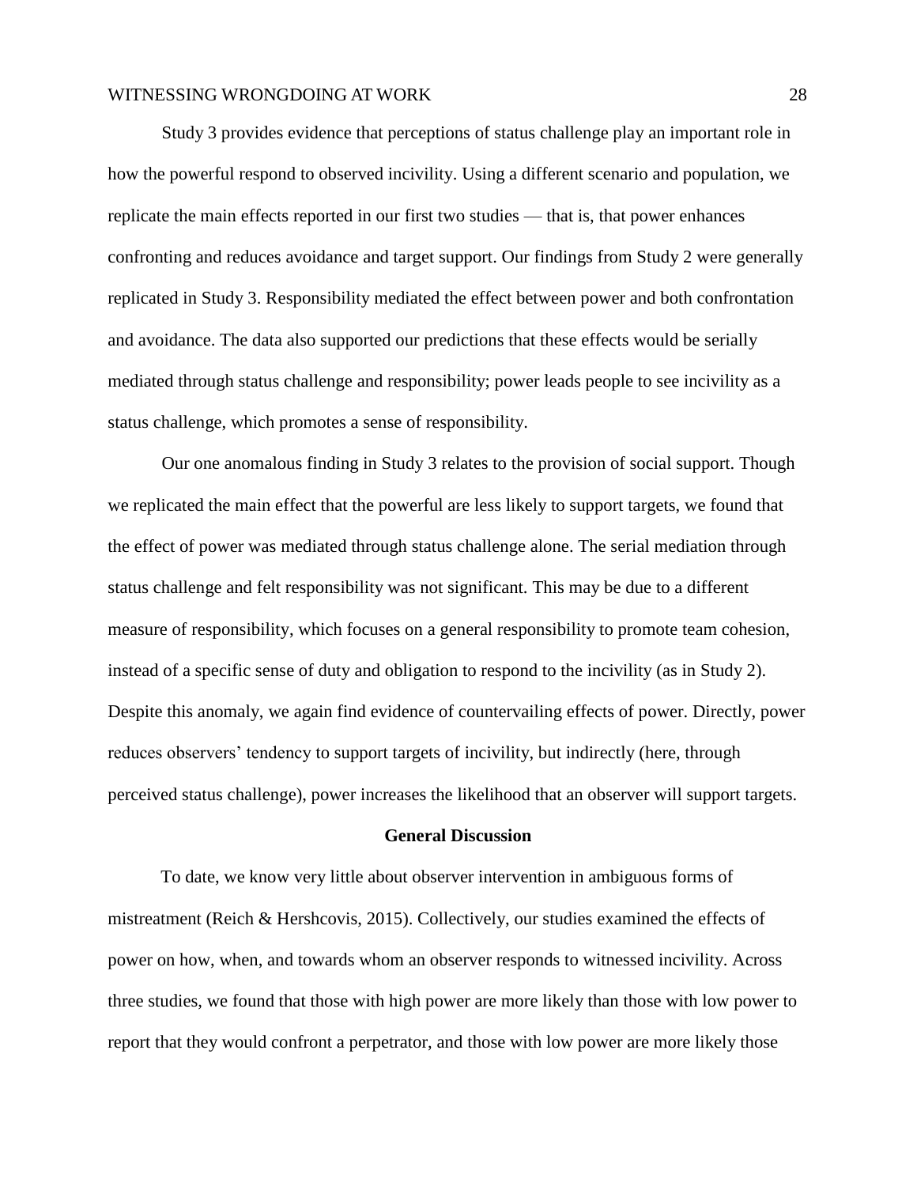Study 3 provides evidence that perceptions of status challenge play an important role in how the powerful respond to observed incivility. Using a different scenario and population, we replicate the main effects reported in our first two studies — that is, that power enhances confronting and reduces avoidance and target support. Our findings from Study 2 were generally replicated in Study 3. Responsibility mediated the effect between power and both confrontation and avoidance. The data also supported our predictions that these effects would be serially mediated through status challenge and responsibility; power leads people to see incivility as a status challenge, which promotes a sense of responsibility.

Our one anomalous finding in Study 3 relates to the provision of social support. Though we replicated the main effect that the powerful are less likely to support targets, we found that the effect of power was mediated through status challenge alone. The serial mediation through status challenge and felt responsibility was not significant. This may be due to a different measure of responsibility, which focuses on a general responsibility to promote team cohesion, instead of a specific sense of duty and obligation to respond to the incivility (as in Study 2). Despite this anomaly, we again find evidence of countervailing effects of power. Directly, power reduces observers' tendency to support targets of incivility, but indirectly (here, through perceived status challenge), power increases the likelihood that an observer will support targets.

## General Discussion

To date, we know very little about observer intervention in ambiguous forms of mistreatment (Reich & Hershcovis, 2015). Collectively, our studies examined the effects of power on how, when, and towards whom an observer responds to witnessed incivility. Across three studies, we found that those with high power are more likely than those with low power to report that they would confront a perpetrator, and those with low power are more likely those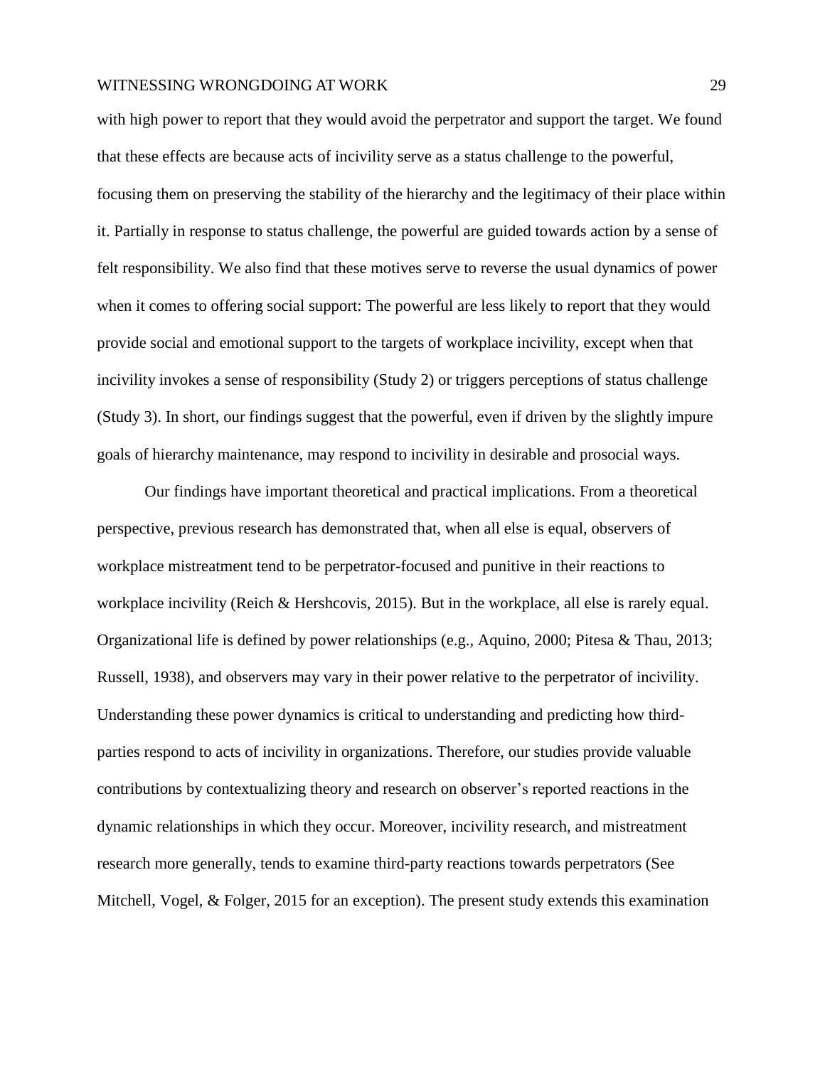with high power to report that they would avoid the perpetrator and support the target. We found that these effects are because acts of incivility serve as a status challenge to the powerful, focusing them on preserving the stability of the hierarchy and the legitimacy of their place within it. Partially in response to status challenge, the powerful are guided towards action by a sense of felt responsibility. We also find that these motives serve to reverse the usual dynamics of power when it comes to offering social support: The powerful are less likely to report that they would provide social and emotional support to the targets of workplace incivility, except when that incivility invokes a sense of responsibility (Study 2) or triggers perceptions of status challenge (Study 3). In short, our findings suggest that the powerful, even if driven by the slightly impure goals of hierarchy maintenance, may respond to incivility in desirable and prosocial ways.

Our findings have important theoretical and practical implications. From a theoretical perspective, previous research has demonstrated that, when all else is equal, observers of workplace mistreatment tend to be perpetrator-focused and punitive in their reactions to workplace incivility (Reich & Hershcovis, 2015). But in the workplace, all else is rarely equal. Organizational life is defined by power relationships (e.g., Aquino, 2000; Pitesa & Thau, 2013; Russell, 1938), and observers may vary in their power relative to the perpetrator of incivility. Understanding these power dynamics is critical to understanding and predicting how third-parties respond to acts of incivility in organizations. Therefore, our studies provide valuable contributions by contextualizing theory and research on observer's reported reactions in the dynamic relationships in which they occur. Moreover, incivility research, and mistreatment research more generally, tends to examine third-party reactions towards perpetrators (See Mitchell, Vogel, & Folger, 2015 for an exception). The present study extends this examination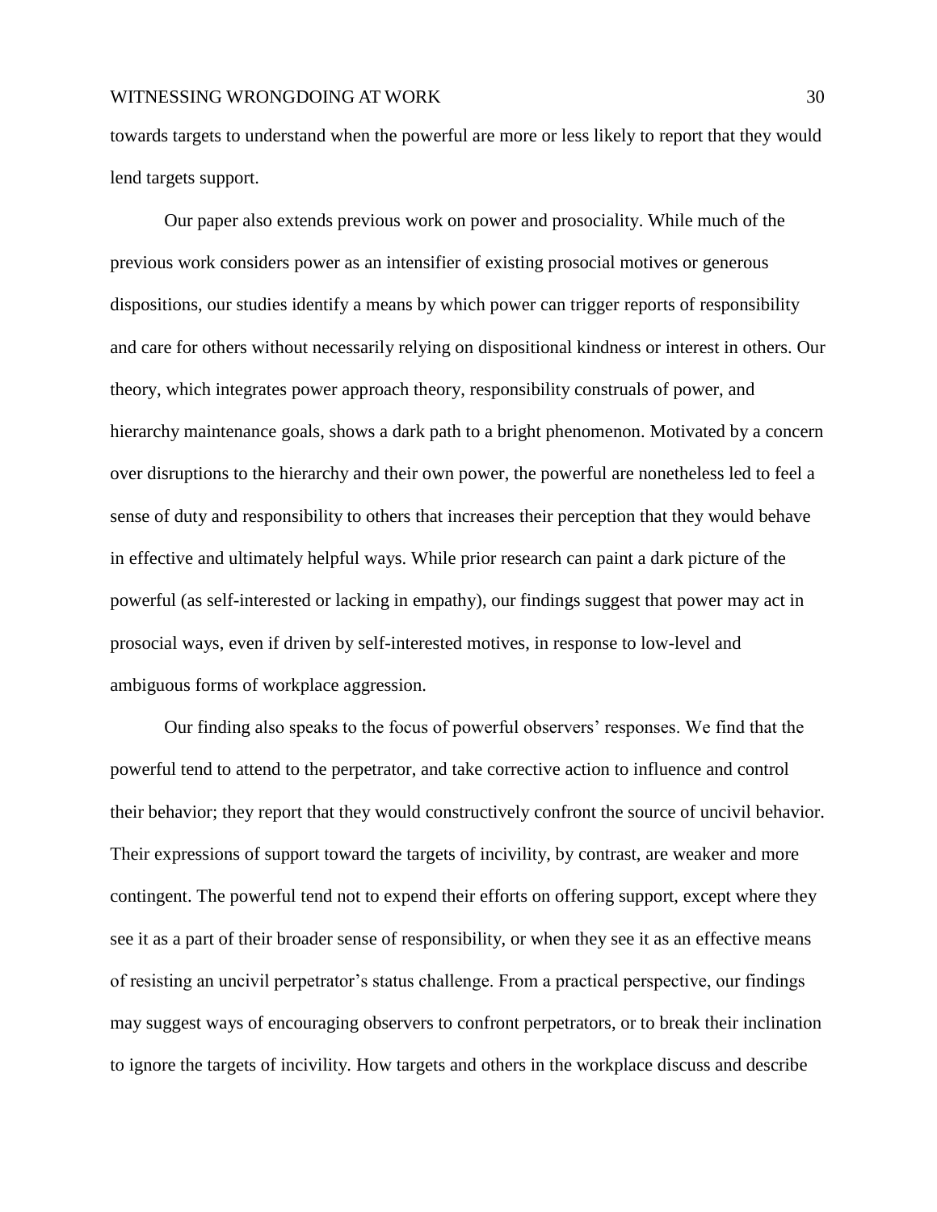towards targets to understand when the powerful are more or less likely to report that they would lend targets support.

Our paper also extends previous work on power and prosociality. While much of the previous work considers power as an intensifier of existing prosocial motives or generous dispositions, our studies identify a means by which power can trigger reports of responsibility and care for others without necessarily relying on dispositional kindness or interest in others. Our theory, which integrates power approach theory, responsibility construals of power, and hierarchy maintenance goals, shows a dark path to a bright phenomenon. Motivated by a concern over disruptions to the hierarchy and their own power, the powerful are nonetheless led to feel a sense of duty and responsibility to others that increases their perception that they would behave in effective and ultimately helpful ways. While prior research can paint a dark picture of the powerful (as self-interested or lacking in empathy), our findings suggest that power may act in prosocial ways, even if driven by self-interested motives, in response to low-level and ambiguous forms of workplace aggression.

Our finding also speaks to the focus of powerful observers' responses. We find that the powerful tend to attend to the perpetrator, and take corrective action to influence and control their behavior; they report that they would constructively confront the source of uncivil behavior. Their expressions of support toward the targets of incivility, by contrast, are weaker and more contingent. The powerful tend not to expend their efforts on offering support, except where they see it as a part of their broader sense of responsibility, or when they see it as an effective means of resisting an uncivil perpetrator's status challenge. From a practical perspective, our findings may suggest ways of encouraging observers to confront perpetrators, or to break their inclination to ignore the targets of incivility. How targets and others in the workplace discuss and describe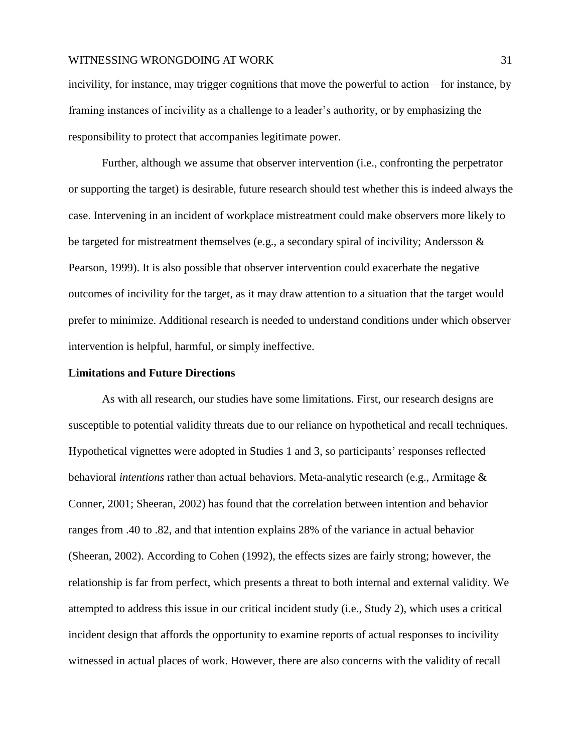incivility, for instance, may trigger cognitions that move the powerful to action—for instance, by framing instances of incivility as a challenge to a leader's authority, or by emphasizing the responsibility to protect that accompanies legitimate power.

Further, although we assume that observer intervention (i.e., confronting the perpetrator or supporting the target) is desirable, future research should test whether this is indeed always the case. Intervening in an incident of workplace mistreatment could make observers more likely to be targeted for mistreatment themselves (e.g., a secondary spiral of incivility; Andersson & Pearson, 1999). It is also possible that observer intervention could exacerbate the negative outcomes of incivility for the target, as it may draw attention to a situation that the target would prefer to minimize. Additional research is needed to understand conditions under which observer intervention is helpful, harmful, or simply ineffective.

**Limitations and Future Directions**

As with all research, our studies have some limitations. First, our research designs are susceptible to potential validity threats due to our reliance on hypothetical and recall techniques. Hypothetical vignettes were adopted in Studies 1 and 3, so participants' responses reflected behavioral *intentions* rather than actual behaviors. Meta-analytic research (e.g., Armitage & Conner, 2001; Sheeran, 2002) has found that the correlation between intention and behavior ranges from .40 to .82, and that intention explains 28% of the variance in actual behavior (Sheeran, 2002). According to Cohen (1992), the effects sizes are fairly strong; however, the relationship is far from perfect, which presents a threat to both internal and external validity. We attempted to address this issue in our critical incident study (i.e., Study 2), which uses a critical incident design that affords the opportunity to examine reports of actual responses to incivility witnessed in actual places of work. However, there are also concerns with the validity of recall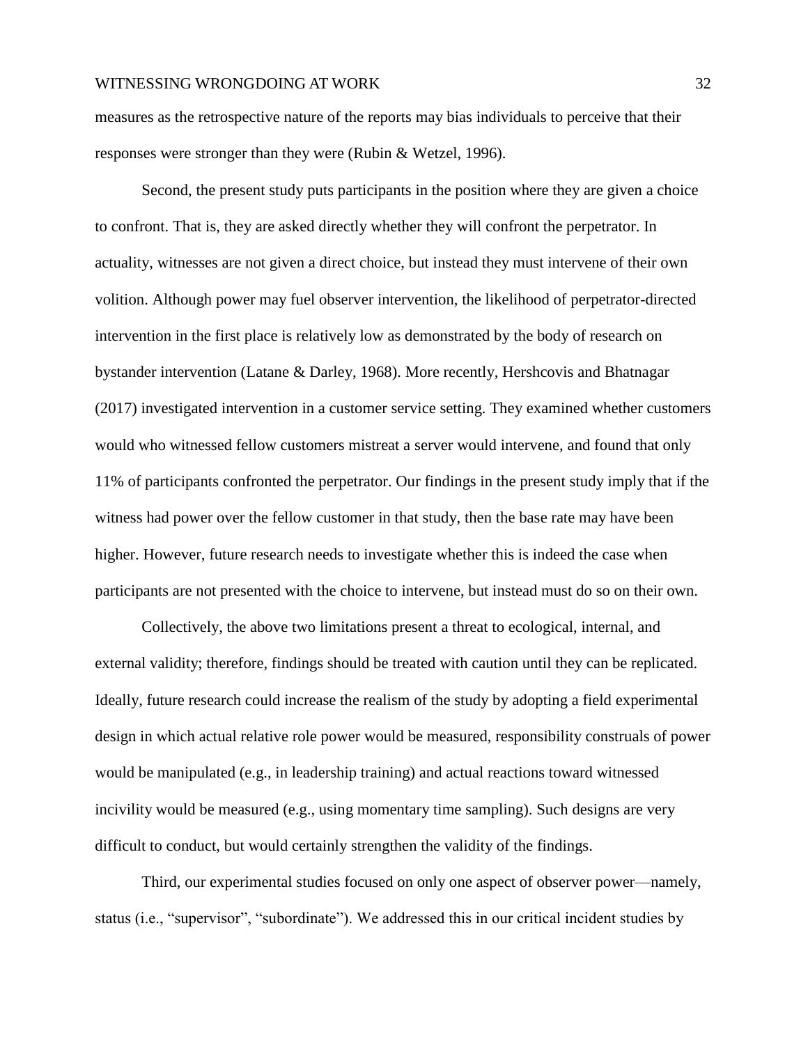measures as the retrospective nature of the reports may bias individuals to perceive that their responses were stronger than they were (Rubin & Wetzel, 1996).

Second, the present study puts participants in the position where they are given a choice to confront. That is, they are asked directly whether they will confront the perpetrator. In actuality, witnesses are not given a direct choice, but instead they must intervene of their own volition. Although power may fuel observer intervention, the likelihood of perpetrator-directed intervention in the first place is relatively low as demonstrated by the body of research on bystander intervention (Latane & Darley, 1968). More recently, Hershcovis and Bhatnagar (2017) investigated intervention in a customer service setting. They examined whether customers would who witnessed fellow customers mistreat a server would intervene, and found that only 11% of participants confronted the perpetrator. Our findings in the present study imply that if the witness had power over the fellow customer in that study, then the base rate may have been higher. However, future research needs to investigate whether this is indeed the case when participants are not presented with the choice to intervene, but instead must do so on their own.

Collectively, the above two limitations present a threat to ecological, internal, and external validity; therefore, findings should be treated with caution until they can be replicated. Ideally, future research could increase the realism of the study by adopting a field experimental design in which actual relative role power would be measured, responsibility construals of power would be manipulated (e.g., in leadership training) and actual reactions toward witnessed incivility would be measured (e.g., using momentary time sampling). Such designs are very difficult to conduct, but would certainly strengthen the validity of the findings.

Third, our experimental studies focused on only one aspect of observer power—namely, status (i.e., "supervisor", "subordinate"). We addressed this in our critical incident studies by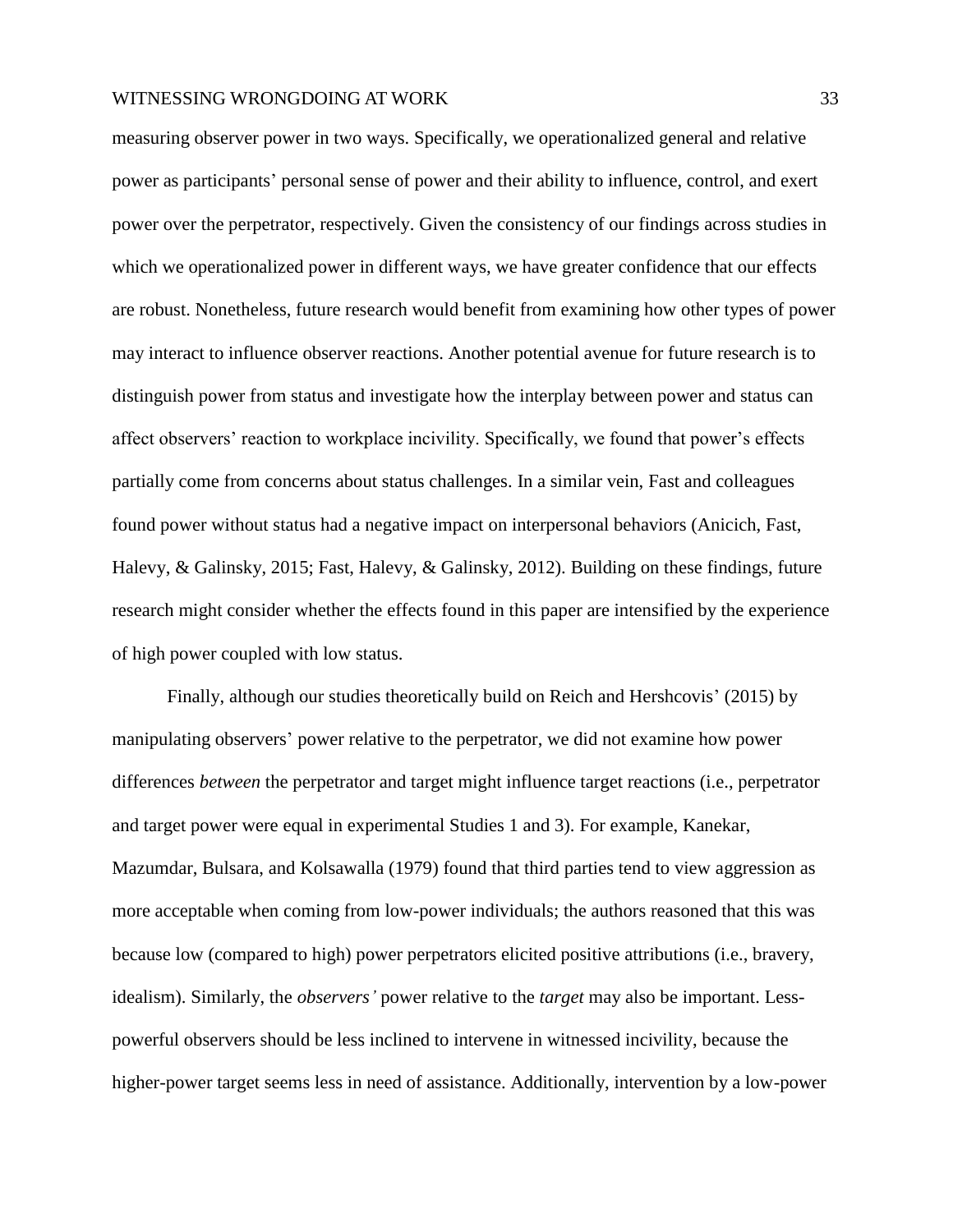measuring observer power in two ways. Specifically, we operationalized general and relative power as participants' personal sense of power and their ability to influence, control, and exert power over the perpetrator, respectively. Given the consistency of our findings across studies in which we operationalized power in different ways, we have greater confidence that our effects are robust. Nonetheless, future research would benefit from examining how other types of power may interact to influence observer reactions. Another potential avenue for future research is to distinguish power from status and investigate how the interplay between power and status can affect observers' reaction to workplace incivility. Specifically, we found that power's effects partially come from concerns about status challenges. In a similar vein, Fast and colleagues found power without status had a negative impact on interpersonal behaviors (Anicich, Fast, Halevy, & Galinsky, 2015; Fast, Halevy, & Galinsky, 2012). Building on these findings, future research might consider whether the effects found in this paper are intensified by the experience of high power coupled with low status.

Finally, although our studies theoretically build on Reich and Hershcovis' (2015) by manipulating observers' power relative to the perpetrator, we did not examine how power differences *between* the perpetrator and target might influence target reactions (i.e., perpetrator and target power were equal in experimental Studies 1 and 3). For example, Kanekar, Mazumdar, Bulsara, and Kolsawalla (1979) found that third parties tend to view aggression as more acceptable when coming from low-power individuals; the authors reasoned that this was because low (compared to high) power perpetrators elicited positive attributions (i.e., bravery, idealism). Similarly, the *observers'* power relative to the *target* may also be important. Less-powerful observers should be less inclined to intervene in witnessed incivility, because the higher-power target seems less in need of assistance. Additionally, intervention by a low-power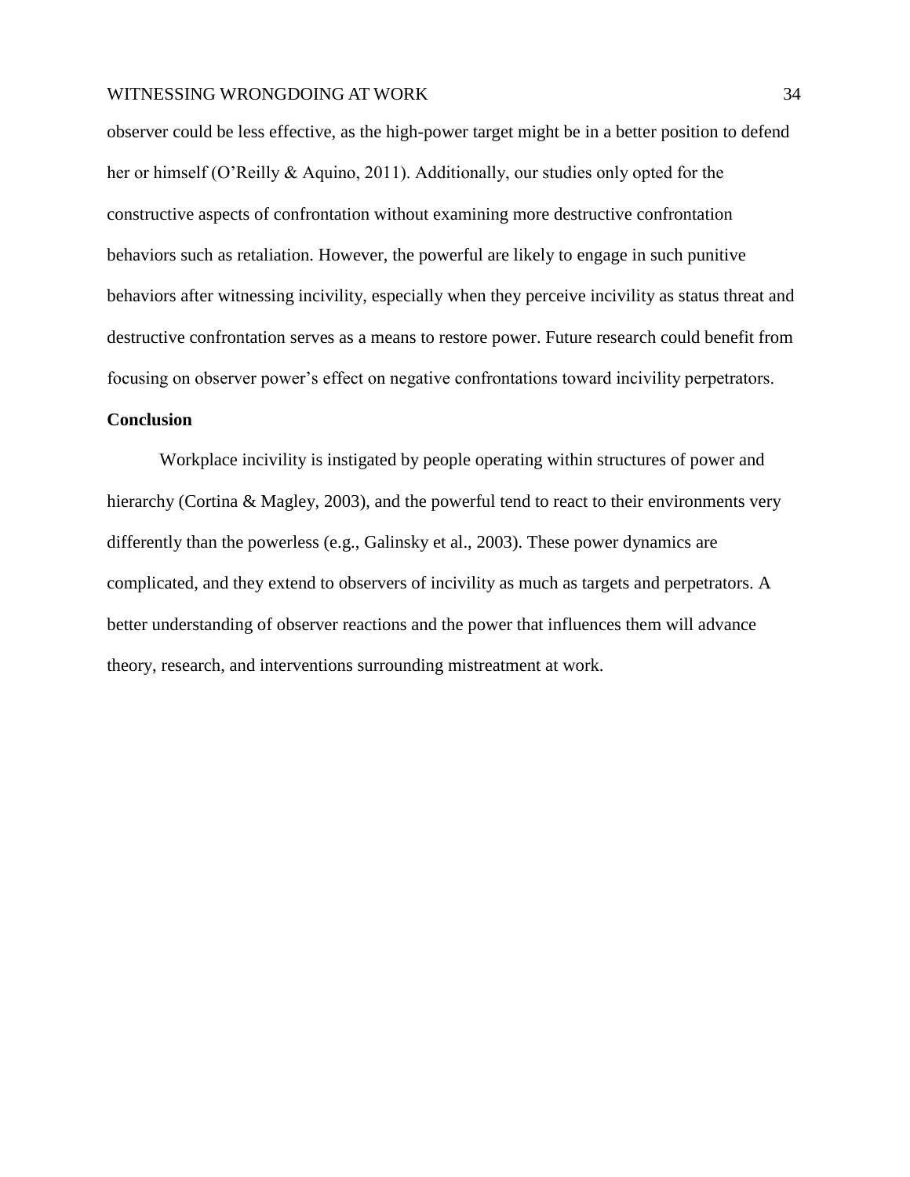observer could be less effective, as the high-power target might be in a better position to defend her or himself (O'Reilly & Aquino, 2011). Additionally, our studies only opted for the constructive aspects of confrontation without examining more destructive confrontation behaviors such as retaliation. However, the powerful are likely to engage in such punitive behaviors after witnessing incivility, especially when they perceive incivility as status threat and destructive confrontation serves as a means to restore power. Future research could benefit from focusing on observer power's effect on negative confrontations toward incivility perpetrators.

## Conclusion

Workplace incivility is instigated by people operating within structures of power and hierarchy (Cortina & Magley, 2003), and the powerful tend to react to their environments very differently than the powerless (e.g., Galinsky et al., 2003). These power dynamics are complicated, and they extend to observers of incivility as much as targets and perpetrators. A better understanding of observer reactions and the power that influences them will advance theory, research, and interventions surrounding mistreatment at work.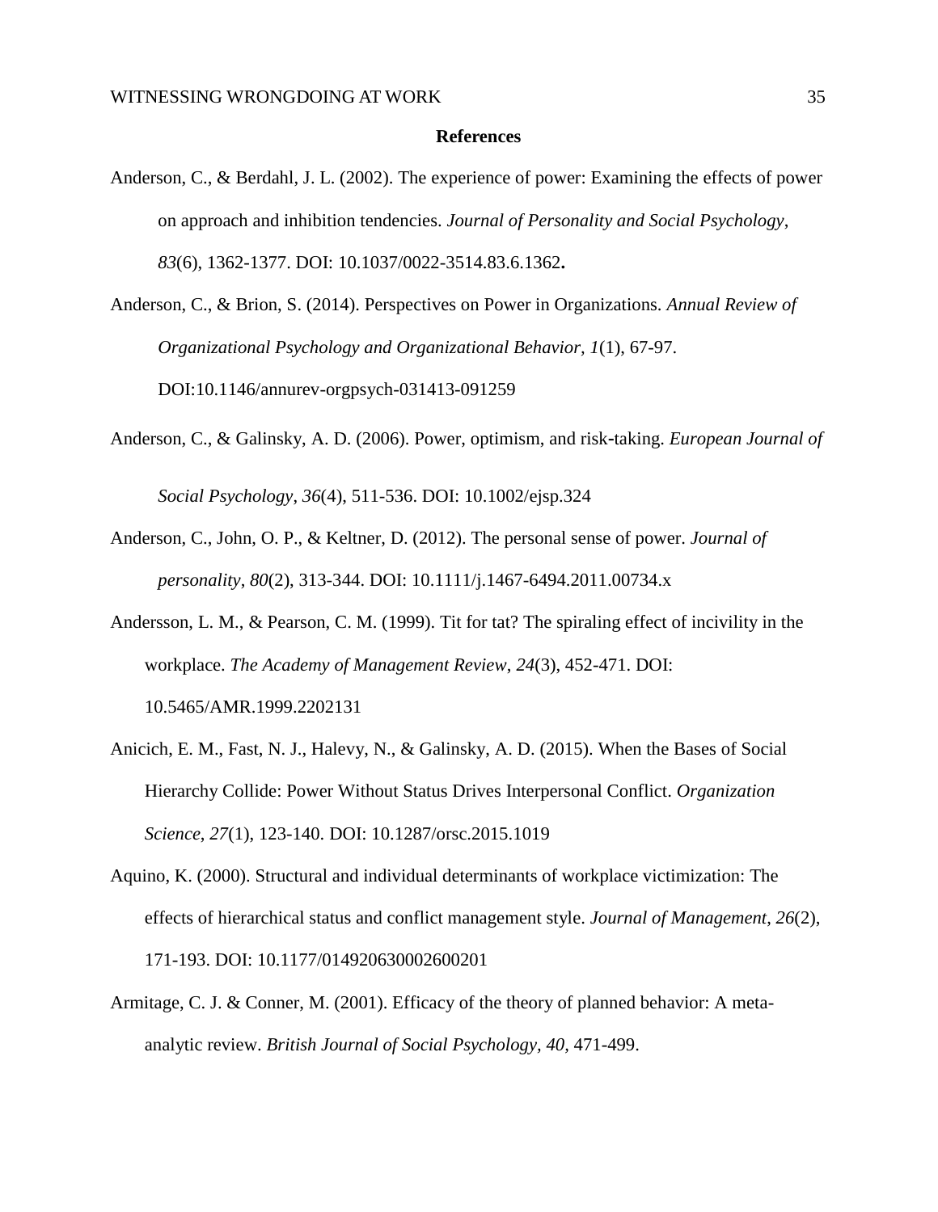## References

Anderson, C., & Berdahl, J. L. (2002). The experience of power: Examining the effects of power on approach and inhibition tendencies. *Journal of Personality and Social Psychology*, *83*(6), 1362-1377. DOI: 10.1037/0022-3514.83.6.1362**.**

Anderson, C., & Brion, S. (2014). Perspectives on Power in Organizations. *Annual Review of Organizational Psychology and Organizational Behavior, 1*(1), 67-97. DOI:10.1146/annurev-orgpsych-031413-091259

Anderson, C., & Galinsky, A. D. (2006). Power, optimism, and risk‐taking. *European Journal of Social Psychology*, *36*(4), 511-536. DOI: 10.1002/ejsp.324

Anderson, C., John, O. P., & Keltner, D. (2012). The personal sense of power. *Journal of personality*, *80*(2), 313-344. DOI: 10.1111/j.1467-6494.2011.00734.x

Andersson, L. M., & Pearson, C. M. (1999). Tit for tat? The spiraling effect of incivility in the workplace. *The Academy of Management Review*, *24*(3), 452-471. DOI: 10.5465/AMR.1999.2202131

Anicich, E. M., Fast, N. J., Halevy, N., & Galinsky, A. D. (2015). When the Bases of Social Hierarchy Collide: Power Without Status Drives Interpersonal Conflict. *Organization Science*, *27*(1), 123-140. DOI: 10.1287/orsc.2015.1019

Aquino, K. (2000). Structural and individual determinants of workplace victimization: The effects of hierarchical status and conflict management style. *Journal of Management*, *26*(2), 171-193. DOI: 10.1177/014920630002600201

Armitage, C. J. & Conner, M. (2001). Efficacy of the theory of planned behavior: A meta-analytic review. *British Journal of Social Psychology*, *40*, 471-499.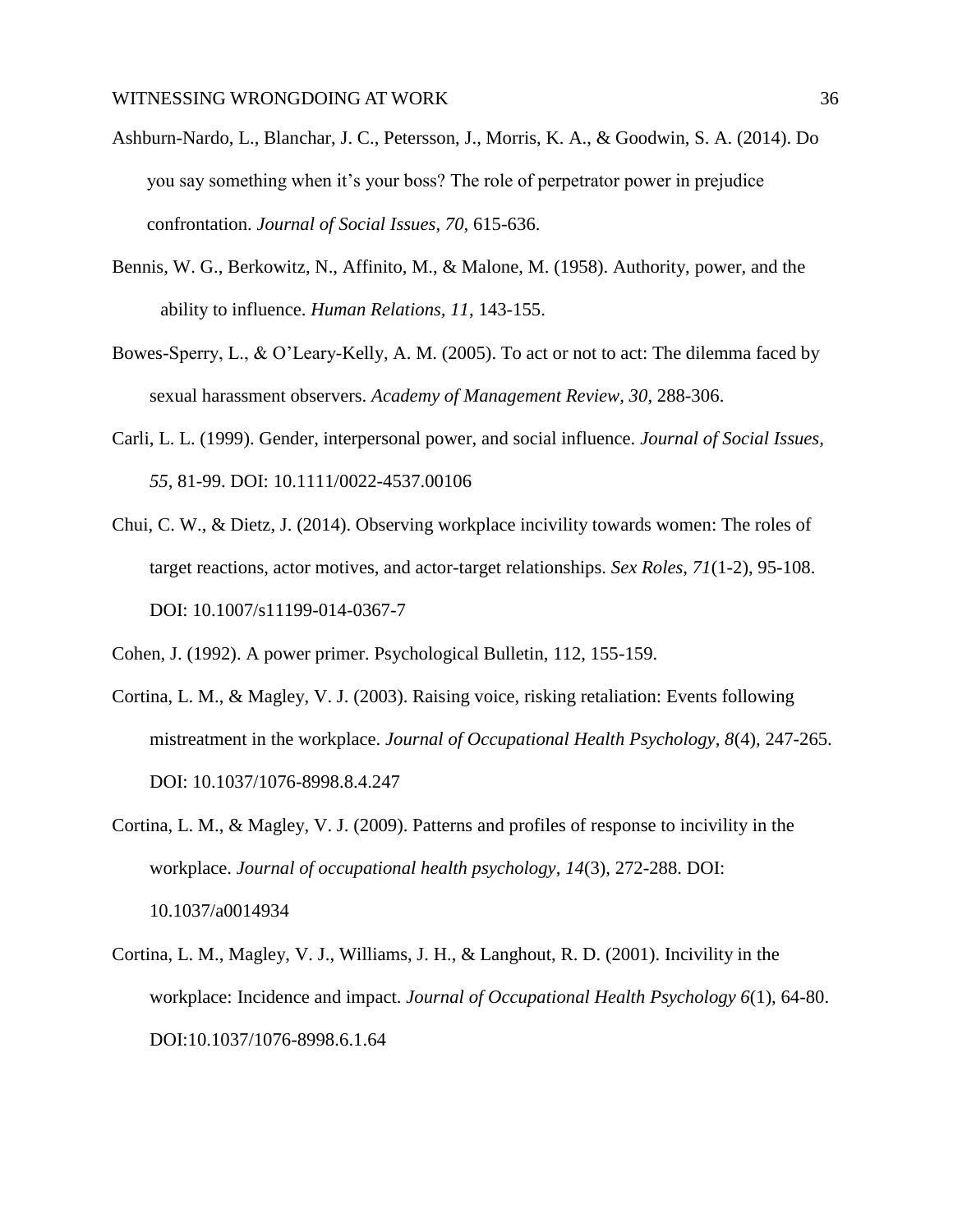Ashburn-Nardo, L., Blanchar, J. C., Petersson, J., Morris, K. A., & Goodwin, S. A. (2014). Do you say something when it's your boss? The role of perpetrator power in prejudice confrontation. *Journal of Social Issues, 70*, 615-636.

Bennis, W. G., Berkowitz, N., Affinito, M., & Malone, M. (1958). Authority, power, and the ability to influence. *Human Relations, 11*, 143-155.

Bowes-Sperry, L., & O'Leary-Kelly, A. M. (2005). To act or not to act: The dilemma faced by sexual harassment observers. *Academy of Management Review, 30*, 288-306.

Carli, L. L. (1999). Gender, interpersonal power, and social influence. *Journal of Social Issues, 55*, 81-99. DOI: 10.1111/0022-4537.00106

Chui, C. W., & Dietz, J. (2014). Observing workplace incivility towards women: The roles of target reactions, actor motives, and actor-target relationships. *Sex Roles*, *71*(1-2), 95-108. DOI: 10.1007/s11199-014-0367-7

Cohen, J. (1992). A power primer. Psychological Bulletin, 112, 155-159.

Cortina, L. M., & Magley, V. J. (2003). Raising voice, risking retaliation: Events following mistreatment in the workplace. *Journal of Occupational Health Psychology*, *8*(4), 247-265. DOI: 10.1037/1076-8998.8.4.247

Cortina, L. M., & Magley, V. J. (2009). Patterns and profiles of response to incivility in the workplace. *Journal of occupational health psychology*, *14*(3), 272-288. DOI: 10.1037/a0014934

Cortina, L. M., Magley, V. J., Williams, J. H., & Langhout, R. D. (2001). Incivility in the workplace: Incidence and impact. *Journal of Occupational Health Psychology 6*(1), 64-80. DOI:10.1037/1076-8998.6.1.64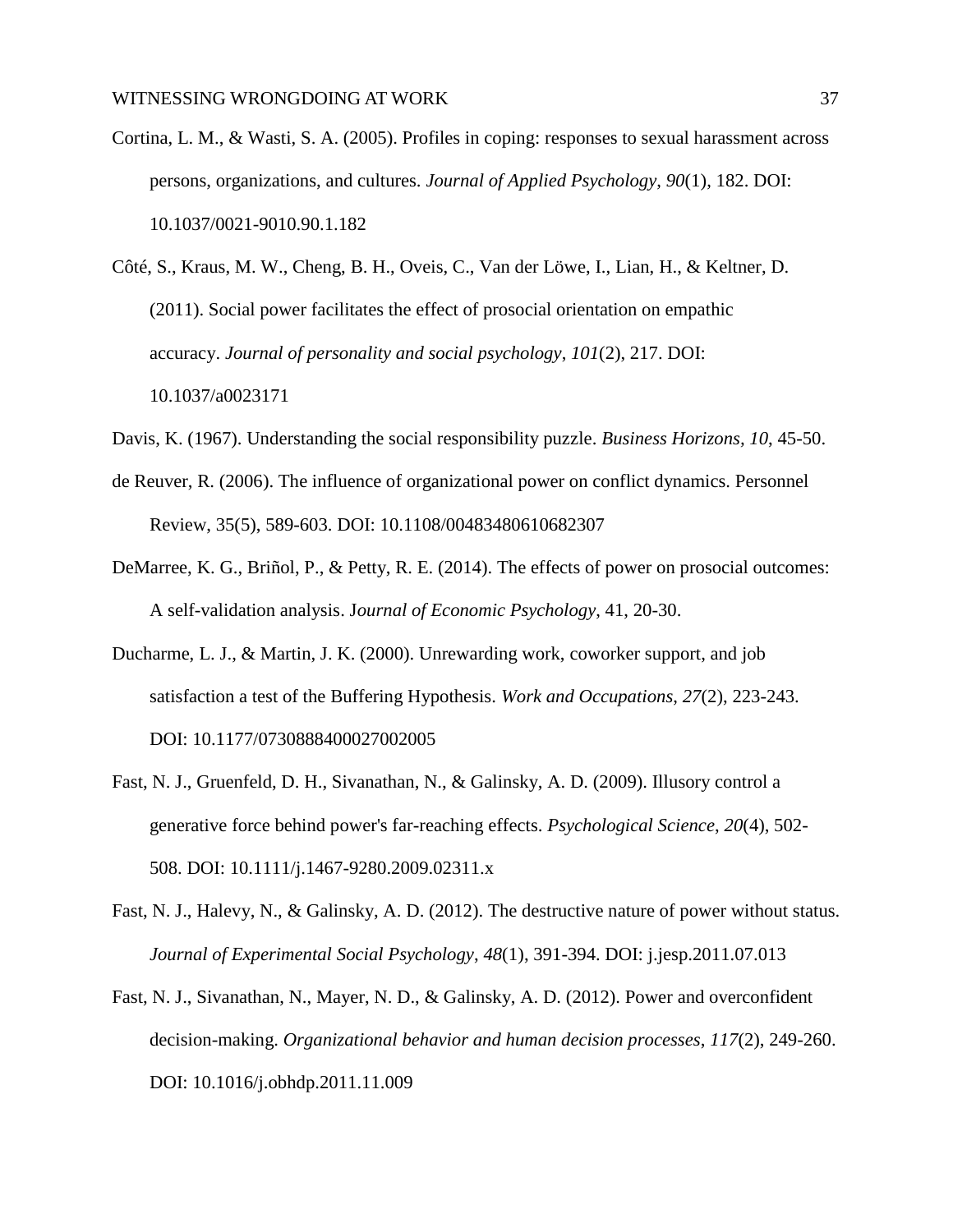Cortina, L. M., & Wasti, S. A. (2005). Profiles in coping: responses to sexual harassment across persons, organizations, and cultures. *Journal of Applied Psychology*, *90*(1), 182. DOI: 10.1037/0021-9010.90.1.182

Côté, S., Kraus, M. W., Cheng, B. H., Oveis, C., Van der Löwe, I., Lian, H., & Keltner, D. (2011). Social power facilitates the effect of prosocial orientation on empathic accuracy. *Journal of personality and social psychology*, *101*(2), 217. DOI: 10.1037/a0023171

Davis, K. (1967). Understanding the social responsibility puzzle. *Business Horizons, 10*, 45-50.

de Reuver, R. (2006). The influence of organizational power on conflict dynamics. Personnel Review, 35(5), 589-603. DOI: 10.1108/00483480610682307

DeMarree, K. G., Briñol, P., & Petty, R. E. (2014). The effects of power on prosocial outcomes: A self-validation analysis. J*ournal of Economic Psychology*, 41, 20-30.

Ducharme, L. J., & Martin, J. K. (2000). Unrewarding work, coworker support, and job satisfaction a test of the Buffering Hypothesis. *Work and Occupations*, *27*(2), 223-243. DOI: 10.1177/0730888400027002005

Fast, N. J., Gruenfeld, D. H., Sivanathan, N., & Galinsky, A. D. (2009). Illusory control a generative force behind power's far-reaching effects. *Psychological Science*, *20*(4), 502-508. DOI: 10.1111/j.1467-9280.2009.02311.x

Fast, N. J., Halevy, N., & Galinsky, A. D. (2012). The destructive nature of power without status. *Journal of Experimental Social Psychology*, *48*(1), 391-394. DOI: j.jesp.2011.07.013

Fast, N. J., Sivanathan, N., Mayer, N. D., & Galinsky, A. D. (2012). Power and overconfident decision-making. *Organizational behavior and human decision processes*, *117*(2), 249-260. DOI: 10.1016/j.obhdp.2011.11.009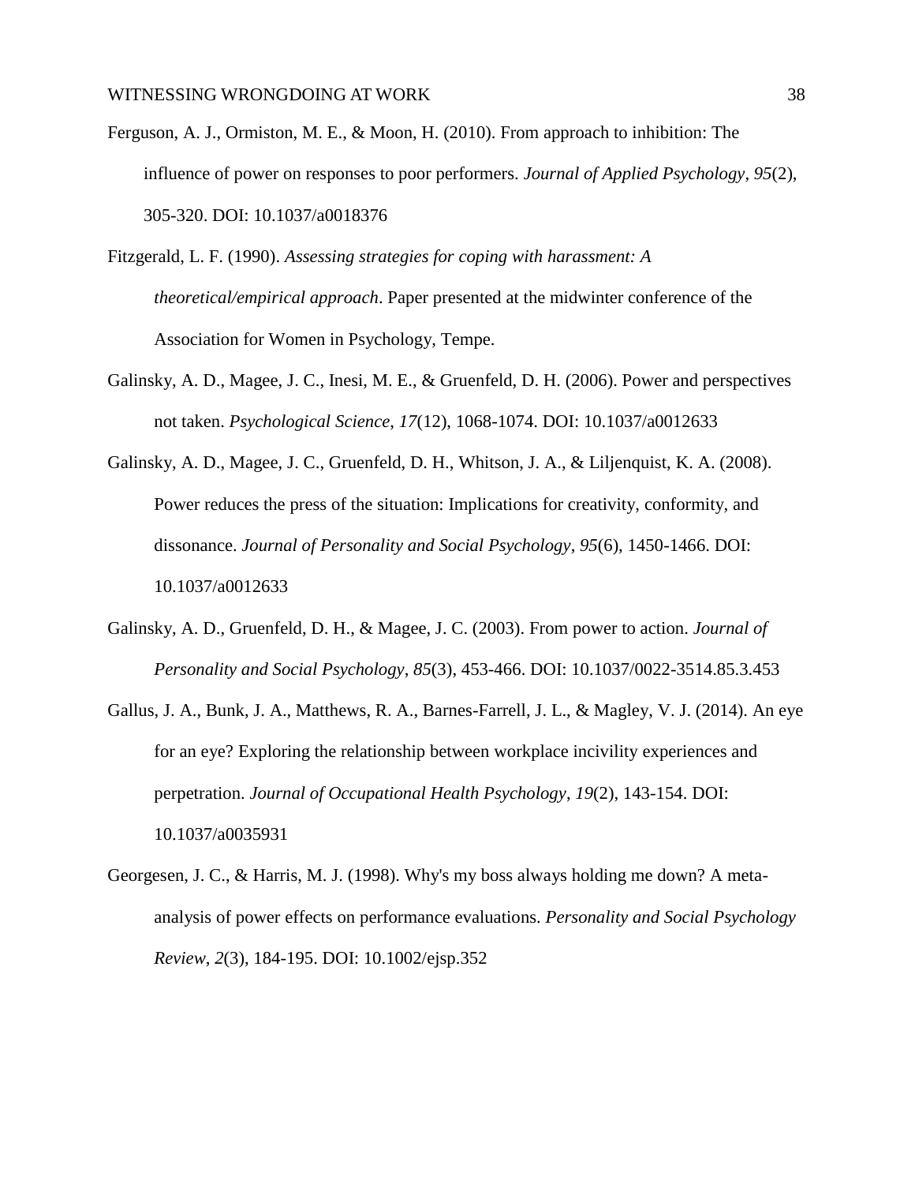Ferguson, A. J., Ormiston, M. E., & Moon, H. (2010). From approach to inhibition: The influence of power on responses to poor performers. *Journal of Applied Psychology*, *95*(2), 305-320. DOI: 10.1037/a0018376

Fitzgerald, L. F. (1990). *Assessing strategies for coping with harassment: A theoretical/empirical approach*. Paper presented at the midwinter conference of the Association for Women in Psychology, Tempe.

Galinsky, A. D., Magee, J. C., Inesi, M. E., & Gruenfeld, D. H. (2006). Power and perspectives not taken. *Psychological Science*, *17*(12), 1068-1074. DOI: 10.1037/a0012633

Galinsky, A. D., Magee, J. C., Gruenfeld, D. H., Whitson, J. A., & Liljenquist, K. A. (2008). Power reduces the press of the situation: Implications for creativity, conformity, and dissonance. *Journal of Personality and Social Psychology*, *95*(6), 1450-1466. DOI: 10.1037/a0012633

Galinsky, A. D., Gruenfeld, D. H., & Magee, J. C. (2003). From power to action. *Journal of Personality and Social Psychology*, *85*(3), 453-466. DOI: 10.1037/0022-3514.85.3.453

Gallus, J. A., Bunk, J. A., Matthews, R. A., Barnes-Farrell, J. L., & Magley, V. J. (2014). An eye for an eye? Exploring the relationship between workplace incivility experiences and perpetration. *Journal of Occupational Health Psychology*, *19*(2), 143-154. DOI: 10.1037/a0035931

Georgesen, J. C., & Harris, M. J. (1998). Why's my boss always holding me down? A meta-analysis of power effects on performance evaluations. *Personality and Social Psychology Review*, *2*(3), 184-195. DOI: 10.1002/ejsp.352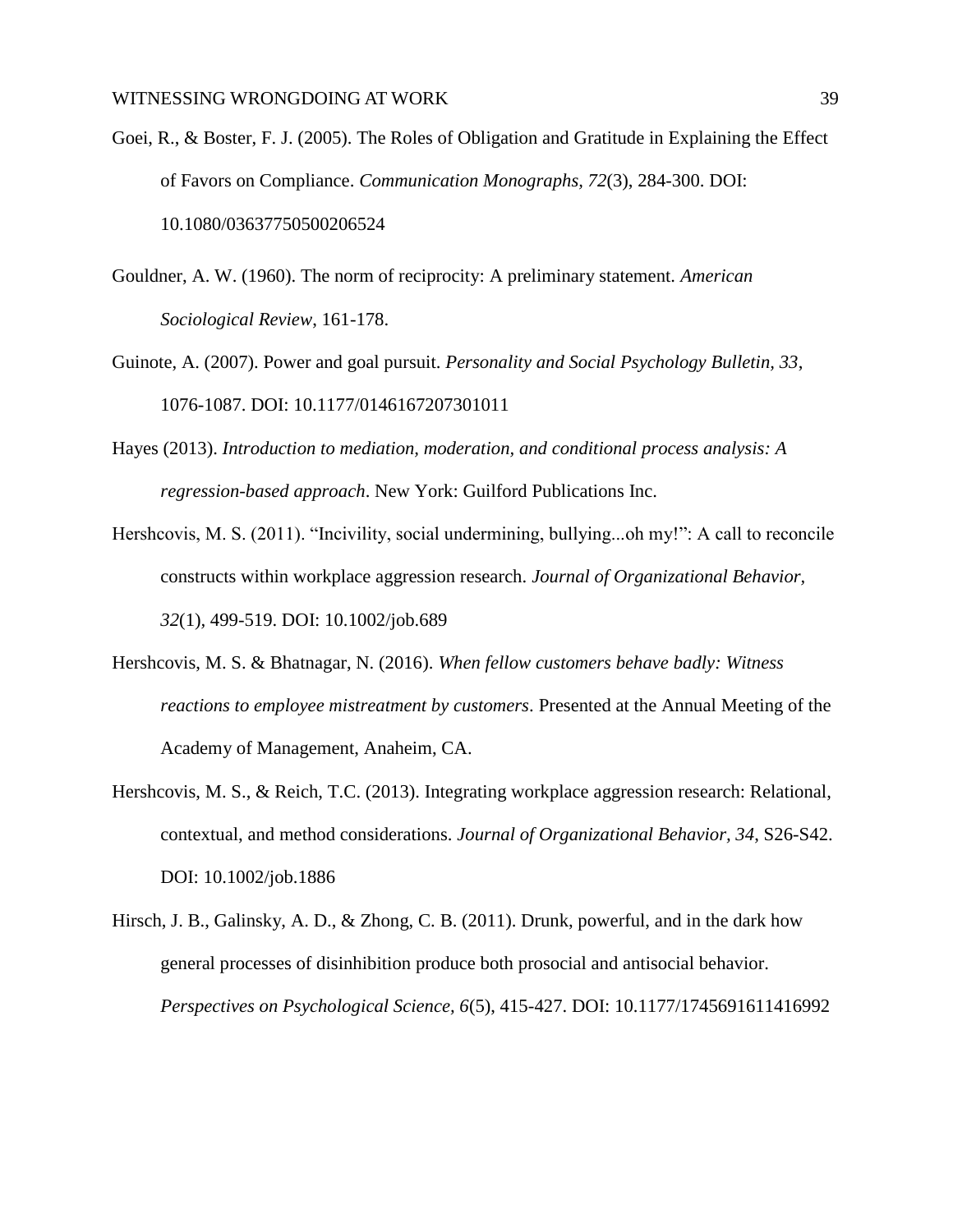Goei, R., & Boster, F. J. (2005). The Roles of Obligation and Gratitude in Explaining the Effect of Favors on Compliance. *Communication Monographs, 72*(3), 284-300. DOI: 10.1080/03637750500206524

Gouldner, A. W. (1960). The norm of reciprocity: A preliminary statement. *American Sociological Review*, 161-178.

Guinote, A. (2007). Power and goal pursuit. *Personality and Social Psychology Bulletin, 33*, 1076-1087. DOI: 10.1177/0146167207301011

Hayes (2013). *Introduction to mediation, moderation, and conditional process analysis: A regression-based approach*. New York: Guilford Publications Inc.

Hershcovis, M. S. (2011). "Incivility, social undermining, bullying...oh my!": A call to reconcile constructs within workplace aggression research. *Journal of Organizational Behavior, 32*(1), 499-519. DOI: 10.1002/job.689

Hershcovis, M. S. & Bhatnagar, N. (2016). *When fellow customers behave badly: Witness reactions to employee mistreatment by customers*. Presented at the Annual Meeting of the Academy of Management, Anaheim, CA.

Hershcovis, M. S., & Reich, T.C. (2013). Integrating workplace aggression research: Relational, contextual, and method considerations. *Journal of Organizational Behavior, 34*, S26-S42. DOI: 10.1002/job.1886

Hirsch, J. B., Galinsky, A. D., & Zhong, C. B. (2011). Drunk, powerful, and in the dark how general processes of disinhibition produce both prosocial and antisocial behavior. *Perspectives on Psychological Science, 6*(5), 415-427. DOI: 10.1177/1745691611416992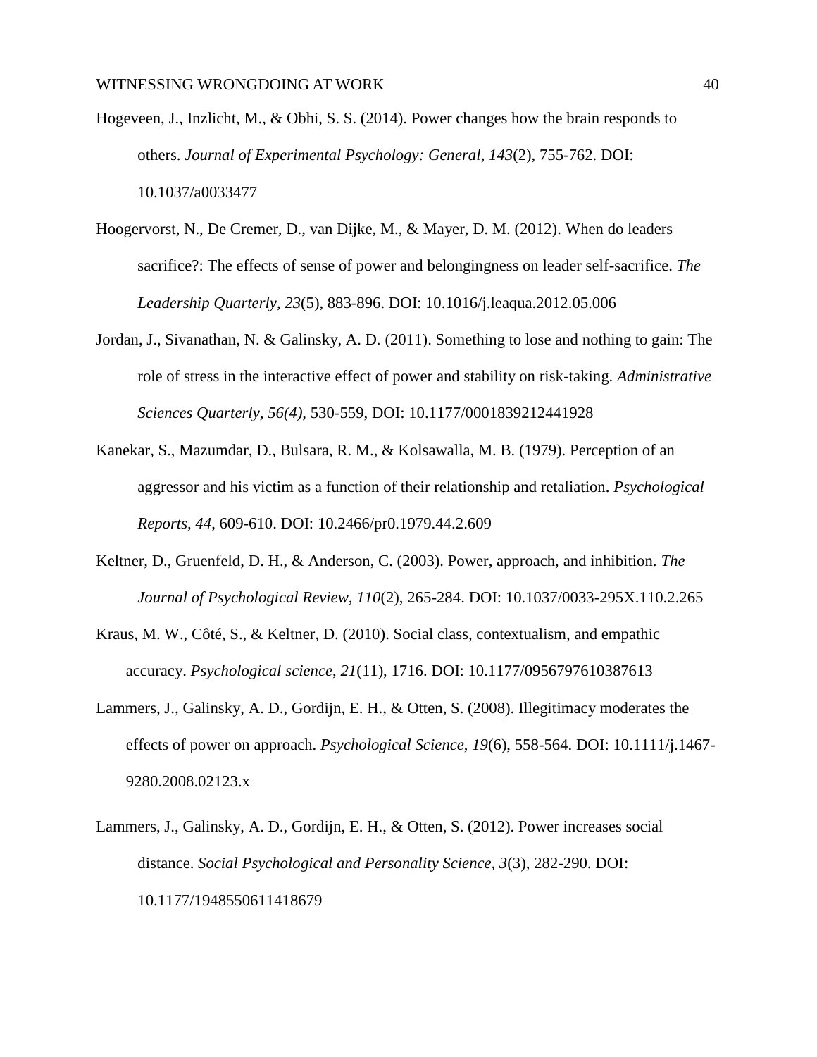Hogeveen, J., Inzlicht, M., & Obhi, S. S. (2014). Power changes how the brain responds to others. *Journal of Experimental Psychology: General*, *143*(2), 755-762. DOI: 10.1037/a0033477

Hoogervorst, N., De Cremer, D., van Dijke, M., & Mayer, D. M. (2012). When do leaders sacrifice?: The effects of sense of power and belongingness on leader self-sacrifice. *The Leadership Quarterly*, *23*(5), 883-896. DOI: 10.1016/j.leaqua.2012.05.006

Jordan, J., Sivanathan, N. & Galinsky, A. D. (2011). Something to lose and nothing to gain: The role of stress in the interactive effect of power and stability on risk-taking. *Administrative Sciences Quarterly, 56(4),* 530-559, DOI: 10.1177/0001839212441928

Kanekar, S., Mazumdar, D., Bulsara, R. M., & Kolsawalla, M. B. (1979). Perception of an aggressor and his victim as a function of their relationship and retaliation. *Psychological Reports, 44*, 609-610. DOI: 10.2466/pr0.1979.44.2.609

Keltner, D., Gruenfeld, D. H., & Anderson, C. (2003). Power, approach, and inhibition. *The Journal of Psychological Review, 110*(2), 265-284. DOI: 10.1037/0033-295X.110.2.265

Kraus, M. W., Côté, S., & Keltner, D. (2010). Social class, contextualism, and empathic accuracy. *Psychological science*, *21*(11), 1716. DOI: 10.1177/0956797610387613

Lammers, J., Galinsky, A. D., Gordijn, E. H., & Otten, S. (2008). Illegitimacy moderates the effects of power on approach. *Psychological Science*, *19*(6), 558-564. DOI: 10.1111/j.1467-9280.2008.02123.x

Lammers, J., Galinsky, A. D., Gordijn, E. H., & Otten, S. (2012). Power increases social distance. *Social Psychological and Personality Science, 3*(3), 282-290. DOI: 10.1177/1948550611418679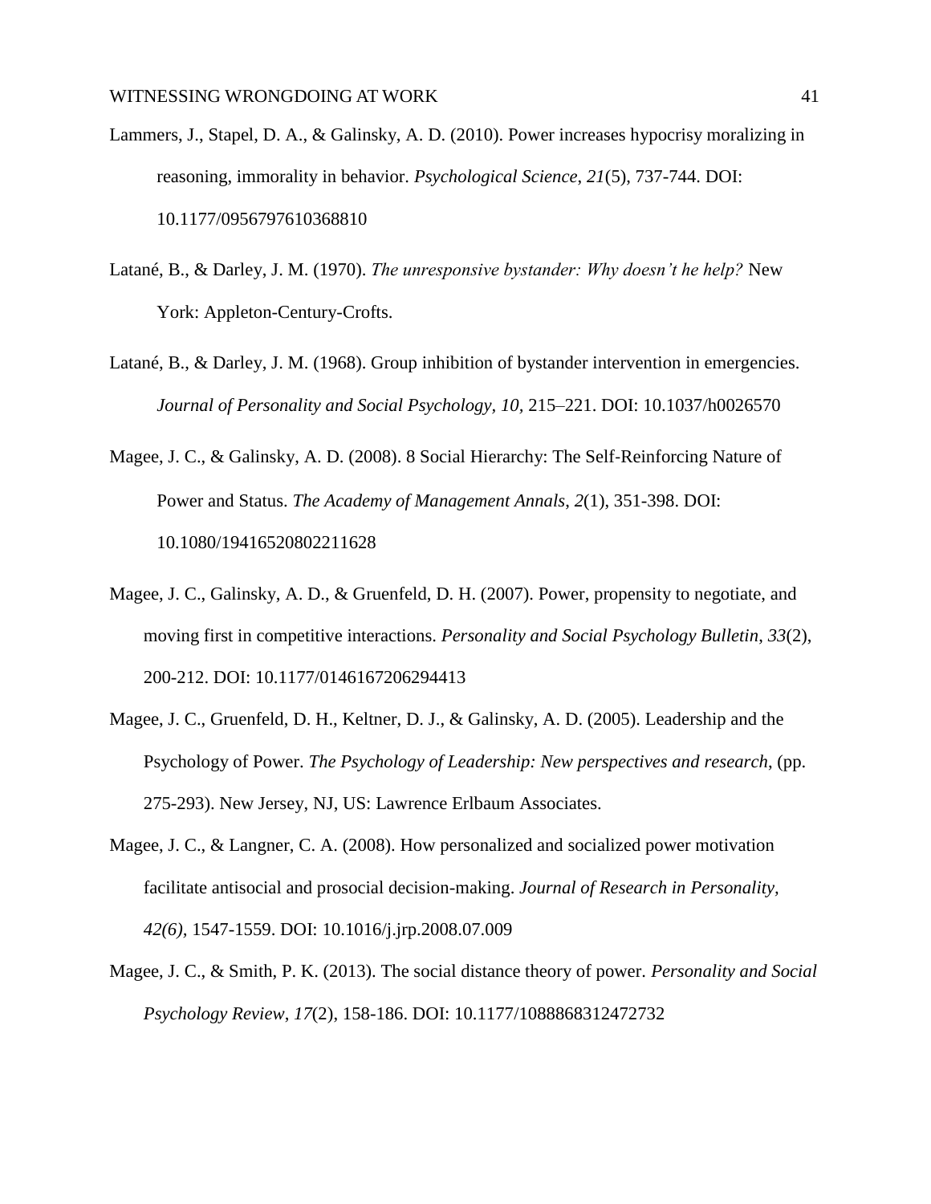Lammers, J., Stapel, D. A., & Galinsky, A. D. (2010). Power increases hypocrisy moralizing in reasoning, immorality in behavior. *Psychological Science*, *21*(5), 737-744. DOI: 10.1177/0956797610368810

Latané, B., & Darley, J. M. (1970). *The unresponsive bystander: Why doesn't he help?* New York: Appleton-Century-Crofts.

Latané, B., & Darley, J. M. (1968). Group inhibition of bystander intervention in emergencies. *Journal of Personality and Social Psychology, 10,* 215–221. DOI: 10.1037/h0026570

Magee, J. C., & Galinsky, A. D. (2008). 8 Social Hierarchy: The Self-Reinforcing Nature of Power and Status. *The Academy of Management Annals*, *2*(1), 351-398. DOI: 10.1080/19416520802211628

Magee, J. C., Galinsky, A. D., & Gruenfeld, D. H. (2007). Power, propensity to negotiate, and moving first in competitive interactions. *Personality and Social Psychology Bulletin*, *33*(2), 200-212. DOI: 10.1177/0146167206294413

Magee, J. C., Gruenfeld, D. H., Keltner, D. J., & Galinsky, A. D. (2005). Leadership and the Psychology of Power. *The Psychology of Leadership: New perspectives and research*, (pp. 275-293). New Jersey, NJ, US: Lawrence Erlbaum Associates.

Magee, J. C., & Langner, C. A. (2008). How personalized and socialized power motivation facilitate antisocial and prosocial decision-making. *Journal of Research in Personality, 42(6),* 1547-1559. DOI: 10.1016/j.jrp.2008.07.009

Magee, J. C., & Smith, P. K. (2013). The social distance theory of power. *Personality and Social Psychology Review*, *17*(2), 158-186. DOI: 10.1177/1088868312472732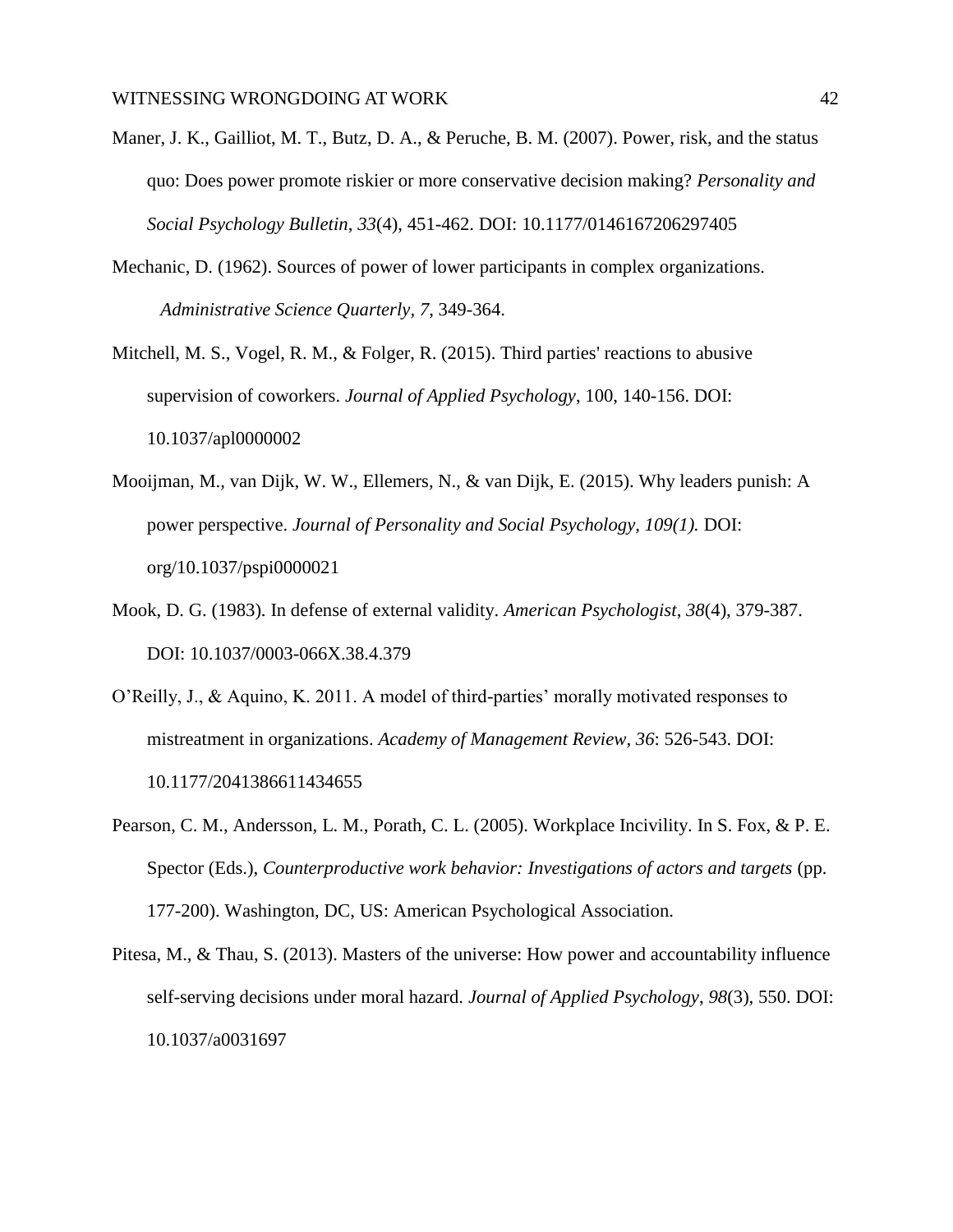Maner, J. K., Gailliot, M. T., Butz, D. A., & Peruche, B. M. (2007). Power, risk, and the status quo: Does power promote riskier or more conservative decision making? *Personality and Social Psychology Bulletin*, *33*(4), 451-462. DOI: 10.1177/0146167206297405

Mechanic, D. (1962). Sources of power of lower participants in complex organizations. *Administrative Science Quarterly, 7,* 349-364.

Mitchell, M. S., Vogel, R. M., & Folger, R. (2015). Third parties' reactions to abusive supervision of coworkers. *Journal of Applied Psychology*, 100, 140-156. DOI: 10.1037/apl0000002

Mooijman, M., van Dijk, W. W., Ellemers, N., & van Dijk, E. (2015). Why leaders punish: A power perspective. *Journal of Personality and Social Psychology, 109(1).* DOI: org/10.1037/pspi0000021

Mook, D. G. (1983). In defense of external validity. *American Psychologist*, *38*(4), 379-387. DOI: 10.1037/0003-066X.38.4.379

O'Reilly, J., & Aquino, K. 2011. A model of third-parties' morally motivated responses to mistreatment in organizations. *Academy of Management Review, 36*: 526-543. DOI: 10.1177/2041386611434655

Pearson, C. M., Andersson, L. M., Porath, C. L. (2005). Workplace Incivility. In S. Fox, & P. E. Spector (Eds.), *Counterproductive work behavior: Investigations of actors and targets* (pp. 177-200). Washington, DC, US: American Psychological Association.

Pitesa, M., & Thau, S. (2013). Masters of the universe: How power and accountability influence self-serving decisions under moral hazard. *Journal of Applied Psychology*, *98*(3), 550. DOI: 10.1037/a0031697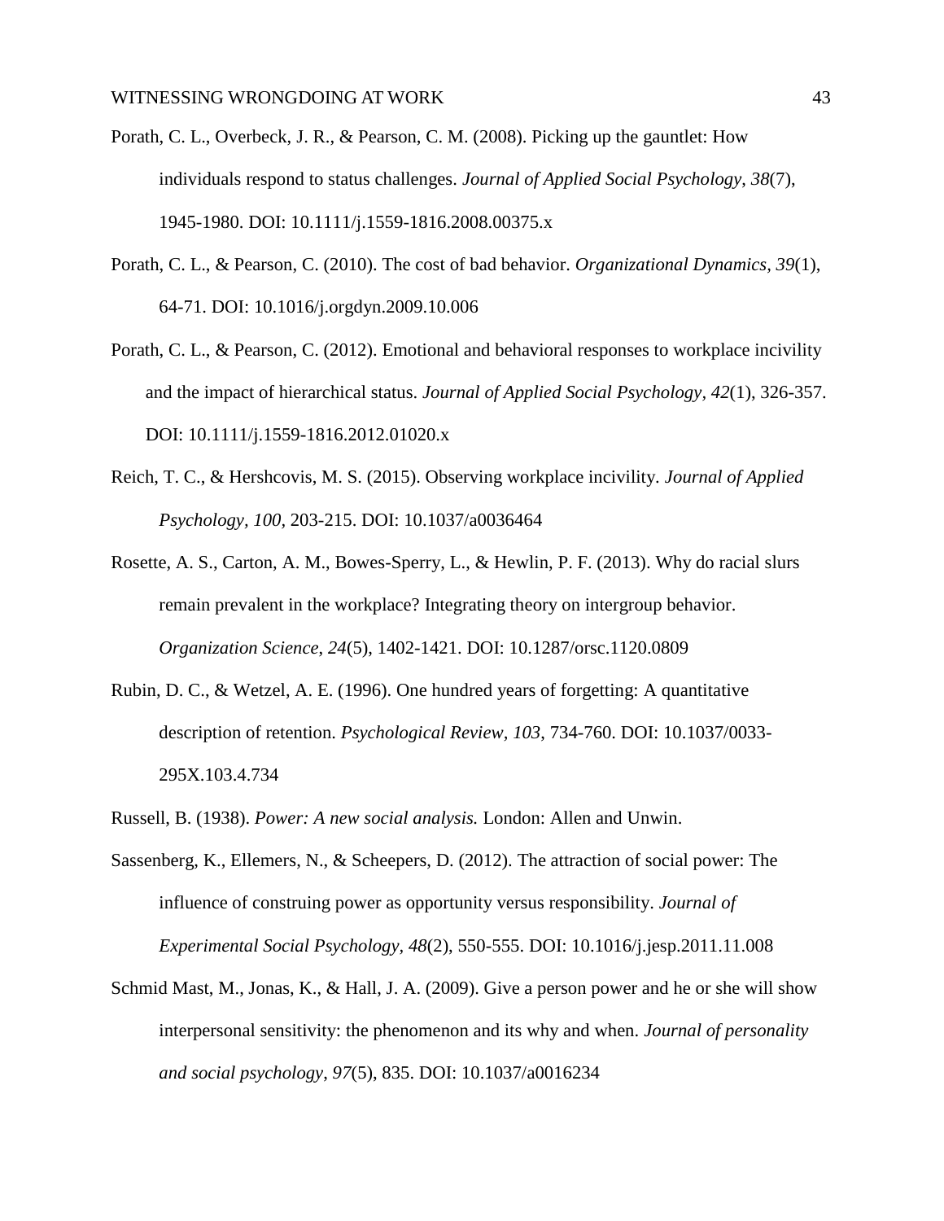Porath, C. L., Overbeck, J. R., & Pearson, C. M. (2008). Picking up the gauntlet: How individuals respond to status challenges. *Journal of Applied Social Psychology*, *38*(7), 1945-1980. DOI: 10.1111/j.1559-1816.2008.00375.x

Porath, C. L., & Pearson, C. (2010). The cost of bad behavior. *Organizational Dynamics*, *39*(1), 64-71. DOI: 10.1016/j.orgdyn.2009.10.006

Porath, C. L., & Pearson, C. (2012). Emotional and behavioral responses to workplace incivility and the impact of hierarchical status. *Journal of Applied Social Psychology, 42*(1), 326-357. DOI: 10.1111/j.1559-1816.2012.01020.x

Reich, T. C., & Hershcovis, M. S. (2015). Observing workplace incivility. *Journal of Applied Psychology, 100,* 203-215. DOI: 10.1037/a0036464

Rosette, A. S., Carton, A. M., Bowes-Sperry, L., & Hewlin, P. F. (2013). Why do racial slurs remain prevalent in the workplace? Integrating theory on intergroup behavior. *Organization Science*, *24*(5), 1402-1421. DOI: 10.1287/orsc.1120.0809

Rubin, D. C., & Wetzel, A. E. (1996). One hundred years of forgetting: A quantitative description of retention. *Psychological Review, 103,* 734-760. DOI: 10.1037/0033-295X.103.4.734

Russell, B. (1938). *Power: A new social analysis.* London: Allen and Unwin.

Sassenberg, K., Ellemers, N., & Scheepers, D. (2012). The attraction of social power: The influence of construing power as opportunity versus responsibility. *Journal of Experimental Social Psychology, 48*(2), 550-555. DOI: 10.1016/j.jesp.2011.11.008

Schmid Mast, M., Jonas, K., & Hall, J. A. (2009). Give a person power and he or she will show interpersonal sensitivity: the phenomenon and its why and when. *Journal of personality and social psychology*, *97*(5), 835. DOI: 10.1037/a0016234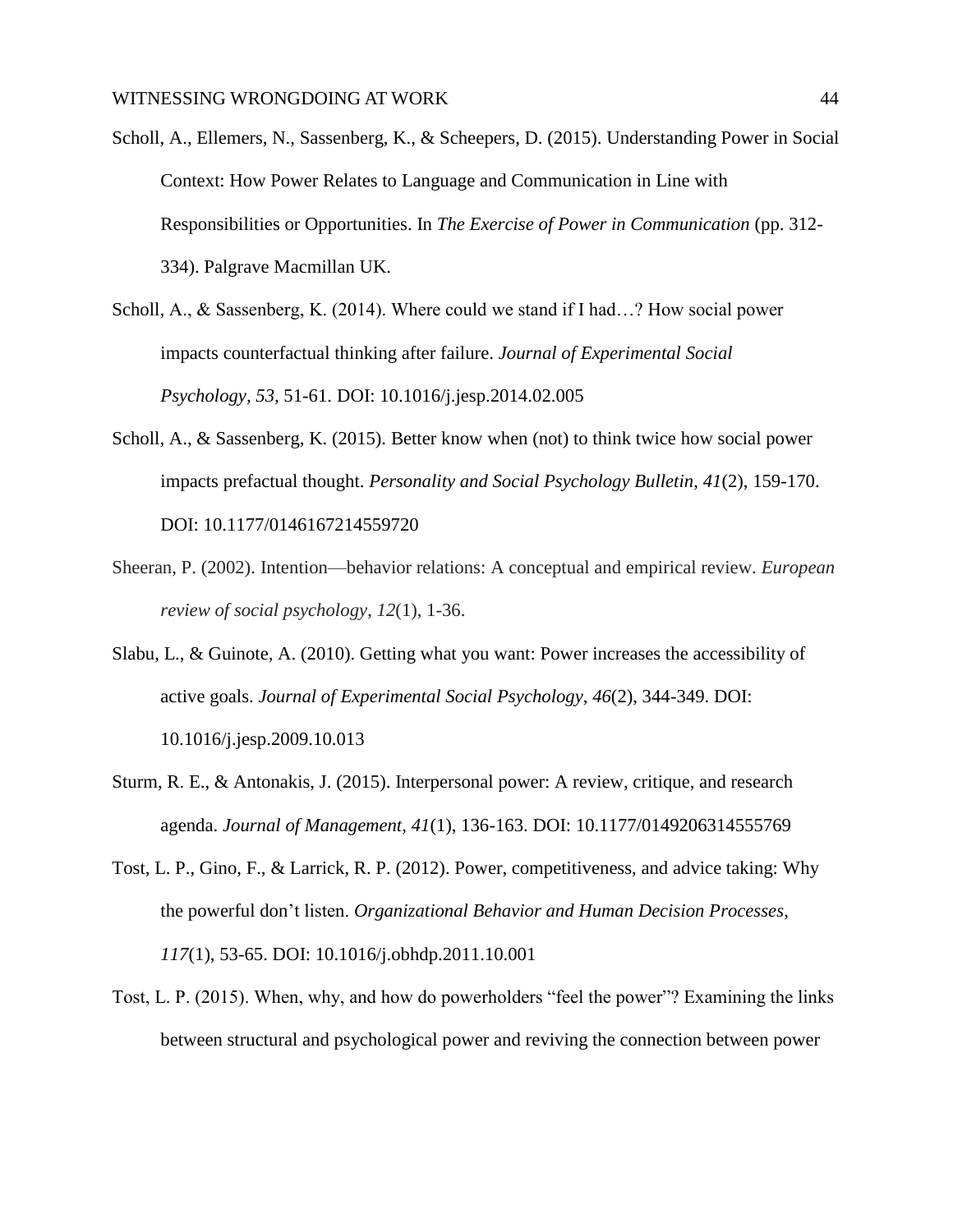Scholl, A., Ellemers, N., Sassenberg, K., & Scheepers, D. (2015). Understanding Power in Social Context: How Power Relates to Language and Communication in Line with Responsibilities or Opportunities. In *The Exercise of Power in Communication* (pp. 312-334). Palgrave Macmillan UK.

Scholl, A., & Sassenberg, K. (2014). Where could we stand if I had…? How social power impacts counterfactual thinking after failure. *Journal of Experimental Social Psychology, 53*, 51-61. DOI: 10.1016/j.jesp.2014.02.005

Scholl, A., & Sassenberg, K. (2015). Better know when (not) to think twice how social power impacts prefactual thought. *Personality and Social Psychology Bulletin*, *41*(2), 159-170. DOI: 10.1177/0146167214559720

Sheeran, P. (2002). Intention—behavior relations: A conceptual and empirical review. *European review of social psychology*, *12*(1), 1-36.

Slabu, L., & Guinote, A. (2010). Getting what you want: Power increases the accessibility of active goals. *Journal of Experimental Social Psychology*, *46*(2), 344-349. DOI: 10.1016/j.jesp.2009.10.013

Sturm, R. E., & Antonakis, J. (2015). Interpersonal power: A review, critique, and research agenda. *Journal of Management*, *41*(1), 136-163. DOI: 10.1177/0149206314555769

Tost, L. P., Gino, F., & Larrick, R. P. (2012). Power, competitiveness, and advice taking: Why the powerful don't listen. *Organizational Behavior and Human Decision Processes*, *117*(1), 53-65. DOI: 10.1016/j.obhdp.2011.10.001

Tost, L. P. (2015). When, why, and how do powerholders "feel the power"? Examining the links between structural and psychological power and reviving the connection between power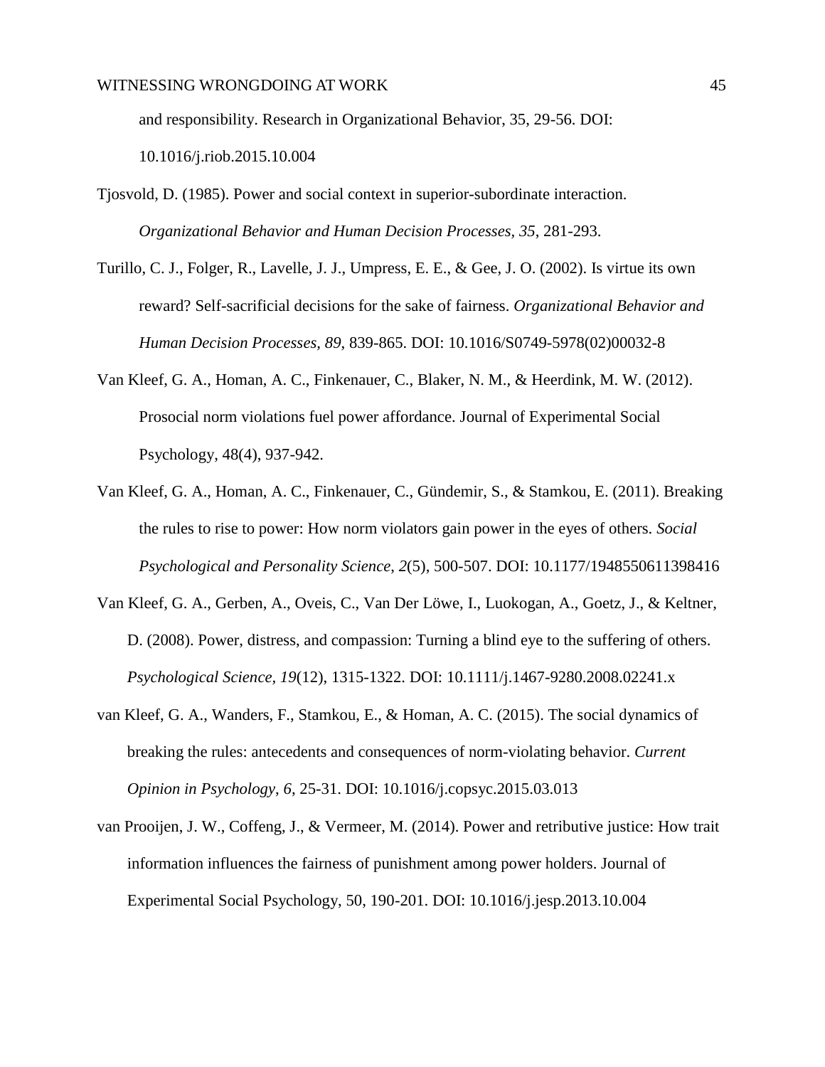and responsibility. Research in Organizational Behavior, 35, 29-56. DOI: 10.1016/j.riob.2015.10.004

Tjosvold, D. (1985). Power and social context in superior-subordinate interaction. *Organizational Behavior and Human Decision Processes, 35*, 281-293.

Turillo, C. J., Folger, R., Lavelle, J. J., Umpress, E. E., & Gee, J. O. (2002). Is virtue its own reward? Self-sacrificial decisions for the sake of fairness. *Organizational Behavior and Human Decision Processes, 89*, 839-865. DOI: 10.1016/S0749-5978(02)00032-8

Van Kleef, G. A., Homan, A. C., Finkenauer, C., Blaker, N. M., & Heerdink, M. W. (2012). Prosocial norm violations fuel power affordance. Journal of Experimental Social Psychology, 48(4), 937-942.

Van Kleef, G. A., Homan, A. C., Finkenauer, C., Gündemir, S., & Stamkou, E. (2011). Breaking the rules to rise to power: How norm violators gain power in the eyes of others. *Social Psychological and Personality Science*, *2*(5), 500-507. DOI: 10.1177/1948550611398416

Van Kleef, G. A., Gerben, A., Oveis, C., Van Der Löwe, I., Luokogan, A., Goetz, J., & Keltner, D. (2008). Power, distress, and compassion: Turning a blind eye to the suffering of others. *Psychological Science, 19*(12), 1315-1322. DOI: 10.1111/j.1467-9280.2008.02241.x

van Kleef, G. A., Wanders, F., Stamkou, E., & Homan, A. C. (2015). The social dynamics of breaking the rules: antecedents and consequences of norm-violating behavior. *Current Opinion in Psychology, 6*, 25-31. DOI: 10.1016/j.copsyc.2015.03.013

van Prooijen, J. W., Coffeng, J., & Vermeer, M. (2014). Power and retributive justice: How trait information influences the fairness of punishment among power holders. Journal of Experimental Social Psychology, 50, 190-201. DOI: 10.1016/j.jesp.2013.10.004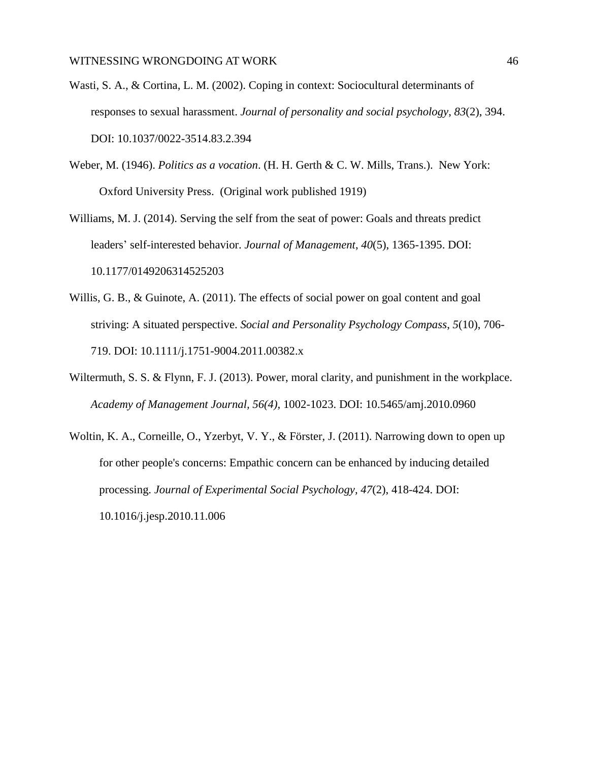Wasti, S. A., & Cortina, L. M. (2002). Coping in context: Sociocultural determinants of responses to sexual harassment. *Journal of personality and social psychology*, *83*(2), 394. DOI: 10.1037/0022-3514.83.2.394

Weber, M. (1946). *Politics as a vocation*. (H. H. Gerth & C. W. Mills, Trans.). New York: Oxford University Press. (Original work published 1919)

Williams, M. J. (2014). Serving the self from the seat of power: Goals and threats predict leaders' self-interested behavior. *Journal of Management*, *40*(5), 1365-1395. DOI: 10.1177/0149206314525203

Willis, G. B., & Guinote, A. (2011). The effects of social power on goal content and goal striving: A situated perspective. *Social and Personality Psychology Compass*, *5*(10), 706-719. DOI: 10.1111/j.1751-9004.2011.00382.x

Wiltermuth, S. S. & Flynn, F. J. (2013). Power, moral clarity, and punishment in the workplace. *Academy of Management Journal, 56(4)*, 1002-1023. DOI: 10.5465/amj.2010.0960

Woltin, K. A., Corneille, O., Yzerbyt, V. Y., & Förster, J. (2011). Narrowing down to open up for other people's concerns: Empathic concern can be enhanced by inducing detailed processing. *Journal of Experimental Social Psychology*, *47*(2), 418-424. DOI: 10.1016/j.jesp.2010.11.006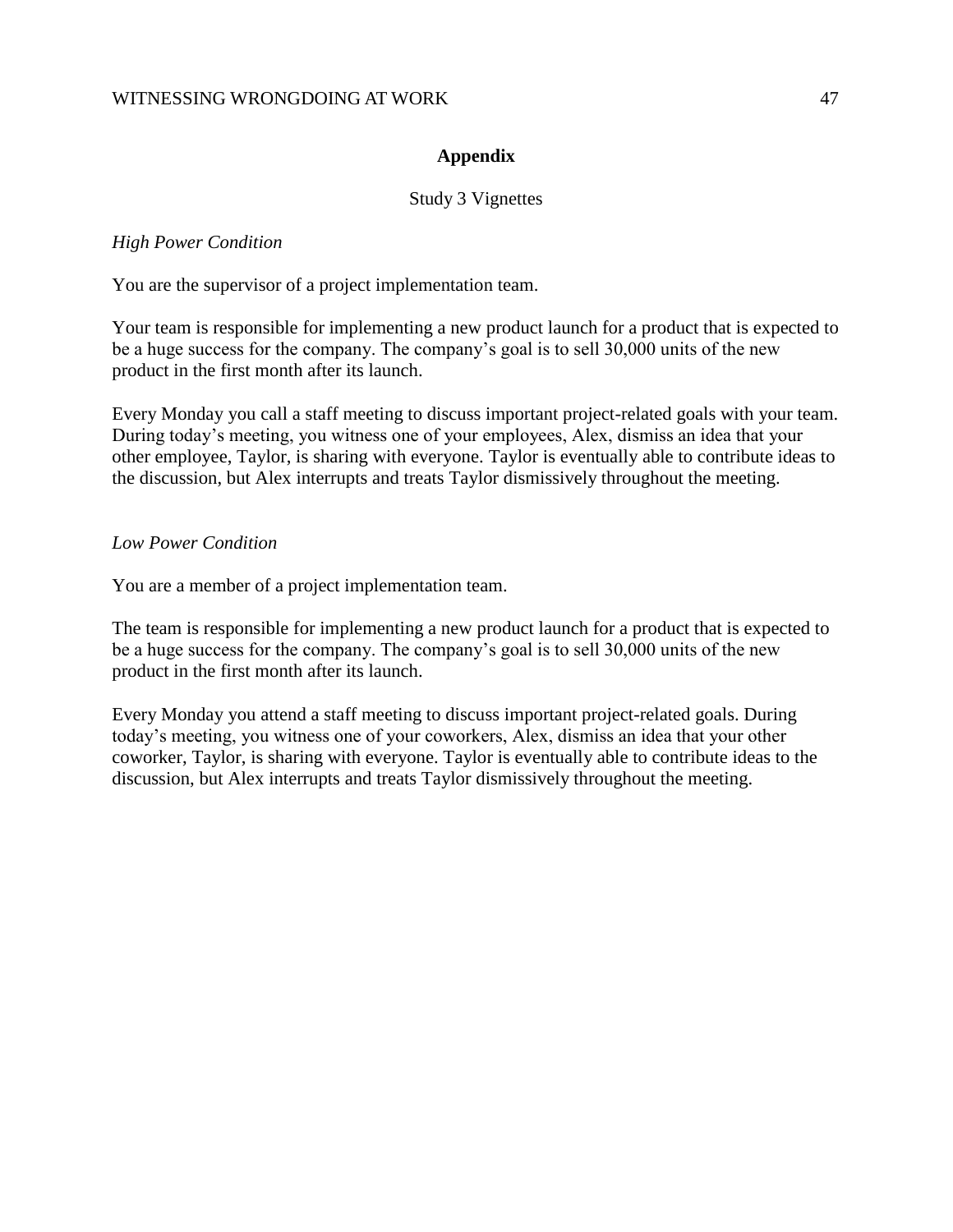# Appendix

## Study 3 Vignettes

*High Power Condition*

You are the supervisor of a project implementation team.

Your team is responsible for implementing a new product launch for a product that is expected to be a huge success for the company. The company's goal is to sell 30,000 units of the new product in the first month after its launch.

Every Monday you call a staff meeting to discuss important project-related goals with your team. During today's meeting, you witness one of your employees, Alex, dismiss an idea that your other employee, Taylor, is sharing with everyone. Taylor is eventually able to contribute ideas to the discussion, but Alex interrupts and treats Taylor dismissively throughout the meeting.

*Low Power Condition*

You are a member of a project implementation team.

The team is responsible for implementing a new product launch for a product that is expected to be a huge success for the company. The company's goal is to sell 30,000 units of the new product in the first month after its launch.

Every Monday you attend a staff meeting to discuss important project-related goals. During today's meeting, you witness one of your coworkers, Alex, dismiss an idea that your other coworker, Taylor, is sharing with everyone. Taylor is eventually able to contribute ideas to the discussion, but Alex interrupts and treats Taylor dismissively throughout the meeting.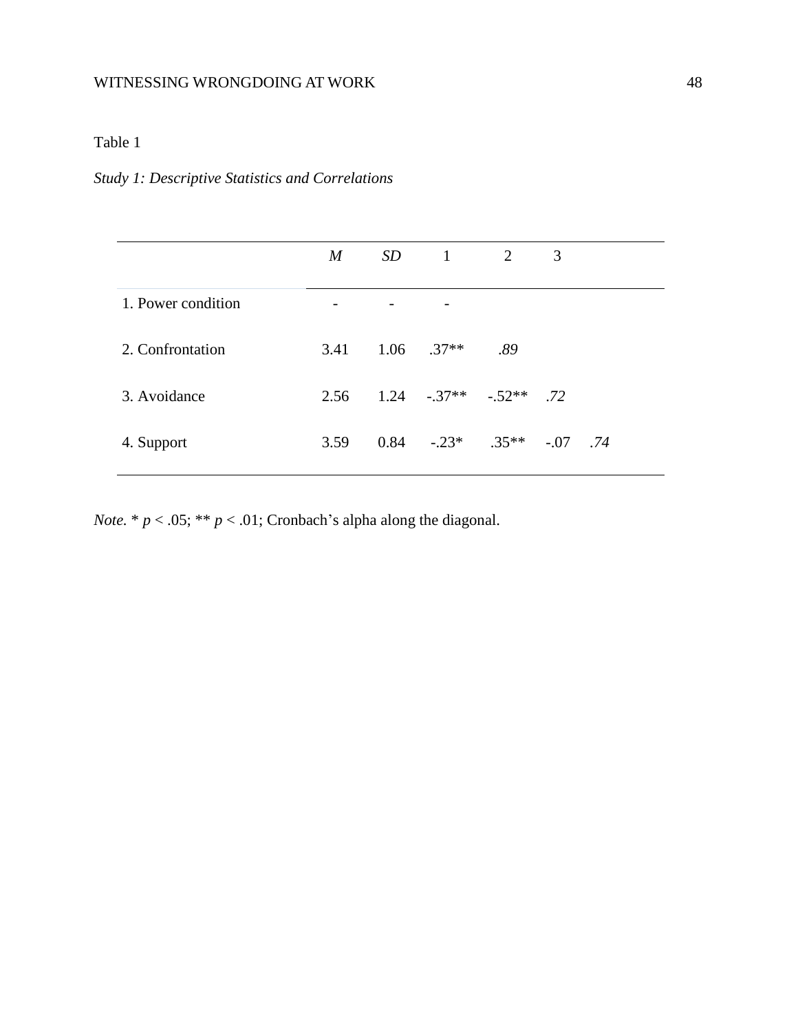Table 1

*Study 1: Descriptive Statistics and Correlations*

| | *M* | *SD* | 1 | 2 | 3 | |
|---|---|---|---|---|---|---|
| 1. Power condition | - | - | - | | | |
| 2. Confrontation | 3.41 | 1.06 | .37** | *.89* | | |
| 3. Avoidance | 2.56 | 1.24 | -.37** | -.52** | *.72* | |
| 4. Support | 3.59 | 0.84 | -.23* | .35** | -.07 | *.74* |

*Note.* * $p < .05$; ** $p < .01$; Cronbach's alpha along the diagonal.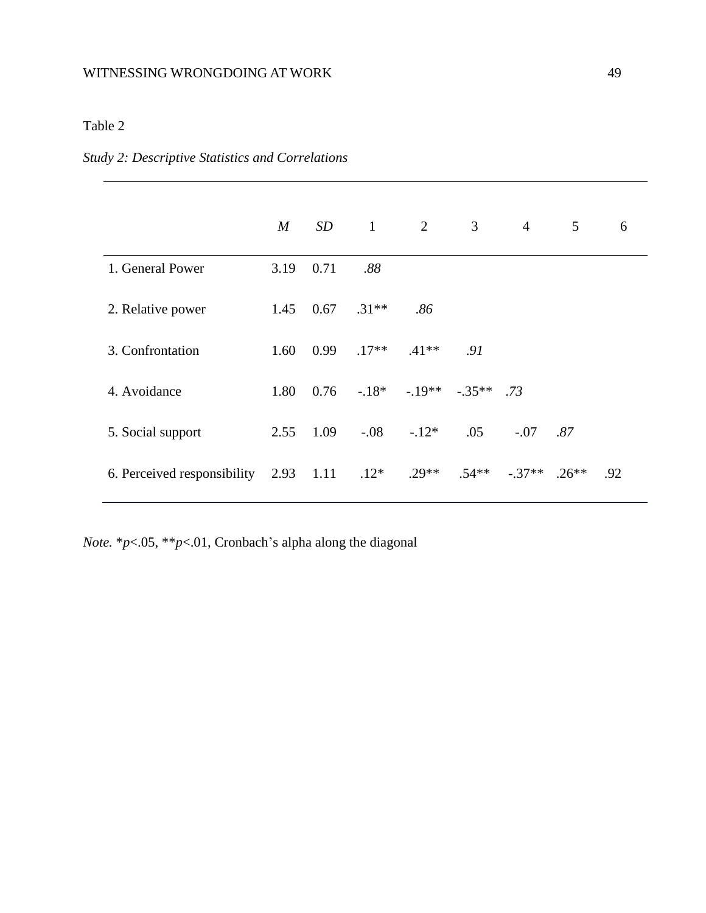Table 2

*Study 2: Descriptive Statistics and Correlations*

| | *M* | *SD* | 1 | 2 | 3 | 4 | 5 | 6 |
|---|---|---|---|---|---|---|---|---|
| 1. General Power | 3.19 | 0.71 | *.88* | | | | | |
| 2. Relative power | 1.45 | 0.67 | .31** | *.86* | | | | |
| 3. Confrontation | 1.60 | 0.99 | .17** | .41** | *.91* | | | |
| 4. Avoidance | 1.80 | 0.76 | -.18* | -.19** | -.35** | *.73* | | |
| 5. Social support | 2.55 | 1.09 | -.08 | -.12* | .05 | -.07 | *.87* | |
| 6. Perceived responsibility | 2.93 | 1.11 | .12* | .29** | .54** | -.37** | .26** | .92 |

*Note.* \*$p$<.05, \*\*$p$<.01, Cronbach's alpha along the diagonal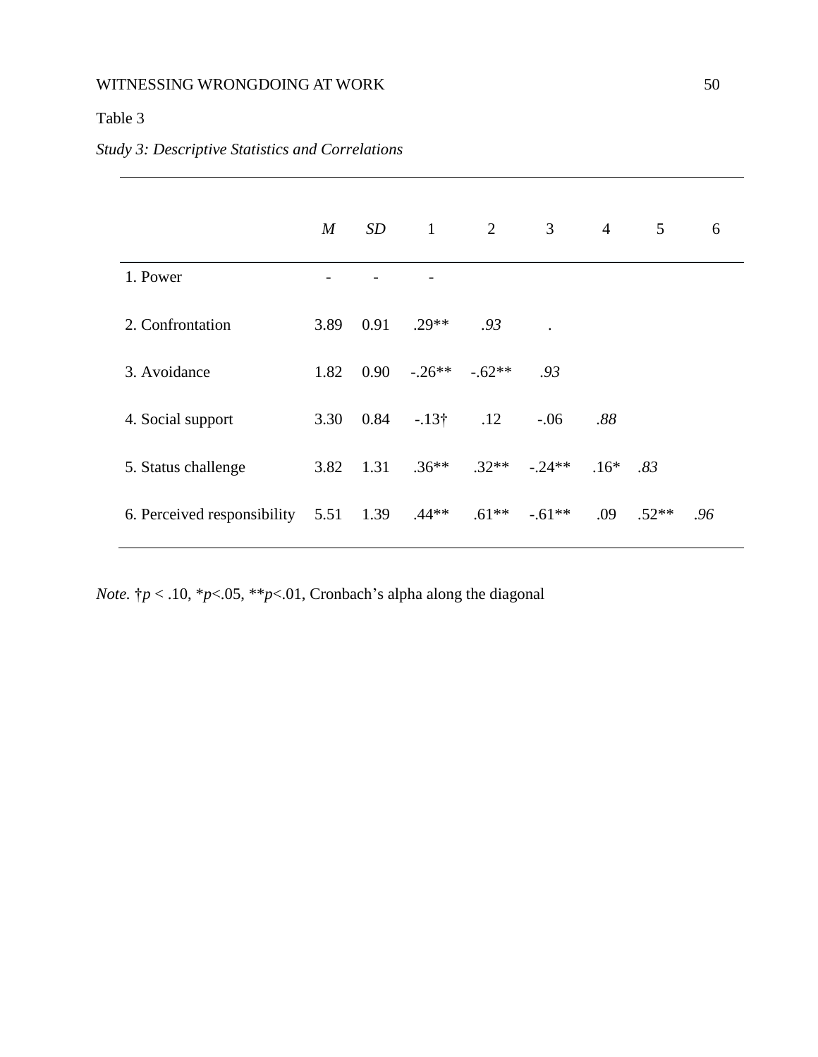Table 3

*Study 3: Descriptive Statistics and Correlations*

| | *M* | *SD* | 1 | 2 | 3 | 4 | 5 | 6 |
|---|---|---|---|---|---|---|---|---|
| 1. Power | - | - | - | | | | | |
| 2. Confrontation | 3.89 | 0.91 | .29** | *.93* | . | | | |
| 3. Avoidance | 1.82 | 0.90 | -.26** | -.62** | *.93* | | | |
| 4. Social support | 3.30 | 0.84 | -.13† | .12 | -.06 | *.88* | | |
| 5. Status challenge | 3.82 | 1.31 | .36** | .32** | -.24** | .16* | *.83* | |
| 6. Perceived responsibility | 5.51 | 1.39 | .44** | .61** | -.61** | .09 | .52** | *.96* |

*Note.* †*p* < .10, \**p*<.05, \*\**p*<.01, Cronbach's alpha along the diagonal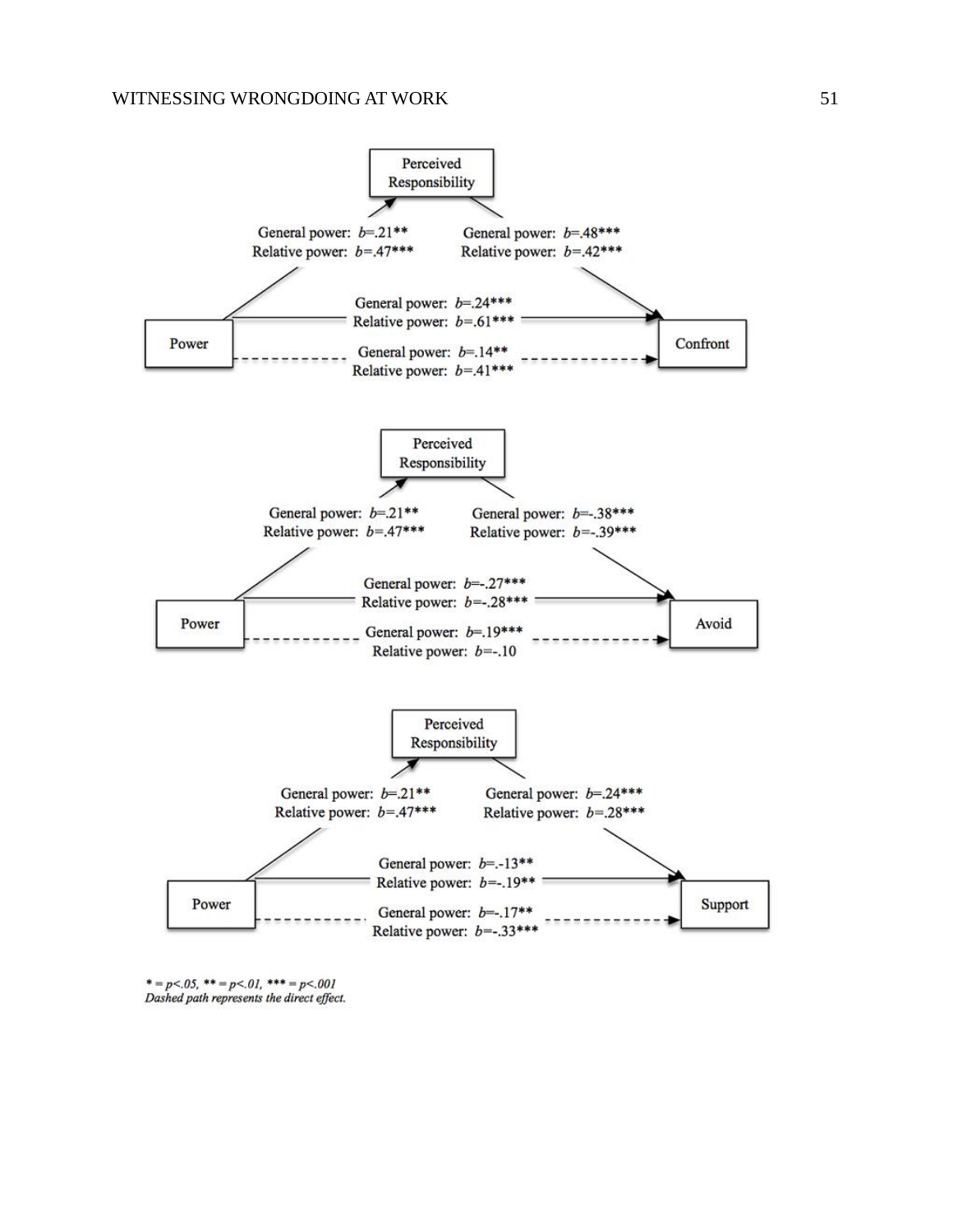Perceived Responsibility

General power: *b*=.21**
Relative power: *b*=.47***

General power: *b*=.48***
Relative power: *b*=.42***

General power: *b*=.24***
Relative power: *b*=.61***

Power

Confront

General power: *b*=.14**
Relative power: *b*=.41***

Perceived Responsibility

General power: *b*=.21**
Relative power: *b*=.47***

General power: *b*=-.38***
Relative power: *b*=-.39***

General power: *b*=-.27***
Relative power: *b*=-.28***

Power

Avoid

General power: *b*=.19***
Relative power: *b*=-.10

Perceived Responsibility

General power: *b*=.21**
Relative power: *b*=.47***

General power: *b*=.24***
Relative power: *b*=.28***

General power: *b*=.-13**
Relative power: *b*=-.19**

Power

Support

General power: *b*=-.17**
Relative power: *b*=-.33***

*\* = p<.05, \*\* = p<.01, \*\*\* = p<.001*
*Dashed path represents the direct effect.*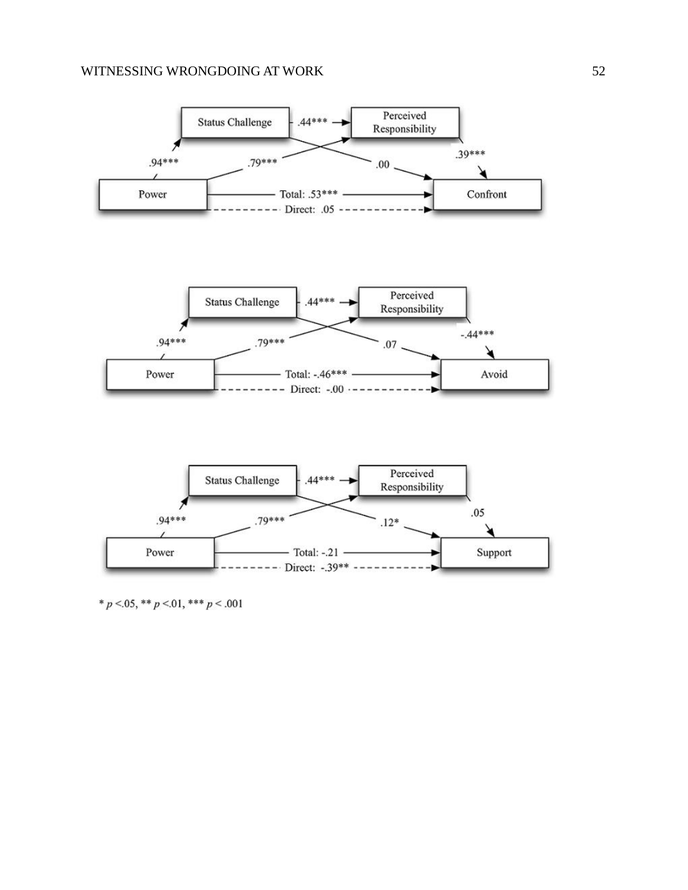Status Challenge

Perceived Responsibility

.44***

.94***

.79***

.00

.39***

Power

Confront

Total: .53***

Direct: .05

Status Challenge

Perceived Responsibility

.44***

.94***

.79***

.07

-.44***

Power

Avoid

Total: -.46***

Direct: -.00

Status Challenge

Perceived Responsibility

.44***

.94***

.79***

.12*

.05

Power

Support

Total: -.21

Direct: -.39**

* $p$ <.05, ** $p$ <.01, *** $p$ < .001